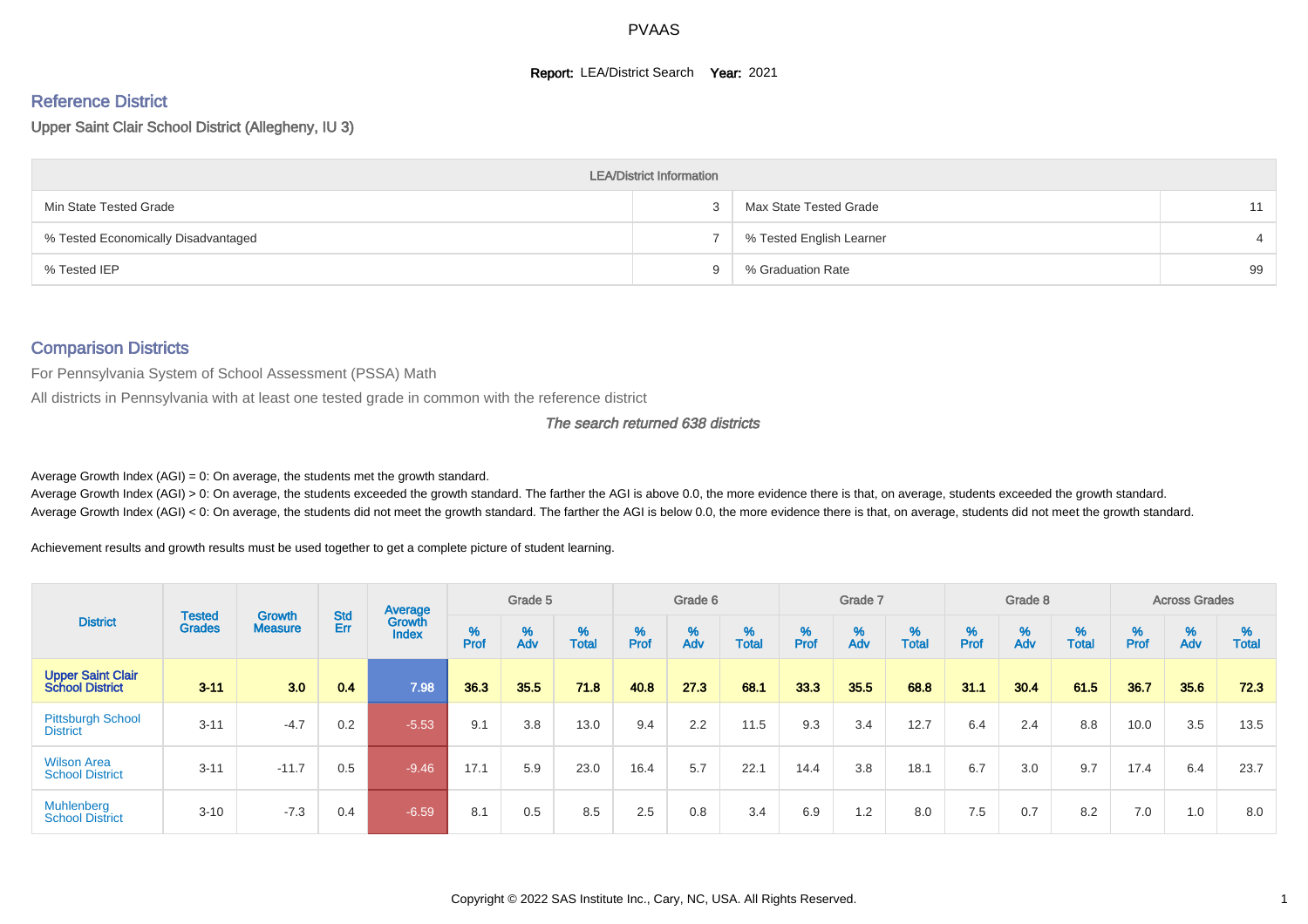# PVAAS

**Report:** LEA/District Search **Year:** 2021

## Reference District

Upper Saint Clair School District (Allegheny, IU 3)

| LEA/District Information | | | |
|---|---|---|---|
| Min State Tested Grade | 3 | Max State Tested Grade | 11 |
| % Tested Economically Disadvantaged | 7 | % Tested English Learner | 4 |
| % Tested IEP | 9 | % Graduation Rate | 99 |

## Comparison Districts

For Pennsylvania System of School Assessment (PSSA) Math

All districts in Pennsylvania with at least one tested grade in common with the reference district

*The search returned 638 districts*

Average Growth Index (AGI) = 0: On average, the students met the growth standard.

Average Growth Index (AGI) > 0: On average, the students exceeded the growth standard. The farther the AGI is above 0.0, the more evidence there is that, on average, students exceeded the growth standard.

Average Growth Index (AGI) < 0: On average, the students did not meet the growth standard. The farther the AGI is below 0.0, the more evidence there is that, on average, students did not meet the growth standard.

Achievement results and growth results must be used together to get a complete picture of student learning.

| District | Tested Grades | Growth Measure | Std Err | Average Growth Index | Grade 5 | | | Grade 6 | | | Grade 7 | | | Grade 8 | | | Across Grades | | |
|---|---|---|---|---|---|---|---|---|---|---|---|---|---|---|---|---|---|---|---|
| | | | | | % Prof | % Adv | % Total | % Prof | % Adv | % Total | % Prof | % Adv | % Total | % Prof | % Adv | % Total | % Prof | % Adv | % Total |
| **Upper Saint Clair School District** | **3-11** | **3.0** | **0.4** | **7.98** | **36.3** | **35.5** | **71.8** | **40.8** | **27.3** | **68.1** | **33.3** | **35.5** | **68.8** | **31.1** | **30.4** | **61.5** | **36.7** | **35.6** | **72.3** |
| Pittsburgh School District | 3-11 | -4.7 | 0.2 | -5.53 | 9.1 | 3.8 | 13.0 | 9.4 | 2.2 | 11.5 | 9.3 | 3.4 | 12.7 | 6.4 | 2.4 | 8.8 | 10.0 | 3.5 | 13.5 |
| Wilson Area School District | 3-11 | -11.7 | 0.5 | -9.46 | 17.1 | 5.9 | 23.0 | 16.4 | 5.7 | 22.1 | 14.4 | 3.8 | 18.1 | 6.7 | 3.0 | 9.7 | 17.4 | 6.4 | 23.7 |
| Muhlenberg School District | 3-10 | -7.3 | 0.4 | -6.59 | 8.1 | 0.5 | 8.5 | 2.5 | 0.8 | 3.4 | 6.9 | 1.2 | 8.0 | 7.5 | 0.7 | 8.2 | 7.0 | 1.0 | 8.0 |

Copyright © 2022 SAS Institute Inc., Cary, NC, USA. All Rights Reserved.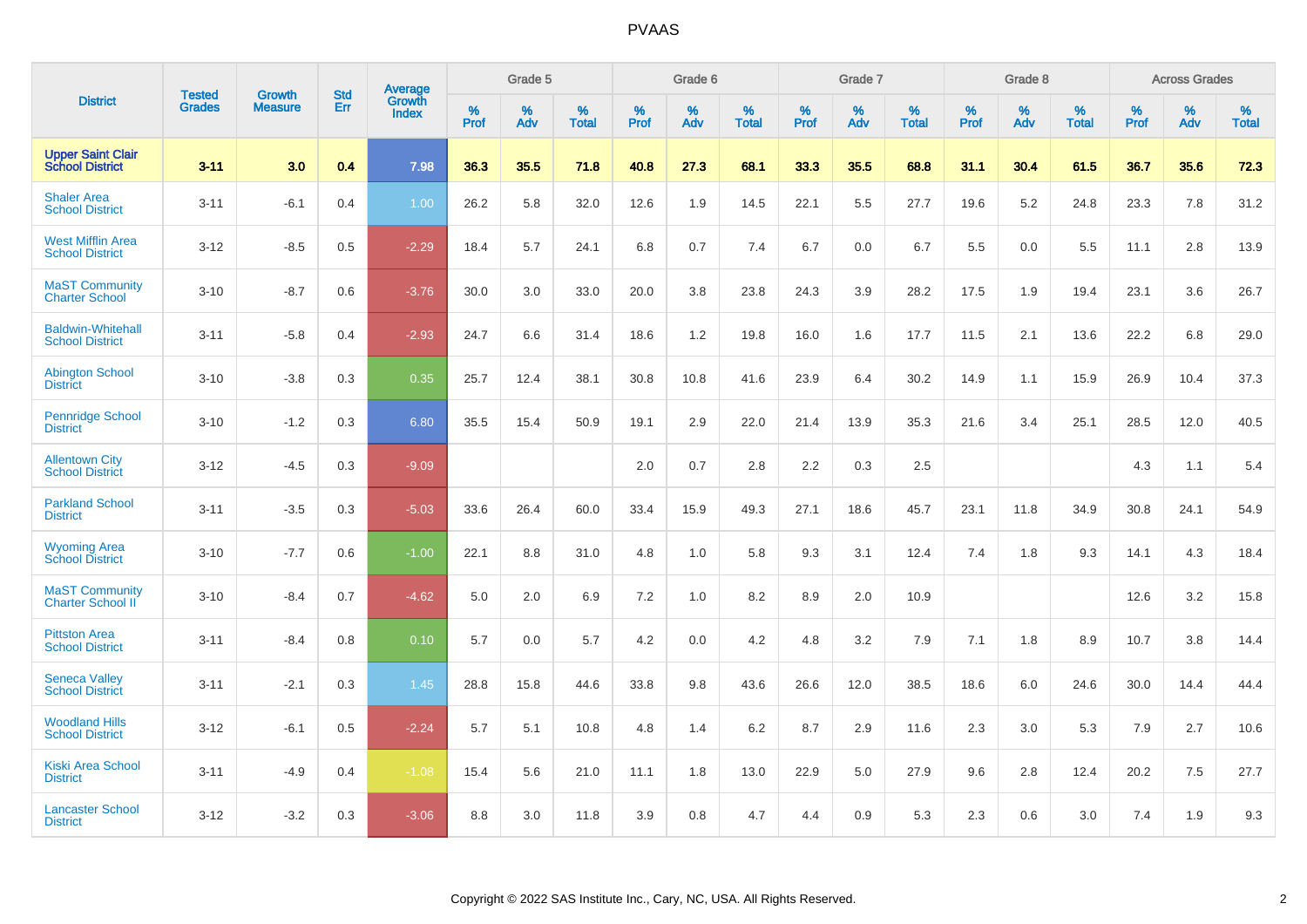| District | Tested Grades | Growth Measure | Std Err | Average Growth Index | Grade 5 | | | Grade 6 | | | Grade 7 | | | Grade 8 | | | Across Grades | | |
|---|---|---|---|---|---|---|---|---|---|---|---|---|---|---|---|---|---|---|---|
| | | | | | % Prof | % Adv | % Total | % Prof | % Adv | % Total | % Prof | % Adv | % Total | % Prof | % Adv | % Total | % Prof | % Adv | % Total |
| **Upper Saint Clair School District** | **3-11** | **3.0** | **0.4** | **7.98** | **36.3** | **35.5** | **71.8** | **40.8** | **27.3** | **68.1** | **33.3** | **35.5** | **68.8** | **31.1** | **30.4** | **61.5** | **36.7** | **35.6** | **72.3** |
| Shaler Area School District | 3-11 | -6.1 | 0.4 | 1.00 | 26.2 | 5.8 | 32.0 | 12.6 | 1.9 | 14.5 | 22.1 | 5.5 | 27.7 | 19.6 | 5.2 | 24.8 | 23.3 | 7.8 | 31.2 |
| West Mifflin Area School District | 3-12 | -8.5 | 0.5 | -2.29 | 18.4 | 5.7 | 24.1 | 6.8 | 0.7 | 7.4 | 6.7 | 0.0 | 6.7 | 5.5 | 0.0 | 5.5 | 11.1 | 2.8 | 13.9 |
| MaST Community Charter School | 3-10 | -8.7 | 0.6 | -3.76 | 30.0 | 3.0 | 33.0 | 20.0 | 3.8 | 23.8 | 24.3 | 3.9 | 28.2 | 17.5 | 1.9 | 19.4 | 23.1 | 3.6 | 26.7 |
| Baldwin-Whitehall School District | 3-11 | -5.8 | 0.4 | -2.93 | 24.7 | 6.6 | 31.4 | 18.6 | 1.2 | 19.8 | 16.0 | 1.6 | 17.7 | 11.5 | 2.1 | 13.6 | 22.2 | 6.8 | 29.0 |
| Abington School District | 3-10 | -3.8 | 0.3 | 0.35 | 25.7 | 12.4 | 38.1 | 30.8 | 10.8 | 41.6 | 23.9 | 6.4 | 30.2 | 14.9 | 1.1 | 15.9 | 26.9 | 10.4 | 37.3 |
| Pennridge School District | 3-10 | -1.2 | 0.3 | 6.80 | 35.5 | 15.4 | 50.9 | 19.1 | 2.9 | 22.0 | 21.4 | 13.9 | 35.3 | 21.6 | 3.4 | 25.1 | 28.5 | 12.0 | 40.5 |
| Allentown City School District | 3-12 | -4.5 | 0.3 | -9.09 | | | | 2.0 | 0.7 | 2.8 | 2.2 | 0.3 | 2.5 | | | | 4.3 | 1.1 | 5.4 |
| Parkland School District | 3-11 | -3.5 | 0.3 | -5.03 | 33.6 | 26.4 | 60.0 | 33.4 | 15.9 | 49.3 | 27.1 | 18.6 | 45.7 | 23.1 | 11.8 | 34.9 | 30.8 | 24.1 | 54.9 |
| Wyoming Area School District | 3-10 | -7.7 | 0.6 | -1.00 | 22.1 | 8.8 | 31.0 | 4.8 | 1.0 | 5.8 | 9.3 | 3.1 | 12.4 | 7.4 | 1.8 | 9.3 | 14.1 | 4.3 | 18.4 |
| MaST Community Charter School II | 3-10 | -8.4 | 0.7 | -4.62 | 5.0 | 2.0 | 6.9 | 7.2 | 1.0 | 8.2 | 8.9 | 2.0 | 10.9 | | | | 12.6 | 3.2 | 15.8 |
| Pittston Area School District | 3-11 | -8.4 | 0.8 | 0.10 | 5.7 | 0.0 | 5.7 | 4.2 | 0.0 | 4.2 | 4.8 | 3.2 | 7.9 | 7.1 | 1.8 | 8.9 | 10.7 | 3.8 | 14.4 |
| Seneca Valley School District | 3-11 | -2.1 | 0.3 | 1.45 | 28.8 | 15.8 | 44.6 | 33.8 | 9.8 | 43.6 | 26.6 | 12.0 | 38.5 | 18.6 | 6.0 | 24.6 | 30.0 | 14.4 | 44.4 |
| Woodland Hills School District | 3-12 | -6.1 | 0.5 | -2.24 | 5.7 | 5.1 | 10.8 | 4.8 | 1.4 | 6.2 | 8.7 | 2.9 | 11.6 | 2.3 | 3.0 | 5.3 | 7.9 | 2.7 | 10.6 |
| Kiski Area School District | 3-11 | -4.9 | 0.4 | -1.08 | 15.4 | 5.6 | 21.0 | 11.1 | 1.8 | 13.0 | 22.9 | 5.0 | 27.9 | 9.6 | 2.8 | 12.4 | 20.2 | 7.5 | 27.7 |
| Lancaster School District | 3-12 | -3.2 | 0.3 | -3.06 | 8.8 | 3.0 | 11.8 | 3.9 | 0.8 | 4.7 | 4.4 | 0.9 | 5.3 | 2.3 | 0.6 | 3.0 | 7.4 | 1.9 | 9.3 |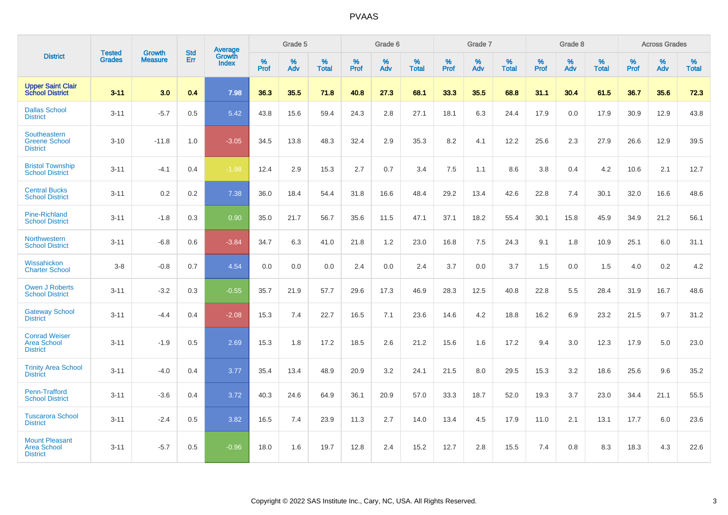# PVAAS

| District | Tested Grades | Growth Measure | Std Err | Average Growth Index | Grade 5 | | | Grade 6 | | | Grade 7 | | | Grade 8 | | | Across Grades | | |
|---|---|---|---|---|---|---|---|---|---|---|---|---|---|---|---|---|---|---|---|
| | | | | | % Prof | % Adv | % Total | % Prof | % Adv | % Total | % Prof | % Adv | % Total | % Prof | % Adv | % Total | % Prof | % Adv | % Total |
| **Upper Saint Clair School District** | **3-11** | **3.0** | **0.4** | **7.98** | **36.3** | **35.5** | **71.8** | **40.8** | **27.3** | **68.1** | **33.3** | **35.5** | **68.8** | **31.1** | **30.4** | **61.5** | **36.7** | **35.6** | **72.3** |
| Dallas School District | 3-11 | -5.7 | 0.5 | 5.42 | 43.8 | 15.6 | 59.4 | 24.3 | 2.8 | 27.1 | 18.1 | 6.3 | 24.4 | 17.9 | 0.0 | 17.9 | 30.9 | 12.9 | 43.8 |
| Southeastern Greene School District | 3-10 | -11.8 | 1.0 | -3.05 | 34.5 | 13.8 | 48.3 | 32.4 | 2.9 | 35.3 | 8.2 | 4.1 | 12.2 | 25.6 | 2.3 | 27.9 | 26.6 | 12.9 | 39.5 |
| Bristol Township School District | 3-11 | -4.1 | 0.4 | -1.98 | 12.4 | 2.9 | 15.3 | 2.7 | 0.7 | 3.4 | 7.5 | 1.1 | 8.6 | 3.8 | 0.4 | 4.2 | 10.6 | 2.1 | 12.7 |
| Central Bucks School District | 3-11 | 0.2 | 0.2 | 7.38 | 36.0 | 18.4 | 54.4 | 31.8 | 16.6 | 48.4 | 29.2 | 13.4 | 42.6 | 22.8 | 7.4 | 30.1 | 32.0 | 16.6 | 48.6 |
| Pine-Richland School District | 3-11 | -1.8 | 0.3 | 0.90 | 35.0 | 21.7 | 56.7 | 35.6 | 11.5 | 47.1 | 37.1 | 18.2 | 55.4 | 30.1 | 15.8 | 45.9 | 34.9 | 21.2 | 56.1 |
| Northwestern School District | 3-11 | -6.8 | 0.6 | -3.84 | 34.7 | 6.3 | 41.0 | 21.8 | 1.2 | 23.0 | 16.8 | 7.5 | 24.3 | 9.1 | 1.8 | 10.9 | 25.1 | 6.0 | 31.1 |
| Wissahickon Charter School | 3-8 | -0.8 | 0.7 | 4.54 | 0.0 | 0.0 | 0.0 | 2.4 | 0.0 | 2.4 | 3.7 | 0.0 | 3.7 | 1.5 | 0.0 | 1.5 | 4.0 | 0.2 | 4.2 |
| Owen J Roberts School District | 3-11 | -3.2 | 0.3 | -0.55 | 35.7 | 21.9 | 57.7 | 29.6 | 17.3 | 46.9 | 28.3 | 12.5 | 40.8 | 22.8 | 5.5 | 28.4 | 31.9 | 16.7 | 48.6 |
| Gateway School District | 3-11 | -4.4 | 0.4 | -2.08 | 15.3 | 7.4 | 22.7 | 16.5 | 7.1 | 23.6 | 14.6 | 4.2 | 18.8 | 16.2 | 6.9 | 23.2 | 21.5 | 9.7 | 31.2 |
| Conrad Weiser Area School District | 3-11 | -1.9 | 0.5 | 2.69 | 15.3 | 1.8 | 17.2 | 18.5 | 2.6 | 21.2 | 15.6 | 1.6 | 17.2 | 9.4 | 3.0 | 12.3 | 17.9 | 5.0 | 23.0 |
| Trinity Area School District | 3-11 | -4.0 | 0.4 | 3.77 | 35.4 | 13.4 | 48.9 | 20.9 | 3.2 | 24.1 | 21.5 | 8.0 | 29.5 | 15.3 | 3.2 | 18.6 | 25.6 | 9.6 | 35.2 |
| Penn-Trafford School District | 3-11 | -3.6 | 0.4 | 3.72 | 40.3 | 24.6 | 64.9 | 36.1 | 20.9 | 57.0 | 33.3 | 18.7 | 52.0 | 19.3 | 3.7 | 23.0 | 34.4 | 21.1 | 55.5 |
| Tuscarora School District | 3-11 | -2.4 | 0.5 | 3.82 | 16.5 | 7.4 | 23.9 | 11.3 | 2.7 | 14.0 | 13.4 | 4.5 | 17.9 | 11.0 | 2.1 | 13.1 | 17.7 | 6.0 | 23.6 |
| Mount Pleasant Area School District | 3-11 | -5.7 | 0.5 | -0.96 | 18.0 | 1.6 | 19.7 | 12.8 | 2.4 | 15.2 | 12.7 | 2.8 | 15.5 | 7.4 | 0.8 | 8.3 | 18.3 | 4.3 | 22.6 |

Copyright © 2022 SAS Institute Inc., Cary, NC, USA. All Rights Reserved.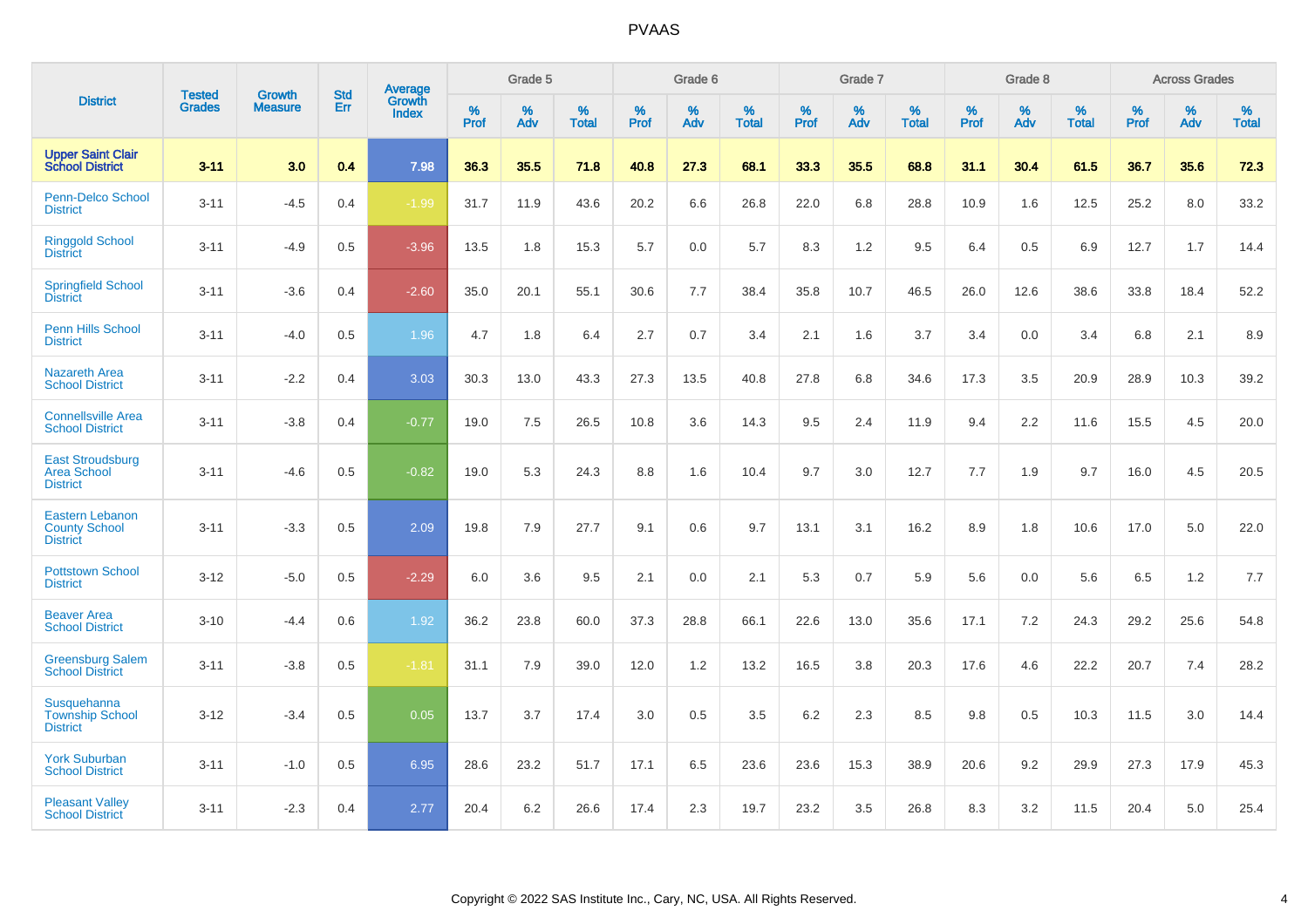# PVAAS

| District | Tested Grades | Growth Measure | Std Err | Average Growth Index | Grade 5 | | | Grade 6 | | | Grade 7 | | | Grade 8 | | | Across Grades | | |
|---|---|---|---|---|---|---|---|---|---|---|---|---|---|---|---|---|---|---|---|
| | | | | | % Prof | % Adv | % Total | % Prof | % Adv | % Total | % Prof | % Adv | % Total | % Prof | % Adv | % Total | % Prof | % Adv | % Total |
| **Upper Saint Clair School District** | **3-11** | **3.0** | **0.4** | **7.98** | **36.3** | **35.5** | **71.8** | **40.8** | **27.3** | **68.1** | **33.3** | **35.5** | **68.8** | **31.1** | **30.4** | **61.5** | **36.7** | **35.6** | **72.3** |
| Penn-Delco School District | 3-11 | -4.5 | 0.4 | -1.99 | 31.7 | 11.9 | 43.6 | 20.2 | 6.6 | 26.8 | 22.0 | 6.8 | 28.8 | 10.9 | 1.6 | 12.5 | 25.2 | 8.0 | 33.2 |
| Ringgold School District | 3-11 | -4.9 | 0.5 | -3.96 | 13.5 | 1.8 | 15.3 | 5.7 | 0.0 | 5.7 | 8.3 | 1.2 | 9.5 | 6.4 | 0.5 | 6.9 | 12.7 | 1.7 | 14.4 |
| Springfield School District | 3-11 | -3.6 | 0.4 | -2.60 | 35.0 | 20.1 | 55.1 | 30.6 | 7.7 | 38.4 | 35.8 | 10.7 | 46.5 | 26.0 | 12.6 | 38.6 | 33.8 | 18.4 | 52.2 |
| Penn Hills School District | 3-11 | -4.0 | 0.5 | 1.96 | 4.7 | 1.8 | 6.4 | 2.7 | 0.7 | 3.4 | 2.1 | 1.6 | 3.7 | 3.4 | 0.0 | 3.4 | 6.8 | 2.1 | 8.9 |
| Nazareth Area School District | 3-11 | -2.2 | 0.4 | 3.03 | 30.3 | 13.0 | 43.3 | 27.3 | 13.5 | 40.8 | 27.8 | 6.8 | 34.6 | 17.3 | 3.5 | 20.9 | 28.9 | 10.3 | 39.2 |
| Connellsville Area School District | 3-11 | -3.8 | 0.4 | -0.77 | 19.0 | 7.5 | 26.5 | 10.8 | 3.6 | 14.3 | 9.5 | 2.4 | 11.9 | 9.4 | 2.2 | 11.6 | 15.5 | 4.5 | 20.0 |
| East Stroudsburg Area School District | 3-11 | -4.6 | 0.5 | -0.82 | 19.0 | 5.3 | 24.3 | 8.8 | 1.6 | 10.4 | 9.7 | 3.0 | 12.7 | 7.7 | 1.9 | 9.7 | 16.0 | 4.5 | 20.5 |
| Eastern Lebanon County School District | 3-11 | -3.3 | 0.5 | 2.09 | 19.8 | 7.9 | 27.7 | 9.1 | 0.6 | 9.7 | 13.1 | 3.1 | 16.2 | 8.9 | 1.8 | 10.6 | 17.0 | 5.0 | 22.0 |
| Pottstown School District | 3-12 | -5.0 | 0.5 | -2.29 | 6.0 | 3.6 | 9.5 | 2.1 | 0.0 | 2.1 | 5.3 | 0.7 | 5.9 | 5.6 | 0.0 | 5.6 | 6.5 | 1.2 | 7.7 |
| Beaver Area School District | 3-10 | -4.4 | 0.6 | 1.92 | 36.2 | 23.8 | 60.0 | 37.3 | 28.8 | 66.1 | 22.6 | 13.0 | 35.6 | 17.1 | 7.2 | 24.3 | 29.2 | 25.6 | 54.8 |
| Greensburg Salem School District | 3-11 | -3.8 | 0.5 | -1.81 | 31.1 | 7.9 | 39.0 | 12.0 | 1.2 | 13.2 | 16.5 | 3.8 | 20.3 | 17.6 | 4.6 | 22.2 | 20.7 | 7.4 | 28.2 |
| Susquehanna Township School District | 3-12 | -3.4 | 0.5 | 0.05 | 13.7 | 3.7 | 17.4 | 3.0 | 0.5 | 3.5 | 6.2 | 2.3 | 8.5 | 9.8 | 0.5 | 10.3 | 11.5 | 3.0 | 14.4 |
| York Suburban School District | 3-11 | -1.0 | 0.5 | 6.95 | 28.6 | 23.2 | 51.7 | 17.1 | 6.5 | 23.6 | 23.6 | 15.3 | 38.9 | 20.6 | 9.2 | 29.9 | 27.3 | 17.9 | 45.3 |
| Pleasant Valley School District | 3-11 | -2.3 | 0.4 | 2.77 | 20.4 | 6.2 | 26.6 | 17.4 | 2.3 | 19.7 | 23.2 | 3.5 | 26.8 | 8.3 | 3.2 | 11.5 | 20.4 | 5.0 | 25.4 |

Copyright © 2022 SAS Institute Inc., Cary, NC, USA. All Rights Reserved.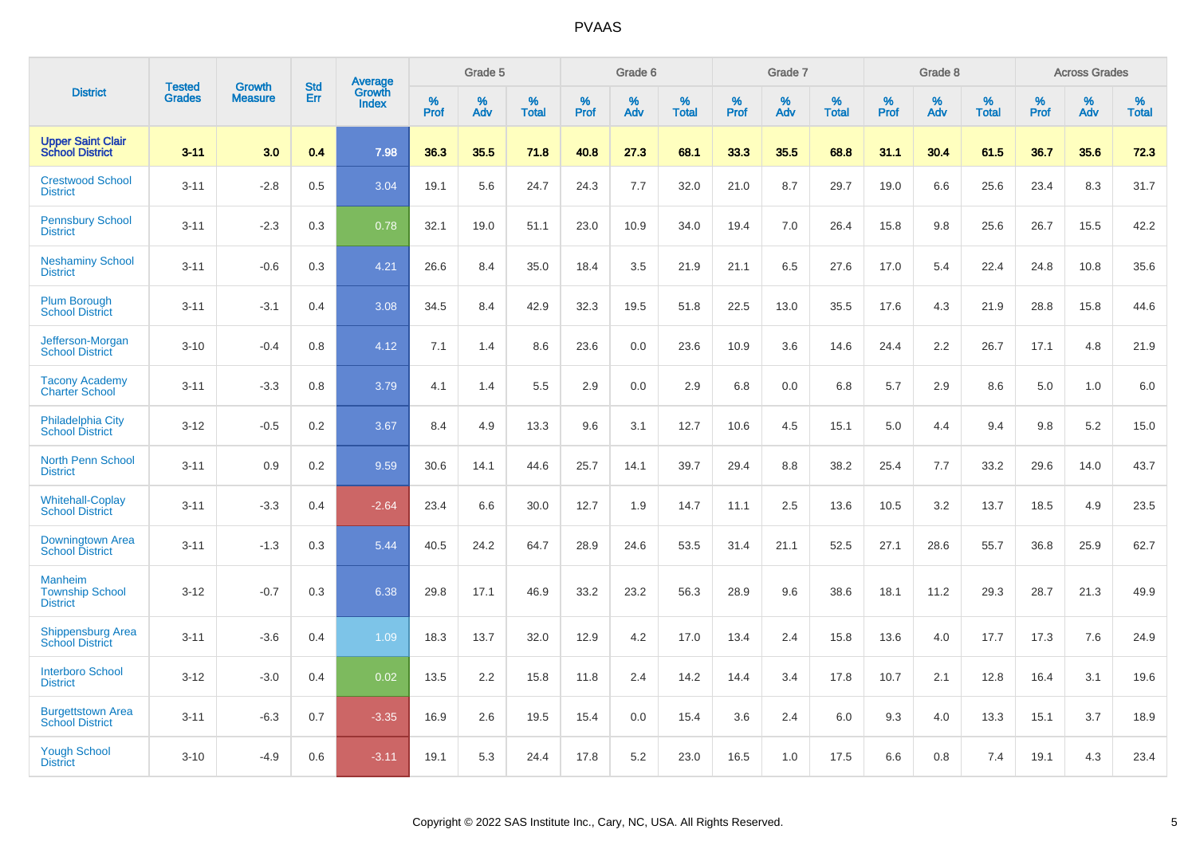| District | Tested Grades | Growth Measure | Std Err | Average Growth Index | Grade 5 | | | Grade 6 | | | Grade 7 | | | Grade 8 | | | Across Grades | | |
|---|---|---|---|---|---|---|---|---|---|---|---|---|---|---|---|---|---|---|---|
| | | | | | % Prof | % Adv | % Total | % Prof | % Adv | % Total | % Prof | % Adv | % Total | % Prof | % Adv | % Total | % Prof | % Adv | % Total |
| **Upper Saint Clair School District** | **3-11** | **3.0** | **0.4** | **7.98** | **36.3** | **35.5** | **71.8** | **40.8** | **27.3** | **68.1** | **33.3** | **35.5** | **68.8** | **31.1** | **30.4** | **61.5** | **36.7** | **35.6** | **72.3** |
| Crestwood School District | 3-11 | -2.8 | 0.5 | 3.04 | 19.1 | 5.6 | 24.7 | 24.3 | 7.7 | 32.0 | 21.0 | 8.7 | 29.7 | 19.0 | 6.6 | 25.6 | 23.4 | 8.3 | 31.7 |
| Pennsbury School District | 3-11 | -2.3 | 0.3 | 0.78 | 32.1 | 19.0 | 51.1 | 23.0 | 10.9 | 34.0 | 19.4 | 7.0 | 26.4 | 15.8 | 9.8 | 25.6 | 26.7 | 15.5 | 42.2 |
| Neshaminy School District | 3-11 | -0.6 | 0.3 | 4.21 | 26.6 | 8.4 | 35.0 | 18.4 | 3.5 | 21.9 | 21.1 | 6.5 | 27.6 | 17.0 | 5.4 | 22.4 | 24.8 | 10.8 | 35.6 |
| Plum Borough School District | 3-11 | -3.1 | 0.4 | 3.08 | 34.5 | 8.4 | 42.9 | 32.3 | 19.5 | 51.8 | 22.5 | 13.0 | 35.5 | 17.6 | 4.3 | 21.9 | 28.8 | 15.8 | 44.6 |
| Jefferson-Morgan School District | 3-10 | -0.4 | 0.8 | 4.12 | 7.1 | 1.4 | 8.6 | 23.6 | 0.0 | 23.6 | 10.9 | 3.6 | 14.6 | 24.4 | 2.2 | 26.7 | 17.1 | 4.8 | 21.9 |
| Tacony Academy Charter School | 3-11 | -3.3 | 0.8 | 3.79 | 4.1 | 1.4 | 5.5 | 2.9 | 0.0 | 2.9 | 6.8 | 0.0 | 6.8 | 5.7 | 2.9 | 8.6 | 5.0 | 1.0 | 6.0 |
| Philadelphia City School District | 3-12 | -0.5 | 0.2 | 3.67 | 8.4 | 4.9 | 13.3 | 9.6 | 3.1 | 12.7 | 10.6 | 4.5 | 15.1 | 5.0 | 4.4 | 9.4 | 9.8 | 5.2 | 15.0 |
| North Penn School District | 3-11 | 0.9 | 0.2 | 9.59 | 30.6 | 14.1 | 44.6 | 25.7 | 14.1 | 39.7 | 29.4 | 8.8 | 38.2 | 25.4 | 7.7 | 33.2 | 29.6 | 14.0 | 43.7 |
| Whitehall-Coplay School District | 3-11 | -3.3 | 0.4 | -2.64 | 23.4 | 6.6 | 30.0 | 12.7 | 1.9 | 14.7 | 11.1 | 2.5 | 13.6 | 10.5 | 3.2 | 13.7 | 18.5 | 4.9 | 23.5 |
| Downingtown Area School District | 3-11 | -1.3 | 0.3 | 5.44 | 40.5 | 24.2 | 64.7 | 28.9 | 24.6 | 53.5 | 31.4 | 21.1 | 52.5 | 27.1 | 28.6 | 55.7 | 36.8 | 25.9 | 62.7 |
| Manheim Township School District | 3-12 | -0.7 | 0.3 | 6.38 | 29.8 | 17.1 | 46.9 | 33.2 | 23.2 | 56.3 | 28.9 | 9.6 | 38.6 | 18.1 | 11.2 | 29.3 | 28.7 | 21.3 | 49.9 |
| Shippensburg Area School District | 3-11 | -3.6 | 0.4 | 1.09 | 18.3 | 13.7 | 32.0 | 12.9 | 4.2 | 17.0 | 13.4 | 2.4 | 15.8 | 13.6 | 4.0 | 17.7 | 17.3 | 7.6 | 24.9 |
| Interboro School District | 3-12 | -3.0 | 0.4 | 0.02 | 13.5 | 2.2 | 15.8 | 11.8 | 2.4 | 14.2 | 14.4 | 3.4 | 17.8 | 10.7 | 2.1 | 12.8 | 16.4 | 3.1 | 19.6 |
| Burgettstown Area School District | 3-11 | -6.3 | 0.7 | -3.35 | 16.9 | 2.6 | 19.5 | 15.4 | 0.0 | 15.4 | 3.6 | 2.4 | 6.0 | 9.3 | 4.0 | 13.3 | 15.1 | 3.7 | 18.9 |
| Yough School District | 3-10 | -4.9 | 0.6 | -3.11 | 19.1 | 5.3 | 24.4 | 17.8 | 5.2 | 23.0 | 16.5 | 1.0 | 17.5 | 6.6 | 0.8 | 7.4 | 19.1 | 4.3 | 23.4 |

Copyright © 2022 SAS Institute Inc., Cary, NC, USA. All Rights Reserved.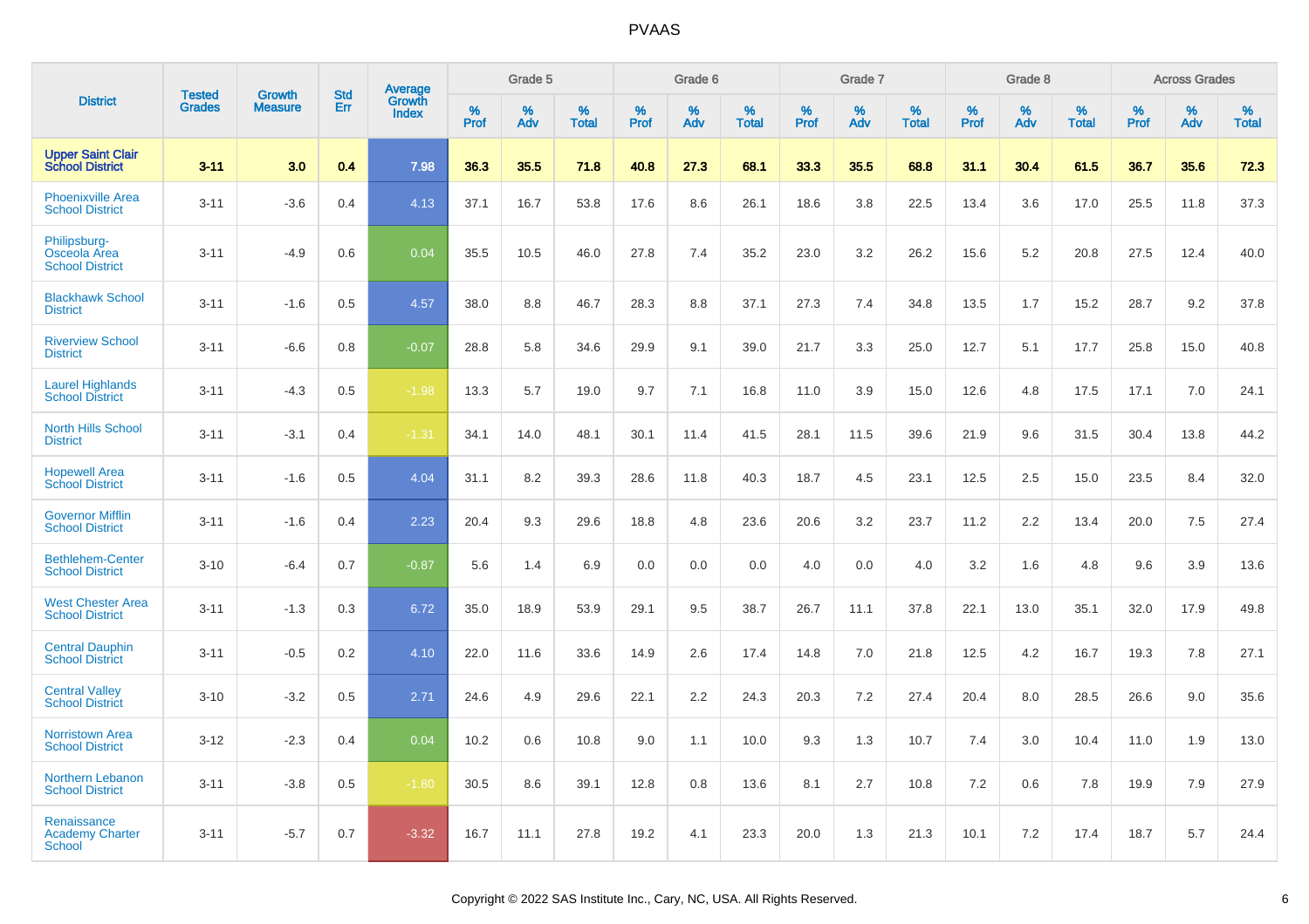# PVAAS

| District | Tested Grades | Growth Measure | Std Err | Average Growth Index | Grade 5 | | | Grade 6 | | | Grade 7 | | | Grade 8 | | | Across Grades | | |
|---|---|---|---|---|---|---|---|---|---|---|---|---|---|---|---|---|---|---|---|
| | | | | | % Prof | % Adv | % Total | % Prof | % Adv | % Total | % Prof | % Adv | % Total | % Prof | % Adv | % Total | % Prof | % Adv | % Total |
| **Upper Saint Clair School District** | **3-11** | **3.0** | **0.4** | **7.98** | **36.3** | **35.5** | **71.8** | **40.8** | **27.3** | **68.1** | **33.3** | **35.5** | **68.8** | **31.1** | **30.4** | **61.5** | **36.7** | **35.6** | **72.3** |
| Phoenixville Area School District | 3-11 | -3.6 | 0.4 | 4.13 | 37.1 | 16.7 | 53.8 | 17.6 | 8.6 | 26.1 | 18.6 | 3.8 | 22.5 | 13.4 | 3.6 | 17.0 | 25.5 | 11.8 | 37.3 |
| Philipsburg-Osceola Area School District | 3-11 | -4.9 | 0.6 | 0.04 | 35.5 | 10.5 | 46.0 | 27.8 | 7.4 | 35.2 | 23.0 | 3.2 | 26.2 | 15.6 | 5.2 | 20.8 | 27.5 | 12.4 | 40.0 |
| Blackhawk School District | 3-11 | -1.6 | 0.5 | 4.57 | 38.0 | 8.8 | 46.7 | 28.3 | 8.8 | 37.1 | 27.3 | 7.4 | 34.8 | 13.5 | 1.7 | 15.2 | 28.7 | 9.2 | 37.8 |
| Riverview School District | 3-11 | -6.6 | 0.8 | -0.07 | 28.8 | 5.8 | 34.6 | 29.9 | 9.1 | 39.0 | 21.7 | 3.3 | 25.0 | 12.7 | 5.1 | 17.7 | 25.8 | 15.0 | 40.8 |
| Laurel Highlands School District | 3-11 | -4.3 | 0.5 | -1.98 | 13.3 | 5.7 | 19.0 | 9.7 | 7.1 | 16.8 | 11.0 | 3.9 | 15.0 | 12.6 | 4.8 | 17.5 | 17.1 | 7.0 | 24.1 |
| North Hills School District | 3-11 | -3.1 | 0.4 | -1.31 | 34.1 | 14.0 | 48.1 | 30.1 | 11.4 | 41.5 | 28.1 | 11.5 | 39.6 | 21.9 | 9.6 | 31.5 | 30.4 | 13.8 | 44.2 |
| Hopewell Area School District | 3-11 | -1.6 | 0.5 | 4.04 | 31.1 | 8.2 | 39.3 | 28.6 | 11.8 | 40.3 | 18.7 | 4.5 | 23.1 | 12.5 | 2.5 | 15.0 | 23.5 | 8.4 | 32.0 |
| Governor Mifflin School District | 3-11 | -1.6 | 0.4 | 2.23 | 20.4 | 9.3 | 29.6 | 18.8 | 4.8 | 23.6 | 20.6 | 3.2 | 23.7 | 11.2 | 2.2 | 13.4 | 20.0 | 7.5 | 27.4 |
| Bethlehem-Center School District | 3-10 | -6.4 | 0.7 | -0.87 | 5.6 | 1.4 | 6.9 | 0.0 | 0.0 | 0.0 | 4.0 | 0.0 | 4.0 | 3.2 | 1.6 | 4.8 | 9.6 | 3.9 | 13.6 |
| West Chester Area School District | 3-11 | -1.3 | 0.3 | 6.72 | 35.0 | 18.9 | 53.9 | 29.1 | 9.5 | 38.7 | 26.7 | 11.1 | 37.8 | 22.1 | 13.0 | 35.1 | 32.0 | 17.9 | 49.8 |
| Central Dauphin School District | 3-11 | -0.5 | 0.2 | 4.10 | 22.0 | 11.6 | 33.6 | 14.9 | 2.6 | 17.4 | 14.8 | 7.0 | 21.8 | 12.5 | 4.2 | 16.7 | 19.3 | 7.8 | 27.1 |
| Central Valley School District | 3-10 | -3.2 | 0.5 | 2.71 | 24.6 | 4.9 | 29.6 | 22.1 | 2.2 | 24.3 | 20.3 | 7.2 | 27.4 | 20.4 | 8.0 | 28.5 | 26.6 | 9.0 | 35.6 |
| Norristown Area School District | 3-12 | -2.3 | 0.4 | 0.04 | 10.2 | 0.6 | 10.8 | 9.0 | 1.1 | 10.0 | 9.3 | 1.3 | 10.7 | 7.4 | 3.0 | 10.4 | 11.0 | 1.9 | 13.0 |
| Northern Lebanon School District | 3-11 | -3.8 | 0.5 | -1.80 | 30.5 | 8.6 | 39.1 | 12.8 | 0.8 | 13.6 | 8.1 | 2.7 | 10.8 | 7.2 | 0.6 | 7.8 | 19.9 | 7.9 | 27.9 |
| Renaissance Academy Charter School | 3-11 | -5.7 | 0.7 | -3.32 | 16.7 | 11.1 | 27.8 | 19.2 | 4.1 | 23.3 | 20.0 | 1.3 | 21.3 | 10.1 | 7.2 | 17.4 | 18.7 | 5.7 | 24.4 |

Copyright © 2022 SAS Institute Inc., Cary, NC, USA. All Rights Reserved.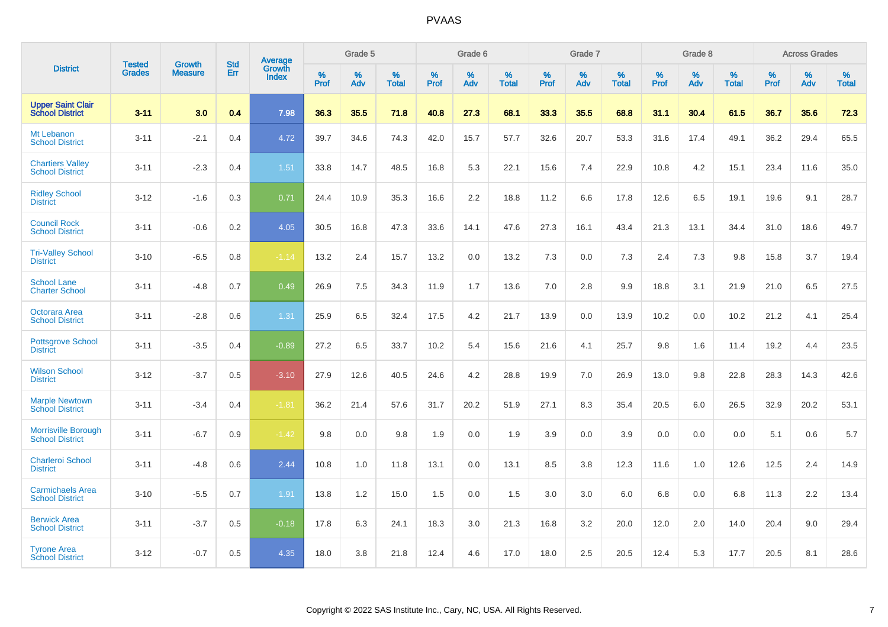# PVAAS

| District | Tested Grades | Growth Measure | Std Err | Average Growth Index | Grade 5 | | | Grade 6 | | | Grade 7 | | | Grade 8 | | | Across Grades | | |
|---|---|---|---|---|---|---|---|---|---|---|---|---|---|---|---|---|---|---|---|
| | | | | | % Prof | % Adv | % Total | % Prof | % Adv | % Total | % Prof | % Adv | % Total | % Prof | % Adv | % Total | % Prof | % Adv | % Total |
| **Upper Saint Clair School District** | **3-11** | **3.0** | **0.4** | **7.98** | **36.3** | **35.5** | **71.8** | **40.8** | **27.3** | **68.1** | **33.3** | **35.5** | **68.8** | **31.1** | **30.4** | **61.5** | **36.7** | **35.6** | **72.3** |
| Mt Lebanon School District | 3-11 | -2.1 | 0.4 | 4.72 | 39.7 | 34.6 | 74.3 | 42.0 | 15.7 | 57.7 | 32.6 | 20.7 | 53.3 | 31.6 | 17.4 | 49.1 | 36.2 | 29.4 | 65.5 |
| Chartiers Valley School District | 3-11 | -2.3 | 0.4 | 1.51 | 33.8 | 14.7 | 48.5 | 16.8 | 5.3 | 22.1 | 15.6 | 7.4 | 22.9 | 10.8 | 4.2 | 15.1 | 23.4 | 11.6 | 35.0 |
| Ridley School District | 3-12 | -1.6 | 0.3 | 0.71 | 24.4 | 10.9 | 35.3 | 16.6 | 2.2 | 18.8 | 11.2 | 6.6 | 17.8 | 12.6 | 6.5 | 19.1 | 19.6 | 9.1 | 28.7 |
| Council Rock School District | 3-11 | -0.6 | 0.2 | 4.05 | 30.5 | 16.8 | 47.3 | 33.6 | 14.1 | 47.6 | 27.3 | 16.1 | 43.4 | 21.3 | 13.1 | 34.4 | 31.0 | 18.6 | 49.7 |
| Tri-Valley School District | 3-10 | -6.5 | 0.8 | -1.14 | 13.2 | 2.4 | 15.7 | 13.2 | 0.0 | 13.2 | 7.3 | 0.0 | 7.3 | 2.4 | 7.3 | 9.8 | 15.8 | 3.7 | 19.4 |
| School Lane Charter School | 3-11 | -4.8 | 0.7 | 0.49 | 26.9 | 7.5 | 34.3 | 11.9 | 1.7 | 13.6 | 7.0 | 2.8 | 9.9 | 18.8 | 3.1 | 21.9 | 21.0 | 6.5 | 27.5 |
| Octorara Area School District | 3-11 | -2.8 | 0.6 | 1.31 | 25.9 | 6.5 | 32.4 | 17.5 | 4.2 | 21.7 | 13.9 | 0.0 | 13.9 | 10.2 | 0.0 | 10.2 | 21.2 | 4.1 | 25.4 |
| Pottsgrove School District | 3-11 | -3.5 | 0.4 | -0.89 | 27.2 | 6.5 | 33.7 | 10.2 | 5.4 | 15.6 | 21.6 | 4.1 | 25.7 | 9.8 | 1.6 | 11.4 | 19.2 | 4.4 | 23.5 |
| Wilson School District | 3-12 | -3.7 | 0.5 | -3.10 | 27.9 | 12.6 | 40.5 | 24.6 | 4.2 | 28.8 | 19.9 | 7.0 | 26.9 | 13.0 | 9.8 | 22.8 | 28.3 | 14.3 | 42.6 |
| Marple Newtown School District | 3-11 | -3.4 | 0.4 | -1.81 | 36.2 | 21.4 | 57.6 | 31.7 | 20.2 | 51.9 | 27.1 | 8.3 | 35.4 | 20.5 | 6.0 | 26.5 | 32.9 | 20.2 | 53.1 |
| Morrisville Borough School District | 3-11 | -6.7 | 0.9 | -1.42 | 9.8 | 0.0 | 9.8 | 1.9 | 0.0 | 1.9 | 3.9 | 0.0 | 3.9 | 0.0 | 0.0 | 0.0 | 5.1 | 0.6 | 5.7 |
| Charleroi School District | 3-11 | -4.8 | 0.6 | 2.44 | 10.8 | 1.0 | 11.8 | 13.1 | 0.0 | 13.1 | 8.5 | 3.8 | 12.3 | 11.6 | 1.0 | 12.6 | 12.5 | 2.4 | 14.9 |
| Carmichaels Area School District | 3-10 | -5.5 | 0.7 | 1.91 | 13.8 | 1.2 | 15.0 | 1.5 | 0.0 | 1.5 | 3.0 | 3.0 | 6.0 | 6.8 | 0.0 | 6.8 | 11.3 | 2.2 | 13.4 |
| Berwick Area School District | 3-11 | -3.7 | 0.5 | -0.18 | 17.8 | 6.3 | 24.1 | 18.3 | 3.0 | 21.3 | 16.8 | 3.2 | 20.0 | 12.0 | 2.0 | 14.0 | 20.4 | 9.0 | 29.4 |
| Tyrone Area School District | 3-12 | -0.7 | 0.5 | 4.35 | 18.0 | 3.8 | 21.8 | 12.4 | 4.6 | 17.0 | 18.0 | 2.5 | 20.5 | 12.4 | 5.3 | 17.7 | 20.5 | 8.1 | 28.6 |

Copyright © 2022 SAS Institute Inc., Cary, NC, USA. All Rights Reserved.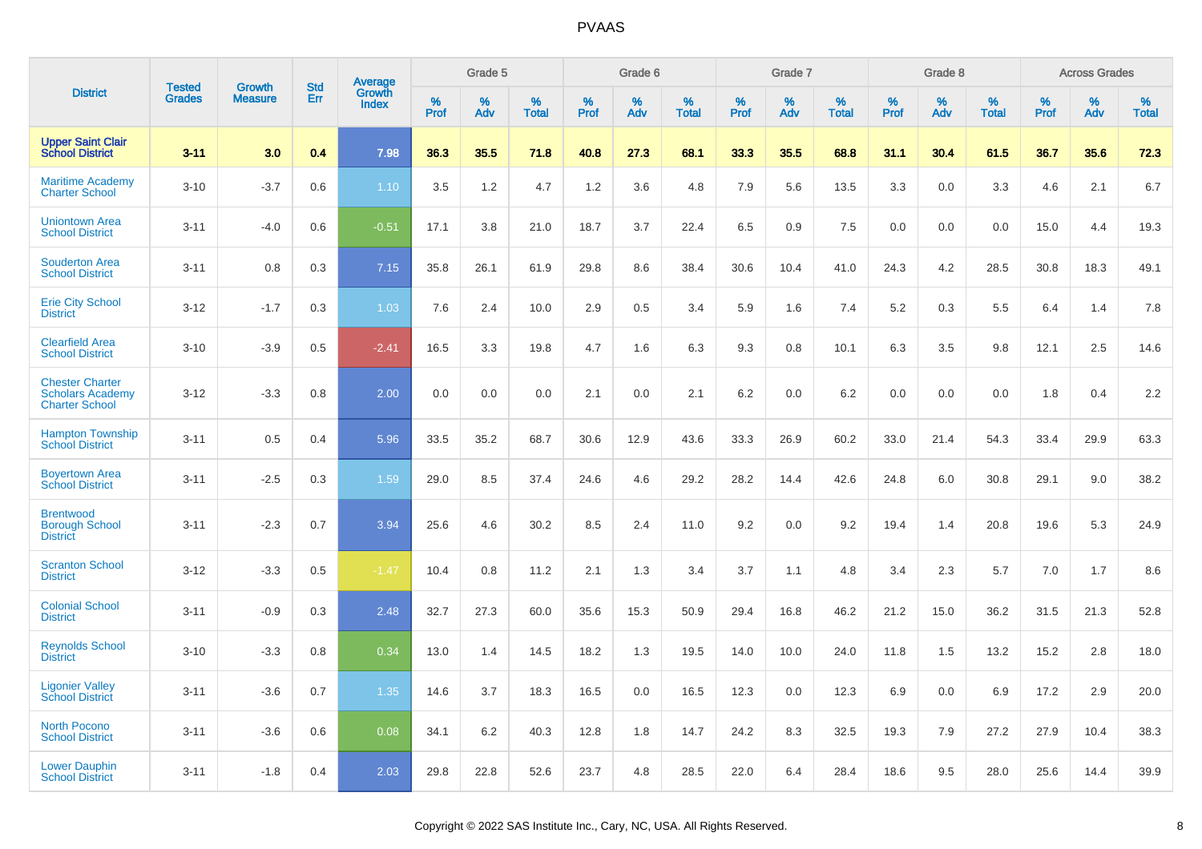# PVAAS

| District | Tested Grades | Growth Measure | Std Err | Average Growth Index | Grade 5 | | | Grade 6 | | | Grade 7 | | | Grade 8 | | | Across Grades | | |
|---|---|---|---|---|---|---|---|---|---|---|---|---|---|---|---|---|---|---|---|
| | | | | | % Prof | % Adv | % Total | % Prof | % Adv | % Total | % Prof | % Adv | % Total | % Prof | % Adv | % Total | % Prof | % Adv | % Total |
| **Upper Saint Clair School District** | **3-11** | **3.0** | **0.4** | **7.98** | **36.3** | **35.5** | **71.8** | **40.8** | **27.3** | **68.1** | **33.3** | **35.5** | **68.8** | **31.1** | **30.4** | **61.5** | **36.7** | **35.6** | **72.3** |
| Maritime Academy Charter School | 3-10 | -3.7 | 0.6 | 1.10 | 3.5 | 1.2 | 4.7 | 1.2 | 3.6 | 4.8 | 7.9 | 5.6 | 13.5 | 3.3 | 0.0 | 3.3 | 4.6 | 2.1 | 6.7 |
| Uniontown Area School District | 3-11 | -4.0 | 0.6 | -0.51 | 17.1 | 3.8 | 21.0 | 18.7 | 3.7 | 22.4 | 6.5 | 0.9 | 7.5 | 0.0 | 0.0 | 0.0 | 15.0 | 4.4 | 19.3 |
| Souderton Area School District | 3-11 | 0.8 | 0.3 | 7.15 | 35.8 | 26.1 | 61.9 | 29.8 | 8.6 | 38.4 | 30.6 | 10.4 | 41.0 | 24.3 | 4.2 | 28.5 | 30.8 | 18.3 | 49.1 |
| Erie City School District | 3-12 | -1.7 | 0.3 | 1.03 | 7.6 | 2.4 | 10.0 | 2.9 | 0.5 | 3.4 | 5.9 | 1.6 | 7.4 | 5.2 | 0.3 | 5.5 | 6.4 | 1.4 | 7.8 |
| Clearfield Area School District | 3-10 | -3.9 | 0.5 | -2.41 | 16.5 | 3.3 | 19.8 | 4.7 | 1.6 | 6.3 | 9.3 | 0.8 | 10.1 | 6.3 | 3.5 | 9.8 | 12.1 | 2.5 | 14.6 |
| Chester Charter Scholars Academy Charter School | 3-12 | -3.3 | 0.8 | 2.00 | 0.0 | 0.0 | 0.0 | 2.1 | 0.0 | 2.1 | 6.2 | 0.0 | 6.2 | 0.0 | 0.0 | 0.0 | 1.8 | 0.4 | 2.2 |
| Hampton Township School District | 3-11 | 0.5 | 0.4 | 5.96 | 33.5 | 35.2 | 68.7 | 30.6 | 12.9 | 43.6 | 33.3 | 26.9 | 60.2 | 33.0 | 21.4 | 54.3 | 33.4 | 29.9 | 63.3 |
| Boyertown Area School District | 3-11 | -2.5 | 0.3 | 1.59 | 29.0 | 8.5 | 37.4 | 24.6 | 4.6 | 29.2 | 28.2 | 14.4 | 42.6 | 24.8 | 6.0 | 30.8 | 29.1 | 9.0 | 38.2 |
| Brentwood Borough School District | 3-11 | -2.3 | 0.7 | 3.94 | 25.6 | 4.6 | 30.2 | 8.5 | 2.4 | 11.0 | 9.2 | 0.0 | 9.2 | 19.4 | 1.4 | 20.8 | 19.6 | 5.3 | 24.9 |
| Scranton School District | 3-12 | -3.3 | 0.5 | -1.47 | 10.4 | 0.8 | 11.2 | 2.1 | 1.3 | 3.4 | 3.7 | 1.1 | 4.8 | 3.4 | 2.3 | 5.7 | 7.0 | 1.7 | 8.6 |
| Colonial School District | 3-11 | -0.9 | 0.3 | 2.48 | 32.7 | 27.3 | 60.0 | 35.6 | 15.3 | 50.9 | 29.4 | 16.8 | 46.2 | 21.2 | 15.0 | 36.2 | 31.5 | 21.3 | 52.8 |
| Reynolds School District | 3-10 | -3.3 | 0.8 | 0.34 | 13.0 | 1.4 | 14.5 | 18.2 | 1.3 | 19.5 | 14.0 | 10.0 | 24.0 | 11.8 | 1.5 | 13.2 | 15.2 | 2.8 | 18.0 |
| Ligonier Valley School District | 3-11 | -3.6 | 0.7 | 1.35 | 14.6 | 3.7 | 18.3 | 16.5 | 0.0 | 16.5 | 12.3 | 0.0 | 12.3 | 6.9 | 0.0 | 6.9 | 17.2 | 2.9 | 20.0 |
| North Pocono School District | 3-11 | -3.6 | 0.6 | 0.08 | 34.1 | 6.2 | 40.3 | 12.8 | 1.8 | 14.7 | 24.2 | 8.3 | 32.5 | 19.3 | 7.9 | 27.2 | 27.9 | 10.4 | 38.3 |
| Lower Dauphin School District | 3-11 | -1.8 | 0.4 | 2.03 | 29.8 | 22.8 | 52.6 | 23.7 | 4.8 | 28.5 | 22.0 | 6.4 | 28.4 | 18.6 | 9.5 | 28.0 | 25.6 | 14.4 | 39.9 |

Copyright © 2022 SAS Institute Inc., Cary, NC, USA. All Rights Reserved.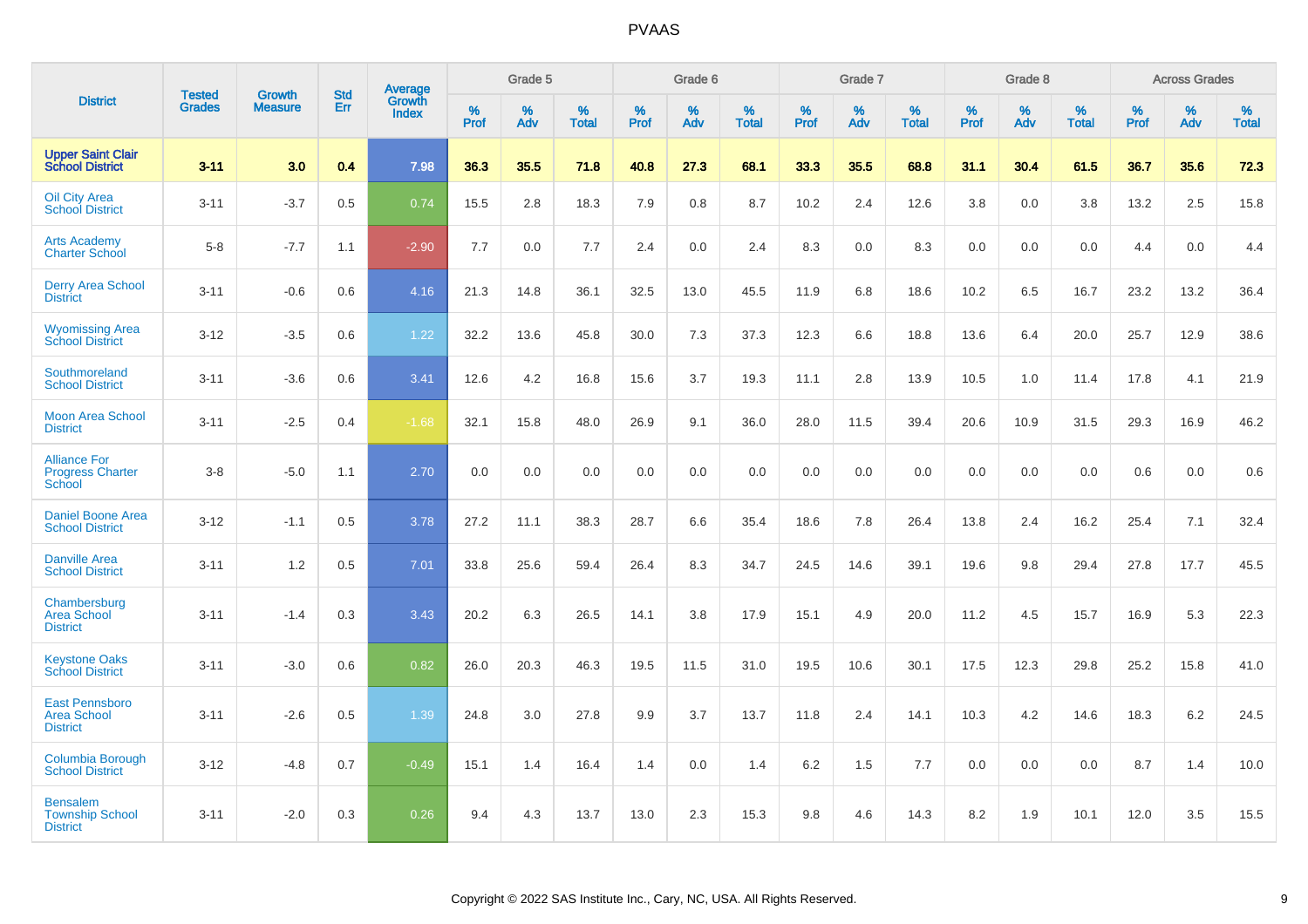| District | Tested Grades | Growth Measure | Std Err | Average Growth Index | Grade 5 | | | Grade 6 | | | Grade 7 | | | Grade 8 | | | Across Grades | | |
|---|---|---|---|---|---|---|---|---|---|---|---|---|---|---|---|---|---|---|---|
| | | | | | % Prof | % Adv | % Total | % Prof | % Adv | % Total | % Prof | % Adv | % Total | % Prof | % Adv | % Total | % Prof | % Adv | % Total |
| **Upper Saint Clair School District** | **3-11** | **3.0** | **0.4** | **7.98** | **36.3** | **35.5** | **71.8** | **40.8** | **27.3** | **68.1** | **33.3** | **35.5** | **68.8** | **31.1** | **30.4** | **61.5** | **36.7** | **35.6** | **72.3** |
| Oil City Area School District | 3-11 | -3.7 | 0.5 | 0.74 | 15.5 | 2.8 | 18.3 | 7.9 | 0.8 | 8.7 | 10.2 | 2.4 | 12.6 | 3.8 | 0.0 | 3.8 | 13.2 | 2.5 | 15.8 |
| Arts Academy Charter School | 5-8 | -7.7 | 1.1 | -2.90 | 7.7 | 0.0 | 7.7 | 2.4 | 0.0 | 2.4 | 8.3 | 0.0 | 8.3 | 0.0 | 0.0 | 0.0 | 4.4 | 0.0 | 4.4 |
| Derry Area School District | 3-11 | -0.6 | 0.6 | 4.16 | 21.3 | 14.8 | 36.1 | 32.5 | 13.0 | 45.5 | 11.9 | 6.8 | 18.6 | 10.2 | 6.5 | 16.7 | 23.2 | 13.2 | 36.4 |
| Wyomissing Area School District | 3-12 | -3.5 | 0.6 | 1.22 | 32.2 | 13.6 | 45.8 | 30.0 | 7.3 | 37.3 | 12.3 | 6.6 | 18.8 | 13.6 | 6.4 | 20.0 | 25.7 | 12.9 | 38.6 |
| Southmoreland School District | 3-11 | -3.6 | 0.6 | 3.41 | 12.6 | 4.2 | 16.8 | 15.6 | 3.7 | 19.3 | 11.1 | 2.8 | 13.9 | 10.5 | 1.0 | 11.4 | 17.8 | 4.1 | 21.9 |
| Moon Area School District | 3-11 | -2.5 | 0.4 | -1.68 | 32.1 | 15.8 | 48.0 | 26.9 | 9.1 | 36.0 | 28.0 | 11.5 | 39.4 | 20.6 | 10.9 | 31.5 | 29.3 | 16.9 | 46.2 |
| Alliance For Progress Charter School | 3-8 | -5.0 | 1.1 | 2.70 | 0.0 | 0.0 | 0.0 | 0.0 | 0.0 | 0.0 | 0.0 | 0.0 | 0.0 | 0.0 | 0.0 | 0.0 | 0.6 | 0.0 | 0.6 |
| Daniel Boone Area School District | 3-12 | -1.1 | 0.5 | 3.78 | 27.2 | 11.1 | 38.3 | 28.7 | 6.6 | 35.4 | 18.6 | 7.8 | 26.4 | 13.8 | 2.4 | 16.2 | 25.4 | 7.1 | 32.4 |
| Danville Area School District | 3-11 | 1.2 | 0.5 | 7.01 | 33.8 | 25.6 | 59.4 | 26.4 | 8.3 | 34.7 | 24.5 | 14.6 | 39.1 | 19.6 | 9.8 | 29.4 | 27.8 | 17.7 | 45.5 |
| Chambersburg Area School District | 3-11 | -1.4 | 0.3 | 3.43 | 20.2 | 6.3 | 26.5 | 14.1 | 3.8 | 17.9 | 15.1 | 4.9 | 20.0 | 11.2 | 4.5 | 15.7 | 16.9 | 5.3 | 22.3 |
| Keystone Oaks School District | 3-11 | -3.0 | 0.6 | 0.82 | 26.0 | 20.3 | 46.3 | 19.5 | 11.5 | 31.0 | 19.5 | 10.6 | 30.1 | 17.5 | 12.3 | 29.8 | 25.2 | 15.8 | 41.0 |
| East Pennsboro Area School District | 3-11 | -2.6 | 0.5 | 1.39 | 24.8 | 3.0 | 27.8 | 9.9 | 3.7 | 13.7 | 11.8 | 2.4 | 14.1 | 10.3 | 4.2 | 14.6 | 18.3 | 6.2 | 24.5 |
| Columbia Borough School District | 3-12 | -4.8 | 0.7 | -0.49 | 15.1 | 1.4 | 16.4 | 1.4 | 0.0 | 1.4 | 6.2 | 1.5 | 7.7 | 0.0 | 0.0 | 0.0 | 8.7 | 1.4 | 10.0 |
| Bensalem Township School District | 3-11 | -2.0 | 0.3 | 0.26 | 9.4 | 4.3 | 13.7 | 13.0 | 2.3 | 15.3 | 9.8 | 4.6 | 14.3 | 8.2 | 1.9 | 10.1 | 12.0 | 3.5 | 15.5 |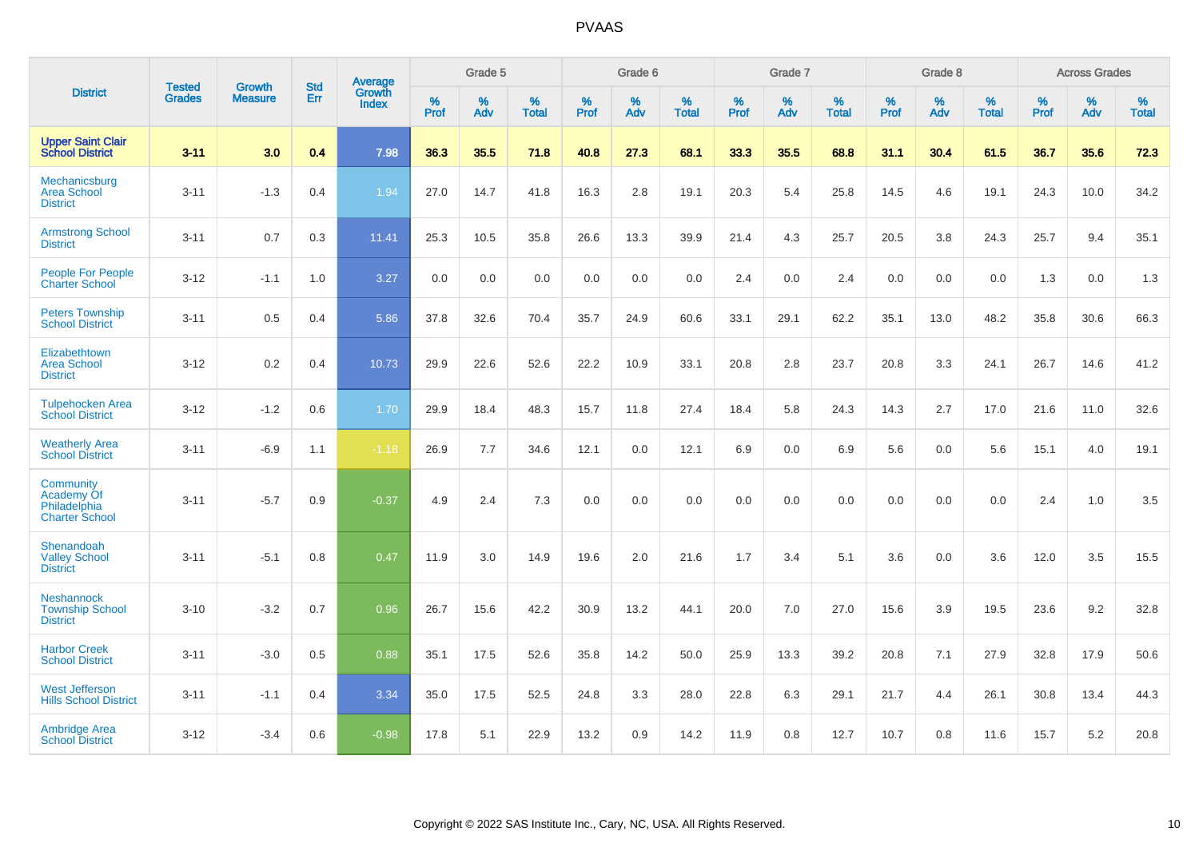# PVAAS

| District | Tested Grades | Growth Measure | Std Err | Average Growth Index | Grade 5 | | | Grade 6 | | | Grade 7 | | | Grade 8 | | | Across Grades | | |
|---|---|---|---|---|---|---|---|---|---|---|---|---|---|---|---|---|---|---|---|
| | | | | | % Prof | % Adv | % Total | % Prof | % Adv | % Total | % Prof | % Adv | % Total | % Prof | % Adv | % Total | % Prof | % Adv | % Total |
| **Upper Saint Clair School District** | **3-11** | **3.0** | **0.4** | **7.98** | **36.3** | **35.5** | **71.8** | **40.8** | **27.3** | **68.1** | **33.3** | **35.5** | **68.8** | **31.1** | **30.4** | **61.5** | **36.7** | **35.6** | **72.3** |
| Mechanicsburg Area School District | 3-11 | -1.3 | 0.4 | 1.94 | 27.0 | 14.7 | 41.8 | 16.3 | 2.8 | 19.1 | 20.3 | 5.4 | 25.8 | 14.5 | 4.6 | 19.1 | 24.3 | 10.0 | 34.2 |
| Armstrong School District | 3-11 | 0.7 | 0.3 | 11.41 | 25.3 | 10.5 | 35.8 | 26.6 | 13.3 | 39.9 | 21.4 | 4.3 | 25.7 | 20.5 | 3.8 | 24.3 | 25.7 | 9.4 | 35.1 |
| People For People Charter School | 3-12 | -1.1 | 1.0 | 3.27 | 0.0 | 0.0 | 0.0 | 0.0 | 0.0 | 0.0 | 2.4 | 0.0 | 2.4 | 0.0 | 0.0 | 0.0 | 1.3 | 0.0 | 1.3 |
| Peters Township School District | 3-11 | 0.5 | 0.4 | 5.86 | 37.8 | 32.6 | 70.4 | 35.7 | 24.9 | 60.6 | 33.1 | 29.1 | 62.2 | 35.1 | 13.0 | 48.2 | 35.8 | 30.6 | 66.3 |
| Elizabethtown Area School District | 3-12 | 0.2 | 0.4 | 10.73 | 29.9 | 22.6 | 52.6 | 22.2 | 10.9 | 33.1 | 20.8 | 2.8 | 23.7 | 20.8 | 3.3 | 24.1 | 26.7 | 14.6 | 41.2 |
| Tulpehocken Area School District | 3-12 | -1.2 | 0.6 | 1.70 | 29.9 | 18.4 | 48.3 | 15.7 | 11.8 | 27.4 | 18.4 | 5.8 | 24.3 | 14.3 | 2.7 | 17.0 | 21.6 | 11.0 | 32.6 |
| Weatherly Area School District | 3-11 | -6.9 | 1.1 | -1.18 | 26.9 | 7.7 | 34.6 | 12.1 | 0.0 | 12.1 | 6.9 | 0.0 | 6.9 | 5.6 | 0.0 | 5.6 | 15.1 | 4.0 | 19.1 |
| Community Academy Of Philadelphia Charter School | 3-11 | -5.7 | 0.9 | -0.37 | 4.9 | 2.4 | 7.3 | 0.0 | 0.0 | 0.0 | 0.0 | 0.0 | 0.0 | 0.0 | 0.0 | 0.0 | 2.4 | 1.0 | 3.5 |
| Shenandoah Valley School District | 3-11 | -5.1 | 0.8 | 0.47 | 11.9 | 3.0 | 14.9 | 19.6 | 2.0 | 21.6 | 1.7 | 3.4 | 5.1 | 3.6 | 0.0 | 3.6 | 12.0 | 3.5 | 15.5 |
| Neshannock Township School District | 3-10 | -3.2 | 0.7 | 0.96 | 26.7 | 15.6 | 42.2 | 30.9 | 13.2 | 44.1 | 20.0 | 7.0 | 27.0 | 15.6 | 3.9 | 19.5 | 23.6 | 9.2 | 32.8 |
| Harbor Creek School District | 3-11 | -3.0 | 0.5 | 0.88 | 35.1 | 17.5 | 52.6 | 35.8 | 14.2 | 50.0 | 25.9 | 13.3 | 39.2 | 20.8 | 7.1 | 27.9 | 32.8 | 17.9 | 50.6 |
| West Jefferson Hills School District | 3-11 | -1.1 | 0.4 | 3.34 | 35.0 | 17.5 | 52.5 | 24.8 | 3.3 | 28.0 | 22.8 | 6.3 | 29.1 | 21.7 | 4.4 | 26.1 | 30.8 | 13.4 | 44.3 |
| Ambridge Area School District | 3-12 | -3.4 | 0.6 | -0.98 | 17.8 | 5.1 | 22.9 | 13.2 | 0.9 | 14.2 | 11.9 | 0.8 | 12.7 | 10.7 | 0.8 | 11.6 | 15.7 | 5.2 | 20.8 |

Copyright © 2022 SAS Institute Inc., Cary, NC, USA. All Rights Reserved.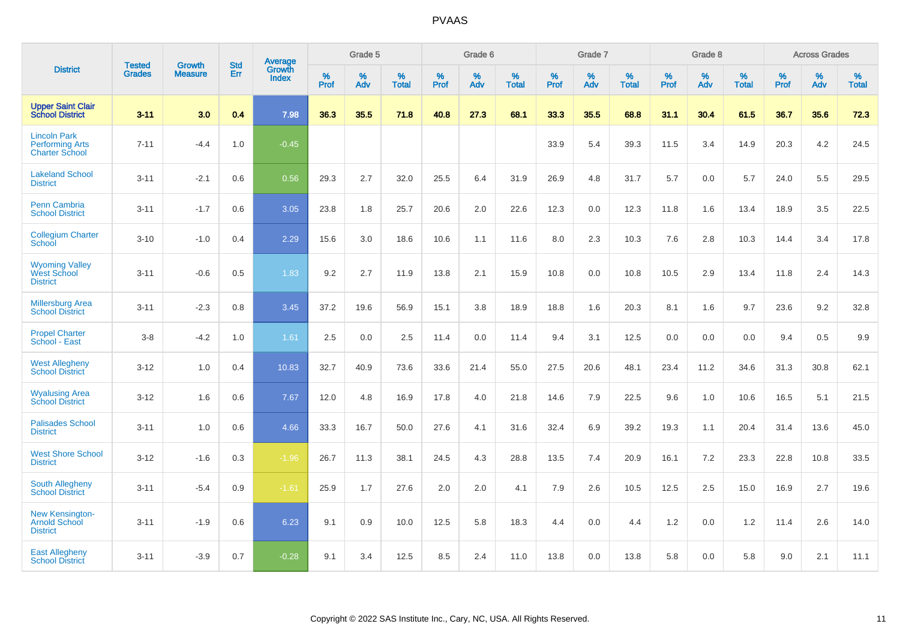| District | Tested Grades | Growth Measure | Std Err | Average Growth Index | Grade 5 | | | Grade 6 | | | Grade 7 | | | Grade 8 | | | Across Grades | | |
|---|---|---|---|---|---|---|---|---|---|---|---|---|---|---|---|---|---|---|---|
| | | | | | % Prof | % Adv | % Total | % Prof | % Adv | % Total | % Prof | % Adv | % Total | % Prof | % Adv | % Total | % Prof | % Adv | % Total |
| **Upper Saint Clair School District** | **3-11** | **3.0** | **0.4** | **7.98** | **36.3** | **35.5** | **71.8** | **40.8** | **27.3** | **68.1** | **33.3** | **35.5** | **68.8** | **31.1** | **30.4** | **61.5** | **36.7** | **35.6** | **72.3** |
| Lincoln Park Performing Arts Charter School | 7-11 | -4.4 | 1.0 | -0.45 | | | | | | | 33.9 | 5.4 | 39.3 | 11.5 | 3.4 | 14.9 | 20.3 | 4.2 | 24.5 |
| Lakeland School District | 3-11 | -2.1 | 0.6 | 0.56 | 29.3 | 2.7 | 32.0 | 25.5 | 6.4 | 31.9 | 26.9 | 4.8 | 31.7 | 5.7 | 0.0 | 5.7 | 24.0 | 5.5 | 29.5 |
| Penn Cambria School District | 3-11 | -1.7 | 0.6 | 3.05 | 23.8 | 1.8 | 25.7 | 20.6 | 2.0 | 22.6 | 12.3 | 0.0 | 12.3 | 11.8 | 1.6 | 13.4 | 18.9 | 3.5 | 22.5 |
| Collegium Charter School | 3-10 | -1.0 | 0.4 | 2.29 | 15.6 | 3.0 | 18.6 | 10.6 | 1.1 | 11.6 | 8.0 | 2.3 | 10.3 | 7.6 | 2.8 | 10.3 | 14.4 | 3.4 | 17.8 |
| Wyoming Valley West School District | 3-11 | -0.6 | 0.5 | 1.83 | 9.2 | 2.7 | 11.9 | 13.8 | 2.1 | 15.9 | 10.8 | 0.0 | 10.8 | 10.5 | 2.9 | 13.4 | 11.8 | 2.4 | 14.3 |
| Millersburg Area School District | 3-11 | -2.3 | 0.8 | 3.45 | 37.2 | 19.6 | 56.9 | 15.1 | 3.8 | 18.9 | 18.8 | 1.6 | 20.3 | 8.1 | 1.6 | 9.7 | 23.6 | 9.2 | 32.8 |
| Propel Charter School - East | 3-8 | -4.2 | 1.0 | 1.61 | 2.5 | 0.0 | 2.5 | 11.4 | 0.0 | 11.4 | 9.4 | 3.1 | 12.5 | 0.0 | 0.0 | 0.0 | 9.4 | 0.5 | 9.9 |
| West Allegheny School District | 3-12 | 1.0 | 0.4 | 10.83 | 32.7 | 40.9 | 73.6 | 33.6 | 21.4 | 55.0 | 27.5 | 20.6 | 48.1 | 23.4 | 11.2 | 34.6 | 31.3 | 30.8 | 62.1 |
| Wyalusing Area School District | 3-12 | 1.6 | 0.6 | 7.67 | 12.0 | 4.8 | 16.9 | 17.8 | 4.0 | 21.8 | 14.6 | 7.9 | 22.5 | 9.6 | 1.0 | 10.6 | 16.5 | 5.1 | 21.5 |
| Palisades School District | 3-11 | 1.0 | 0.6 | 4.66 | 33.3 | 16.7 | 50.0 | 27.6 | 4.1 | 31.6 | 32.4 | 6.9 | 39.2 | 19.3 | 1.1 | 20.4 | 31.4 | 13.6 | 45.0 |
| West Shore School District | 3-12 | -1.6 | 0.3 | -1.96 | 26.7 | 11.3 | 38.1 | 24.5 | 4.3 | 28.8 | 13.5 | 7.4 | 20.9 | 16.1 | 7.2 | 23.3 | 22.8 | 10.8 | 33.5 |
| South Allegheny School District | 3-11 | -5.4 | 0.9 | -1.61 | 25.9 | 1.7 | 27.6 | 2.0 | 2.0 | 4.1 | 7.9 | 2.6 | 10.5 | 12.5 | 2.5 | 15.0 | 16.9 | 2.7 | 19.6 |
| New Kensington-Arnold School District | 3-11 | -1.9 | 0.6 | 6.23 | 9.1 | 0.9 | 10.0 | 12.5 | 5.8 | 18.3 | 4.4 | 0.0 | 4.4 | 1.2 | 0.0 | 1.2 | 11.4 | 2.6 | 14.0 |
| East Allegheny School District | 3-11 | -3.9 | 0.7 | -0.28 | 9.1 | 3.4 | 12.5 | 8.5 | 2.4 | 11.0 | 13.8 | 0.0 | 13.8 | 5.8 | 0.0 | 5.8 | 9.0 | 2.1 | 11.1 |

Copyright © 2022 SAS Institute Inc., Cary, NC, USA. All Rights Reserved.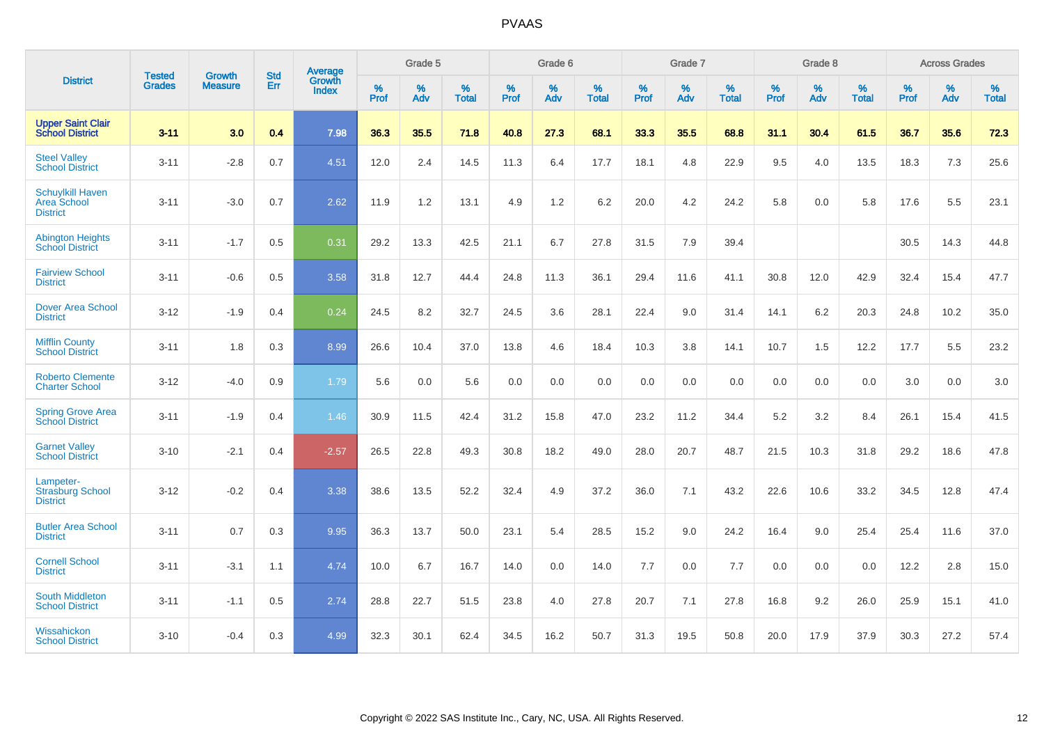# PVAAS

| District | Tested Grades | Growth Measure | Std Err | Average Growth Index | Grade 5 | | | Grade 6 | | | Grade 7 | | | Grade 8 | | | Across Grades | | |
|---|---|---|---|---|---|---|---|---|---|---|---|---|---|---|---|---|---|---|---|
| | | | | | % Prof | % Adv | % Total | % Prof | % Adv | % Total | % Prof | % Adv | % Total | % Prof | % Adv | % Total | % Prof | % Adv | % Total |
| **Upper Saint Clair School District** | **3-11** | **3.0** | **0.4** | **7.98** | **36.3** | **35.5** | **71.8** | **40.8** | **27.3** | **68.1** | **33.3** | **35.5** | **68.8** | **31.1** | **30.4** | **61.5** | **36.7** | **35.6** | **72.3** |
| Steel Valley School District | 3-11 | -2.8 | 0.7 | 4.51 | 12.0 | 2.4 | 14.5 | 11.3 | 6.4 | 17.7 | 18.1 | 4.8 | 22.9 | 9.5 | 4.0 | 13.5 | 18.3 | 7.3 | 25.6 |
| Schuylkill Haven Area School District | 3-11 | -3.0 | 0.7 | 2.62 | 11.9 | 1.2 | 13.1 | 4.9 | 1.2 | 6.2 | 20.0 | 4.2 | 24.2 | 5.8 | 0.0 | 5.8 | 17.6 | 5.5 | 23.1 |
| Abington Heights School District | 3-11 | -1.7 | 0.5 | 0.31 | 29.2 | 13.3 | 42.5 | 21.1 | 6.7 | 27.8 | 31.5 | 7.9 | 39.4 | | | | 30.5 | 14.3 | 44.8 |
| Fairview School District | 3-11 | -0.6 | 0.5 | 3.58 | 31.8 | 12.7 | 44.4 | 24.8 | 11.3 | 36.1 | 29.4 | 11.6 | 41.1 | 30.8 | 12.0 | 42.9 | 32.4 | 15.4 | 47.7 |
| Dover Area School District | 3-12 | -1.9 | 0.4 | 0.24 | 24.5 | 8.2 | 32.7 | 24.5 | 3.6 | 28.1 | 22.4 | 9.0 | 31.4 | 14.1 | 6.2 | 20.3 | 24.8 | 10.2 | 35.0 |
| Mifflin County School District | 3-11 | 1.8 | 0.3 | 8.99 | 26.6 | 10.4 | 37.0 | 13.8 | 4.6 | 18.4 | 10.3 | 3.8 | 14.1 | 10.7 | 1.5 | 12.2 | 17.7 | 5.5 | 23.2 |
| Roberto Clemente Charter School | 3-12 | -4.0 | 0.9 | 1.79 | 5.6 | 0.0 | 5.6 | 0.0 | 0.0 | 0.0 | 0.0 | 0.0 | 0.0 | 0.0 | 0.0 | 0.0 | 3.0 | 0.0 | 3.0 |
| Spring Grove Area School District | 3-11 | -1.9 | 0.4 | 1.46 | 30.9 | 11.5 | 42.4 | 31.2 | 15.8 | 47.0 | 23.2 | 11.2 | 34.4 | 5.2 | 3.2 | 8.4 | 26.1 | 15.4 | 41.5 |
| Garnet Valley School District | 3-10 | -2.1 | 0.4 | -2.57 | 26.5 | 22.8 | 49.3 | 30.8 | 18.2 | 49.0 | 28.0 | 20.7 | 48.7 | 21.5 | 10.3 | 31.8 | 29.2 | 18.6 | 47.8 |
| Lampeter-Strasburg School District | 3-12 | -0.2 | 0.4 | 3.38 | 38.6 | 13.5 | 52.2 | 32.4 | 4.9 | 37.2 | 36.0 | 7.1 | 43.2 | 22.6 | 10.6 | 33.2 | 34.5 | 12.8 | 47.4 |
| Butler Area School District | 3-11 | 0.7 | 0.3 | 9.95 | 36.3 | 13.7 | 50.0 | 23.1 | 5.4 | 28.5 | 15.2 | 9.0 | 24.2 | 16.4 | 9.0 | 25.4 | 25.4 | 11.6 | 37.0 |
| Cornell School District | 3-11 | -3.1 | 1.1 | 4.74 | 10.0 | 6.7 | 16.7 | 14.0 | 0.0 | 14.0 | 7.7 | 0.0 | 7.7 | 0.0 | 0.0 | 0.0 | 12.2 | 2.8 | 15.0 |
| South Middleton School District | 3-11 | -1.1 | 0.5 | 2.74 | 28.8 | 22.7 | 51.5 | 23.8 | 4.0 | 27.8 | 20.7 | 7.1 | 27.8 | 16.8 | 9.2 | 26.0 | 25.9 | 15.1 | 41.0 |
| Wissahickon School District | 3-10 | -0.4 | 0.3 | 4.99 | 32.3 | 30.1 | 62.4 | 34.5 | 16.2 | 50.7 | 31.3 | 19.5 | 50.8 | 20.0 | 17.9 | 37.9 | 30.3 | 27.2 | 57.4 |

Copyright © 2022 SAS Institute Inc., Cary, NC, USA. All Rights Reserved.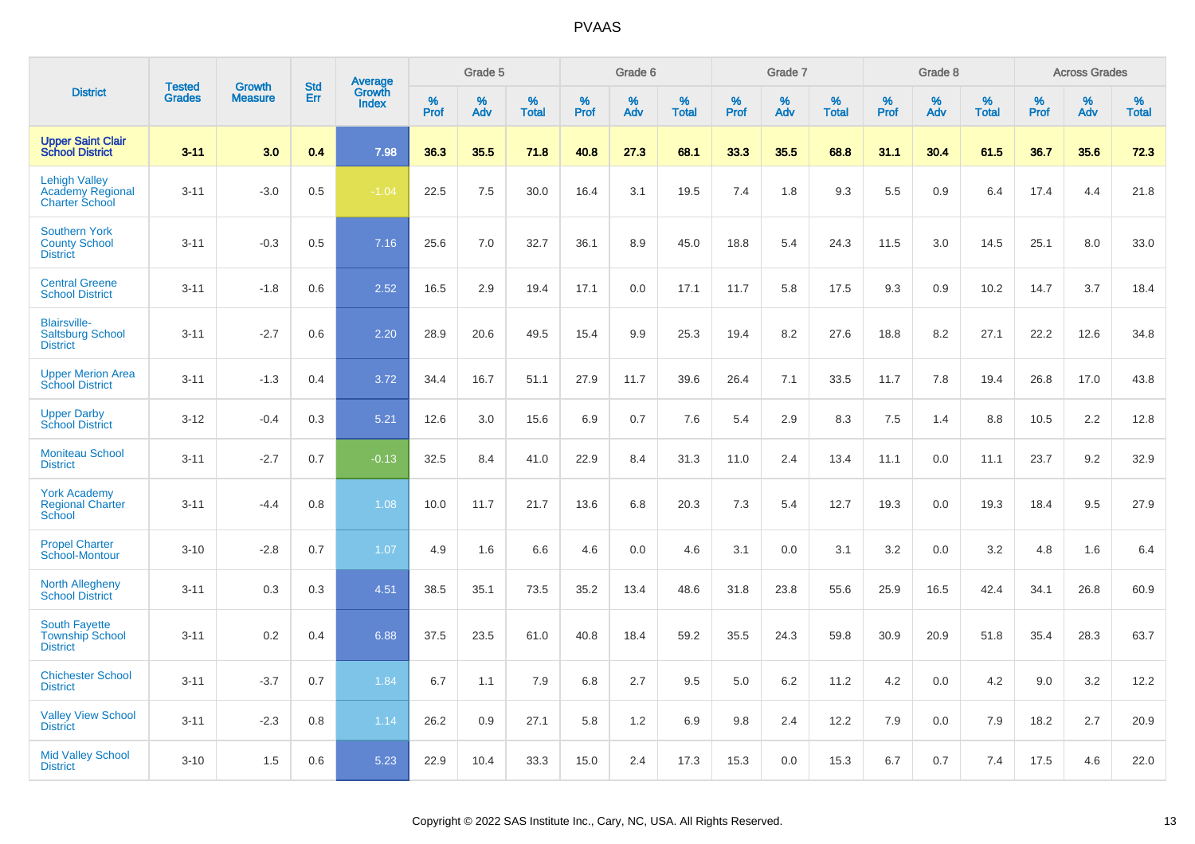# PVAAS

| District | Tested Grades | Growth Measure | Std Err | Average Growth Index | Grade 5 | | | Grade 6 | | | Grade 7 | | | Grade 8 | | | Across Grades | | |
|---|---|---|---|---|---|---|---|---|---|---|---|---|---|---|---|---|---|---|---|
| | | | | | % Prof | % Adv | % Total | % Prof | % Adv | % Total | % Prof | % Adv | % Total | % Prof | % Adv | % Total | % Prof | % Adv | % Total |
| **Upper Saint Clair School District** | **3-11** | **3.0** | **0.4** | **7.98** | **36.3** | **35.5** | **71.8** | **40.8** | **27.3** | **68.1** | **33.3** | **35.5** | **68.8** | **31.1** | **30.4** | **61.5** | **36.7** | **35.6** | **72.3** |
| Lehigh Valley Academy Regional Charter School | 3-11 | -3.0 | 0.5 | -1.04 | 22.5 | 7.5 | 30.0 | 16.4 | 3.1 | 19.5 | 7.4 | 1.8 | 9.3 | 5.5 | 0.9 | 6.4 | 17.4 | 4.4 | 21.8 |
| Southern York County School District | 3-11 | -0.3 | 0.5 | 7.16 | 25.6 | 7.0 | 32.7 | 36.1 | 8.9 | 45.0 | 18.8 | 5.4 | 24.3 | 11.5 | 3.0 | 14.5 | 25.1 | 8.0 | 33.0 |
| Central Greene School District | 3-11 | -1.8 | 0.6 | 2.52 | 16.5 | 2.9 | 19.4 | 17.1 | 0.0 | 17.1 | 11.7 | 5.8 | 17.5 | 9.3 | 0.9 | 10.2 | 14.7 | 3.7 | 18.4 |
| Blairsville-Saltsburg School District | 3-11 | -2.7 | 0.6 | 2.20 | 28.9 | 20.6 | 49.5 | 15.4 | 9.9 | 25.3 | 19.4 | 8.2 | 27.6 | 18.8 | 8.2 | 27.1 | 22.2 | 12.6 | 34.8 |
| Upper Merion Area School District | 3-11 | -1.3 | 0.4 | 3.72 | 34.4 | 16.7 | 51.1 | 27.9 | 11.7 | 39.6 | 26.4 | 7.1 | 33.5 | 11.7 | 7.8 | 19.4 | 26.8 | 17.0 | 43.8 |
| Upper Darby School District | 3-12 | -0.4 | 0.3 | 5.21 | 12.6 | 3.0 | 15.6 | 6.9 | 0.7 | 7.6 | 5.4 | 2.9 | 8.3 | 7.5 | 1.4 | 8.8 | 10.5 | 2.2 | 12.8 |
| Moniteau School District | 3-11 | -2.7 | 0.7 | -0.13 | 32.5 | 8.4 | 41.0 | 22.9 | 8.4 | 31.3 | 11.0 | 2.4 | 13.4 | 11.1 | 0.0 | 11.1 | 23.7 | 9.2 | 32.9 |
| York Academy Regional Charter School | 3-11 | -4.4 | 0.8 | 1.08 | 10.0 | 11.7 | 21.7 | 13.6 | 6.8 | 20.3 | 7.3 | 5.4 | 12.7 | 19.3 | 0.0 | 19.3 | 18.4 | 9.5 | 27.9 |
| Propel Charter School-Montour | 3-10 | -2.8 | 0.7 | 1.07 | 4.9 | 1.6 | 6.6 | 4.6 | 0.0 | 4.6 | 3.1 | 0.0 | 3.1 | 3.2 | 0.0 | 3.2 | 4.8 | 1.6 | 6.4 |
| North Allegheny School District | 3-11 | 0.3 | 0.3 | 4.51 | 38.5 | 35.1 | 73.5 | 35.2 | 13.4 | 48.6 | 31.8 | 23.8 | 55.6 | 25.9 | 16.5 | 42.4 | 34.1 | 26.8 | 60.9 |
| South Fayette Township School District | 3-11 | 0.2 | 0.4 | 6.88 | 37.5 | 23.5 | 61.0 | 40.8 | 18.4 | 59.2 | 35.5 | 24.3 | 59.8 | 30.9 | 20.9 | 51.8 | 35.4 | 28.3 | 63.7 |
| Chichester School District | 3-11 | -3.7 | 0.7 | 1.84 | 6.7 | 1.1 | 7.9 | 6.8 | 2.7 | 9.5 | 5.0 | 6.2 | 11.2 | 4.2 | 0.0 | 4.2 | 9.0 | 3.2 | 12.2 |
| Valley View School District | 3-11 | -2.3 | 0.8 | 1.14 | 26.2 | 0.9 | 27.1 | 5.8 | 1.2 | 6.9 | 9.8 | 2.4 | 12.2 | 7.9 | 0.0 | 7.9 | 18.2 | 2.7 | 20.9 |
| Mid Valley School District | 3-10 | 1.5 | 0.6 | 5.23 | 22.9 | 10.4 | 33.3 | 15.0 | 2.4 | 17.3 | 15.3 | 0.0 | 15.3 | 6.7 | 0.7 | 7.4 | 17.5 | 4.6 | 22.0 |

Copyright © 2022 SAS Institute Inc., Cary, NC, USA. All Rights Reserved.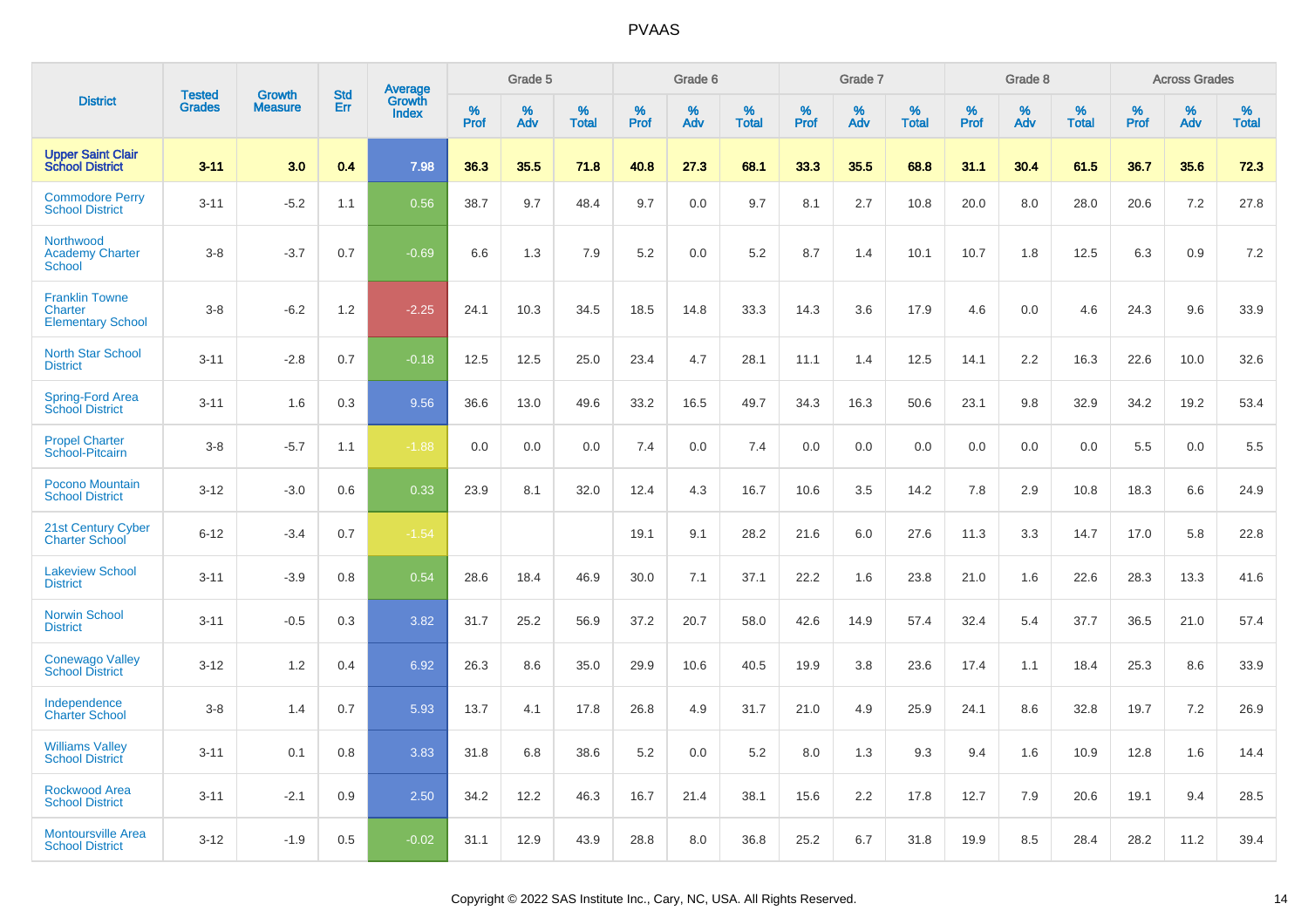| District | Tested Grades | Growth Measure | Std Err | Average Growth Index | Grade 5 | | | Grade 6 | | | Grade 7 | | | Grade 8 | | | Across Grades | | |
|---|---|---|---|---|---|---|---|---|---|---|---|---|---|---|---|---|---|---|---|
| | | | | | % Prof | % Adv | % Total | % Prof | % Adv | % Total | % Prof | % Adv | % Total | % Prof | % Adv | % Total | % Prof | % Adv | % Total |
| **Upper Saint Clair School District** | **3-11** | **3.0** | **0.4** | **7.98** | **36.3** | **35.5** | **71.8** | **40.8** | **27.3** | **68.1** | **33.3** | **35.5** | **68.8** | **31.1** | **30.4** | **61.5** | **36.7** | **35.6** | **72.3** |
| Commodore Perry School District | 3-11 | -5.2 | 1.1 | 0.56 | 38.7 | 9.7 | 48.4 | 9.7 | 0.0 | 9.7 | 8.1 | 2.7 | 10.8 | 20.0 | 8.0 | 28.0 | 20.6 | 7.2 | 27.8 |
| Northwood Academy Charter School | 3-8 | -3.7 | 0.7 | -0.69 | 6.6 | 1.3 | 7.9 | 5.2 | 0.0 | 5.2 | 8.7 | 1.4 | 10.1 | 10.7 | 1.8 | 12.5 | 6.3 | 0.9 | 7.2 |
| Franklin Towne Charter Elementary School | 3-8 | -6.2 | 1.2 | -2.25 | 24.1 | 10.3 | 34.5 | 18.5 | 14.8 | 33.3 | 14.3 | 3.6 | 17.9 | 4.6 | 0.0 | 4.6 | 24.3 | 9.6 | 33.9 |
| North Star School District | 3-11 | -2.8 | 0.7 | -0.18 | 12.5 | 12.5 | 25.0 | 23.4 | 4.7 | 28.1 | 11.1 | 1.4 | 12.5 | 14.1 | 2.2 | 16.3 | 22.6 | 10.0 | 32.6 |
| Spring-Ford Area School District | 3-11 | 1.6 | 0.3 | 9.56 | 36.6 | 13.0 | 49.6 | 33.2 | 16.5 | 49.7 | 34.3 | 16.3 | 50.6 | 23.1 | 9.8 | 32.9 | 34.2 | 19.2 | 53.4 |
| Propel Charter School-Pitcairn | 3-8 | -5.7 | 1.1 | -1.88 | 0.0 | 0.0 | 0.0 | 7.4 | 0.0 | 7.4 | 0.0 | 0.0 | 0.0 | 0.0 | 0.0 | 0.0 | 5.5 | 0.0 | 5.5 |
| Pocono Mountain School District | 3-12 | -3.0 | 0.6 | 0.33 | 23.9 | 8.1 | 32.0 | 12.4 | 4.3 | 16.7 | 10.6 | 3.5 | 14.2 | 7.8 | 2.9 | 10.8 | 18.3 | 6.6 | 24.9 |
| 21st Century Cyber Charter School | 6-12 | -3.4 | 0.7 | -1.54 | | | | 19.1 | 9.1 | 28.2 | 21.6 | 6.0 | 27.6 | 11.3 | 3.3 | 14.7 | 17.0 | 5.8 | 22.8 |
| Lakeview School District | 3-11 | -3.9 | 0.8 | 0.54 | 28.6 | 18.4 | 46.9 | 30.0 | 7.1 | 37.1 | 22.2 | 1.6 | 23.8 | 21.0 | 1.6 | 22.6 | 28.3 | 13.3 | 41.6 |
| Norwin School District | 3-11 | -0.5 | 0.3 | 3.82 | 31.7 | 25.2 | 56.9 | 37.2 | 20.7 | 58.0 | 42.6 | 14.9 | 57.4 | 32.4 | 5.4 | 37.7 | 36.5 | 21.0 | 57.4 |
| Conewago Valley School District | 3-12 | 1.2 | 0.4 | 6.92 | 26.3 | 8.6 | 35.0 | 29.9 | 10.6 | 40.5 | 19.9 | 3.8 | 23.6 | 17.4 | 1.1 | 18.4 | 25.3 | 8.6 | 33.9 |
| Independence Charter School | 3-8 | 1.4 | 0.7 | 5.93 | 13.7 | 4.1 | 17.8 | 26.8 | 4.9 | 31.7 | 21.0 | 4.9 | 25.9 | 24.1 | 8.6 | 32.8 | 19.7 | 7.2 | 26.9 |
| Williams Valley School District | 3-11 | 0.1 | 0.8 | 3.83 | 31.8 | 6.8 | 38.6 | 5.2 | 0.0 | 5.2 | 8.0 | 1.3 | 9.3 | 9.4 | 1.6 | 10.9 | 12.8 | 1.6 | 14.4 |
| Rockwood Area School District | 3-11 | -2.1 | 0.9 | 2.50 | 34.2 | 12.2 | 46.3 | 16.7 | 21.4 | 38.1 | 15.6 | 2.2 | 17.8 | 12.7 | 7.9 | 20.6 | 19.1 | 9.4 | 28.5 |
| Montoursville Area School District | 3-12 | -1.9 | 0.5 | -0.02 | 31.1 | 12.9 | 43.9 | 28.8 | 8.0 | 36.8 | 25.2 | 6.7 | 31.8 | 19.9 | 8.5 | 28.4 | 28.2 | 11.2 | 39.4 |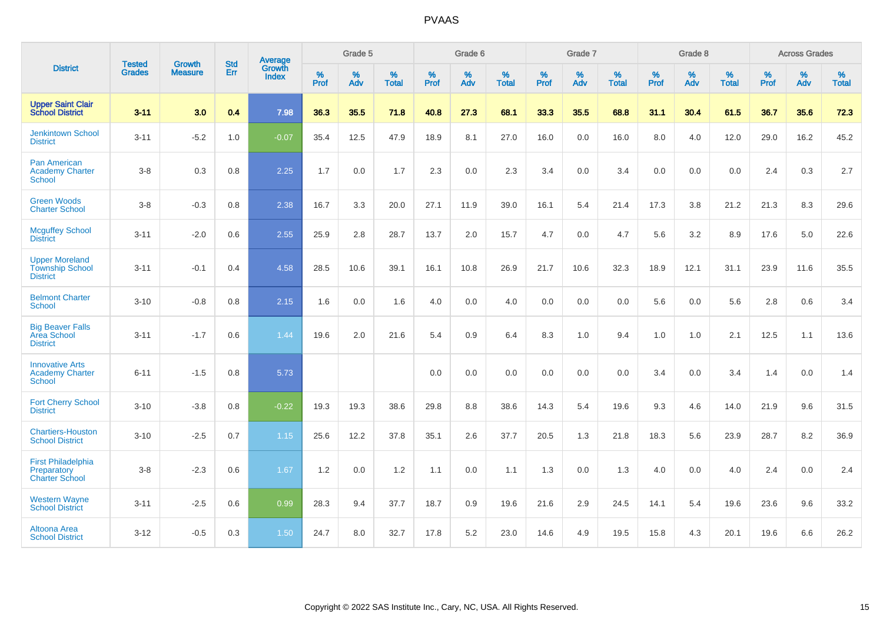# PVAAS

| District | Tested Grades | Growth Measure | Std Err | Average Growth Index | Grade 5 | | | Grade 6 | | | Grade 7 | | | Grade 8 | | | Across Grades | | |
|---|---|---|---|---|---|---|---|---|---|---|---|---|---|---|---|---|---|---|---|
| | | | | | % Prof | % Adv | % Total | % Prof | % Adv | % Total | % Prof | % Adv | % Total | % Prof | % Adv | % Total | % Prof | % Adv | % Total |
| **Upper Saint Clair School District** | **3-11** | **3.0** | **0.4** | **7.98** | **36.3** | **35.5** | **71.8** | **40.8** | **27.3** | **68.1** | **33.3** | **35.5** | **68.8** | **31.1** | **30.4** | **61.5** | **36.7** | **35.6** | **72.3** |
| Jenkintown School District | 3-11 | -5.2 | 1.0 | -0.07 | 35.4 | 12.5 | 47.9 | 18.9 | 8.1 | 27.0 | 16.0 | 0.0 | 16.0 | 8.0 | 4.0 | 12.0 | 29.0 | 16.2 | 45.2 |
| Pan American Academy Charter School | 3-8 | 0.3 | 0.8 | 2.25 | 1.7 | 0.0 | 1.7 | 2.3 | 0.0 | 2.3 | 3.4 | 0.0 | 3.4 | 0.0 | 0.0 | 0.0 | 2.4 | 0.3 | 2.7 |
| Green Woods Charter School | 3-8 | -0.3 | 0.8 | 2.38 | 16.7 | 3.3 | 20.0 | 27.1 | 11.9 | 39.0 | 16.1 | 5.4 | 21.4 | 17.3 | 3.8 | 21.2 | 21.3 | 8.3 | 29.6 |
| Mcguffey School District | 3-11 | -2.0 | 0.6 | 2.55 | 25.9 | 2.8 | 28.7 | 13.7 | 2.0 | 15.7 | 4.7 | 0.0 | 4.7 | 5.6 | 3.2 | 8.9 | 17.6 | 5.0 | 22.6 |
| Upper Moreland Township School District | 3-11 | -0.1 | 0.4 | 4.58 | 28.5 | 10.6 | 39.1 | 16.1 | 10.8 | 26.9 | 21.7 | 10.6 | 32.3 | 18.9 | 12.1 | 31.1 | 23.9 | 11.6 | 35.5 |
| Belmont Charter School | 3-10 | -0.8 | 0.8 | 2.15 | 1.6 | 0.0 | 1.6 | 4.0 | 0.0 | 4.0 | 0.0 | 0.0 | 0.0 | 5.6 | 0.0 | 5.6 | 2.8 | 0.6 | 3.4 |
| Big Beaver Falls Area School District | 3-11 | -1.7 | 0.6 | 1.44 | 19.6 | 2.0 | 21.6 | 5.4 | 0.9 | 6.4 | 8.3 | 1.0 | 9.4 | 1.0 | 1.0 | 2.1 | 12.5 | 1.1 | 13.6 |
| Innovative Arts Academy Charter School | 6-11 | -1.5 | 0.8 | 5.73 | | | | 0.0 | 0.0 | 0.0 | 0.0 | 0.0 | 0.0 | 3.4 | 0.0 | 3.4 | 1.4 | 0.0 | 1.4 |
| Fort Cherry School District | 3-10 | -3.8 | 0.8 | -0.22 | 19.3 | 19.3 | 38.6 | 29.8 | 8.8 | 38.6 | 14.3 | 5.4 | 19.6 | 9.3 | 4.6 | 14.0 | 21.9 | 9.6 | 31.5 |
| Chartiers-Houston School District | 3-10 | -2.5 | 0.7 | 1.15 | 25.6 | 12.2 | 37.8 | 35.1 | 2.6 | 37.7 | 20.5 | 1.3 | 21.8 | 18.3 | 5.6 | 23.9 | 28.7 | 8.2 | 36.9 |
| First Philadelphia Preparatory Charter School | 3-8 | -2.3 | 0.6 | 1.67 | 1.2 | 0.0 | 1.2 | 1.1 | 0.0 | 1.1 | 1.3 | 0.0 | 1.3 | 4.0 | 0.0 | 4.0 | 2.4 | 0.0 | 2.4 |
| Western Wayne School District | 3-11 | -2.5 | 0.6 | 0.99 | 28.3 | 9.4 | 37.7 | 18.7 | 0.9 | 19.6 | 21.6 | 2.9 | 24.5 | 14.1 | 5.4 | 19.6 | 23.6 | 9.6 | 33.2 |
| Altoona Area School District | 3-12 | -0.5 | 0.3 | 1.50 | 24.7 | 8.0 | 32.7 | 17.8 | 5.2 | 23.0 | 14.6 | 4.9 | 19.5 | 15.8 | 4.3 | 20.1 | 19.6 | 6.6 | 26.2 |

Copyright © 2022 SAS Institute Inc., Cary, NC, USA. All Rights Reserved.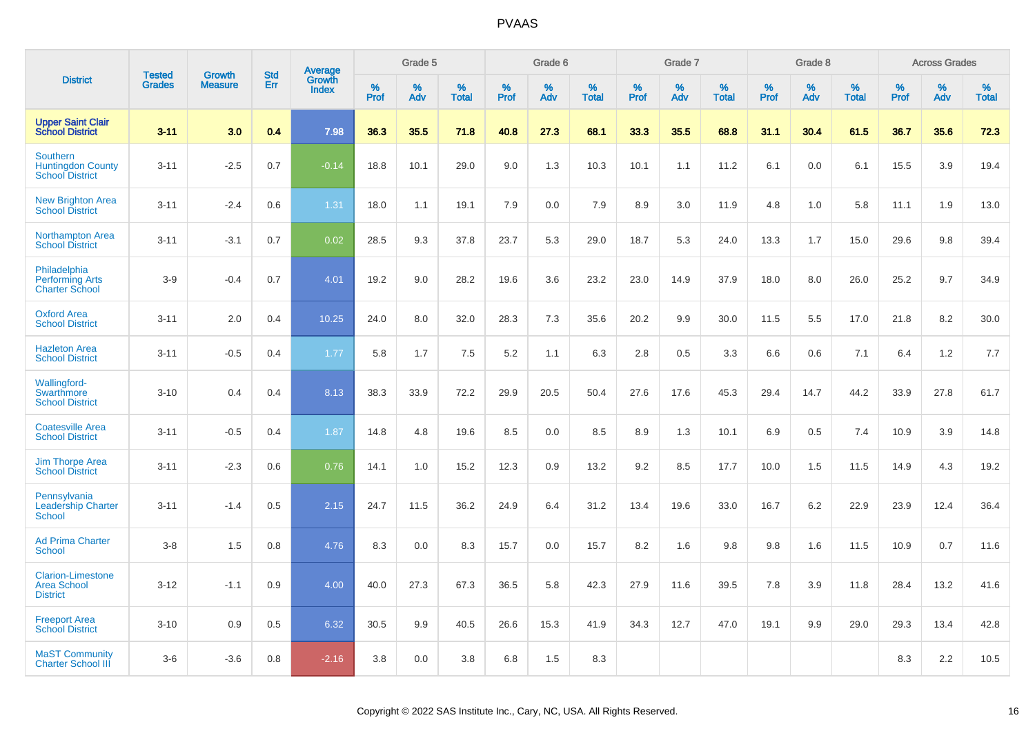| District | Tested Grades | Growth Measure | Std Err | Average Growth Index | Grade 5 | | | Grade 6 | | | Grade 7 | | | Grade 8 | | | Across Grades | | |
|---|---|---|---|---|---|---|---|---|---|---|---|---|---|---|---|---|---|---|---|
| | | | | | % Prof | % Adv | % Total | % Prof | % Adv | % Total | % Prof | % Adv | % Total | % Prof | % Adv | % Total | % Prof | % Adv | % Total |
| **Upper Saint Clair School District** | **3-11** | **3.0** | **0.4** | **7.98** | **36.3** | **35.5** | **71.8** | **40.8** | **27.3** | **68.1** | **33.3** | **35.5** | **68.8** | **31.1** | **30.4** | **61.5** | **36.7** | **35.6** | **72.3** |
| Southern Huntingdon County School District | 3-11 | -2.5 | 0.7 | -0.14 | 18.8 | 10.1 | 29.0 | 9.0 | 1.3 | 10.3 | 10.1 | 1.1 | 11.2 | 6.1 | 0.0 | 6.1 | 15.5 | 3.9 | 19.4 |
| New Brighton Area School District | 3-11 | -2.4 | 0.6 | 1.31 | 18.0 | 1.1 | 19.1 | 7.9 | 0.0 | 7.9 | 8.9 | 3.0 | 11.9 | 4.8 | 1.0 | 5.8 | 11.1 | 1.9 | 13.0 |
| Northampton Area School District | 3-11 | -3.1 | 0.7 | 0.02 | 28.5 | 9.3 | 37.8 | 23.7 | 5.3 | 29.0 | 18.7 | 5.3 | 24.0 | 13.3 | 1.7 | 15.0 | 29.6 | 9.8 | 39.4 |
| Philadelphia Performing Arts Charter School | 3-9 | -0.4 | 0.7 | 4.01 | 19.2 | 9.0 | 28.2 | 19.6 | 3.6 | 23.2 | 23.0 | 14.9 | 37.9 | 18.0 | 8.0 | 26.0 | 25.2 | 9.7 | 34.9 |
| Oxford Area School District | 3-11 | 2.0 | 0.4 | 10.25 | 24.0 | 8.0 | 32.0 | 28.3 | 7.3 | 35.6 | 20.2 | 9.9 | 30.0 | 11.5 | 5.5 | 17.0 | 21.8 | 8.2 | 30.0 |
| Hazleton Area School District | 3-11 | -0.5 | 0.4 | 1.77 | 5.8 | 1.7 | 7.5 | 5.2 | 1.1 | 6.3 | 2.8 | 0.5 | 3.3 | 6.6 | 0.6 | 7.1 | 6.4 | 1.2 | 7.7 |
| Wallingford-Swarthmore School District | 3-10 | 0.4 | 0.4 | 8.13 | 38.3 | 33.9 | 72.2 | 29.9 | 20.5 | 50.4 | 27.6 | 17.6 | 45.3 | 29.4 | 14.7 | 44.2 | 33.9 | 27.8 | 61.7 |
| Coatesville Area School District | 3-11 | -0.5 | 0.4 | 1.87 | 14.8 | 4.8 | 19.6 | 8.5 | 0.0 | 8.5 | 8.9 | 1.3 | 10.1 | 6.9 | 0.5 | 7.4 | 10.9 | 3.9 | 14.8 |
| Jim Thorpe Area School District | 3-11 | -2.3 | 0.6 | 0.76 | 14.1 | 1.0 | 15.2 | 12.3 | 0.9 | 13.2 | 9.2 | 8.5 | 17.7 | 10.0 | 1.5 | 11.5 | 14.9 | 4.3 | 19.2 |
| Pennsylvania Leadership Charter School | 3-11 | -1.4 | 0.5 | 2.15 | 24.7 | 11.5 | 36.2 | 24.9 | 6.4 | 31.2 | 13.4 | 19.6 | 33.0 | 16.7 | 6.2 | 22.9 | 23.9 | 12.4 | 36.4 |
| Ad Prima Charter School | 3-8 | 1.5 | 0.8 | 4.76 | 8.3 | 0.0 | 8.3 | 15.7 | 0.0 | 15.7 | 8.2 | 1.6 | 9.8 | 9.8 | 1.6 | 11.5 | 10.9 | 0.7 | 11.6 |
| Clarion-Limestone Area School District | 3-12 | -1.1 | 0.9 | 4.00 | 40.0 | 27.3 | 67.3 | 36.5 | 5.8 | 42.3 | 27.9 | 11.6 | 39.5 | 7.8 | 3.9 | 11.8 | 28.4 | 13.2 | 41.6 |
| Freeport Area School District | 3-10 | 0.9 | 0.5 | 6.32 | 30.5 | 9.9 | 40.5 | 26.6 | 15.3 | 41.9 | 34.3 | 12.7 | 47.0 | 19.1 | 9.9 | 29.0 | 29.3 | 13.4 | 42.8 |
| MaST Community Charter School III | 3-6 | -3.6 | 0.8 | -2.16 | 3.8 | 0.0 | 3.8 | 6.8 | 1.5 | 8.3 | | | | | | | 8.3 | 2.2 | 10.5 |

Copyright © 2022 SAS Institute Inc., Cary, NC, USA. All Rights Reserved.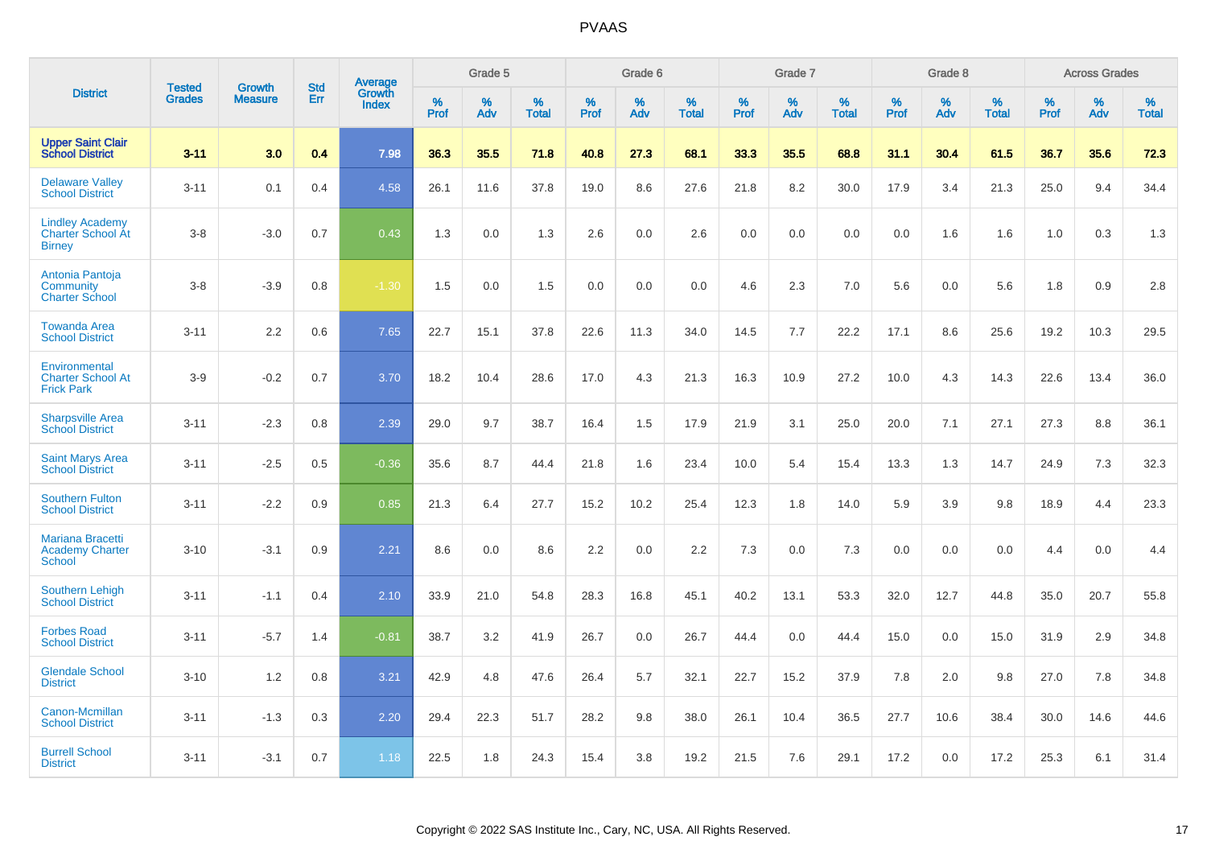# PVAAS

| District | Tested Grades | Growth Measure | Std Err | Average Growth Index | Grade 5 | | | Grade 6 | | | Grade 7 | | | Grade 8 | | | Across Grades | | |
|---|---|---|---|---|---|---|---|---|---|---|---|---|---|---|---|---|---|---|---|
| | | | | | % Prof | % Adv | % Total | % Prof | % Adv | % Total | % Prof | % Adv | % Total | % Prof | % Adv | % Total | % Prof | % Adv | % Total |
| **Upper Saint Clair School District** | **3-11** | **3.0** | **0.4** | **7.98** | **36.3** | **35.5** | **71.8** | **40.8** | **27.3** | **68.1** | **33.3** | **35.5** | **68.8** | **31.1** | **30.4** | **61.5** | **36.7** | **35.6** | **72.3** |
| Delaware Valley School District | 3-11 | 0.1 | 0.4 | 4.58 | 26.1 | 11.6 | 37.8 | 19.0 | 8.6 | 27.6 | 21.8 | 8.2 | 30.0 | 17.9 | 3.4 | 21.3 | 25.0 | 9.4 | 34.4 |
| Lindley Academy Charter School At Birney | 3-8 | -3.0 | 0.7 | 0.43 | 1.3 | 0.0 | 1.3 | 2.6 | 0.0 | 2.6 | 0.0 | 0.0 | 0.0 | 0.0 | 1.6 | 1.6 | 1.0 | 0.3 | 1.3 |
| Antonia Pantoja Community Charter School | 3-8 | -3.9 | 0.8 | -1.30 | 1.5 | 0.0 | 1.5 | 0.0 | 0.0 | 0.0 | 4.6 | 2.3 | 7.0 | 5.6 | 0.0 | 5.6 | 1.8 | 0.9 | 2.8 |
| Towanda Area School District | 3-11 | 2.2 | 0.6 | 7.65 | 22.7 | 15.1 | 37.8 | 22.6 | 11.3 | 34.0 | 14.5 | 7.7 | 22.2 | 17.1 | 8.6 | 25.6 | 19.2 | 10.3 | 29.5 |
| Environmental Charter School At Frick Park | 3-9 | -0.2 | 0.7 | 3.70 | 18.2 | 10.4 | 28.6 | 17.0 | 4.3 | 21.3 | 16.3 | 10.9 | 27.2 | 10.0 | 4.3 | 14.3 | 22.6 | 13.4 | 36.0 |
| Sharpsville Area School District | 3-11 | -2.3 | 0.8 | 2.39 | 29.0 | 9.7 | 38.7 | 16.4 | 1.5 | 17.9 | 21.9 | 3.1 | 25.0 | 20.0 | 7.1 | 27.1 | 27.3 | 8.8 | 36.1 |
| Saint Marys Area School District | 3-11 | -2.5 | 0.5 | -0.36 | 35.6 | 8.7 | 44.4 | 21.8 | 1.6 | 23.4 | 10.0 | 5.4 | 15.4 | 13.3 | 1.3 | 14.7 | 24.9 | 7.3 | 32.3 |
| Southern Fulton School District | 3-11 | -2.2 | 0.9 | 0.85 | 21.3 | 6.4 | 27.7 | 15.2 | 10.2 | 25.4 | 12.3 | 1.8 | 14.0 | 5.9 | 3.9 | 9.8 | 18.9 | 4.4 | 23.3 |
| Mariana Bracetti Academy Charter School | 3-10 | -3.1 | 0.9 | 2.21 | 8.6 | 0.0 | 8.6 | 2.2 | 0.0 | 2.2 | 7.3 | 0.0 | 7.3 | 0.0 | 0.0 | 0.0 | 4.4 | 0.0 | 4.4 |
| Southern Lehigh School District | 3-11 | -1.1 | 0.4 | 2.10 | 33.9 | 21.0 | 54.8 | 28.3 | 16.8 | 45.1 | 40.2 | 13.1 | 53.3 | 32.0 | 12.7 | 44.8 | 35.0 | 20.7 | 55.8 |
| Forbes Road School District | 3-11 | -5.7 | 1.4 | -0.81 | 38.7 | 3.2 | 41.9 | 26.7 | 0.0 | 26.7 | 44.4 | 0.0 | 44.4 | 15.0 | 0.0 | 15.0 | 31.9 | 2.9 | 34.8 |
| Glendale School District | 3-10 | 1.2 | 0.8 | 3.21 | 42.9 | 4.8 | 47.6 | 26.4 | 5.7 | 32.1 | 22.7 | 15.2 | 37.9 | 7.8 | 2.0 | 9.8 | 27.0 | 7.8 | 34.8 |
| Canon-Mcmillan School District | 3-11 | -1.3 | 0.3 | 2.20 | 29.4 | 22.3 | 51.7 | 28.2 | 9.8 | 38.0 | 26.1 | 10.4 | 36.5 | 27.7 | 10.6 | 38.4 | 30.0 | 14.6 | 44.6 |
| Burrell School District | 3-11 | -3.1 | 0.7 | 1.18 | 22.5 | 1.8 | 24.3 | 15.4 | 3.8 | 19.2 | 21.5 | 7.6 | 29.1 | 17.2 | 0.0 | 17.2 | 25.3 | 6.1 | 31.4 |

Copyright © 2022 SAS Institute Inc., Cary, NC, USA. All Rights Reserved.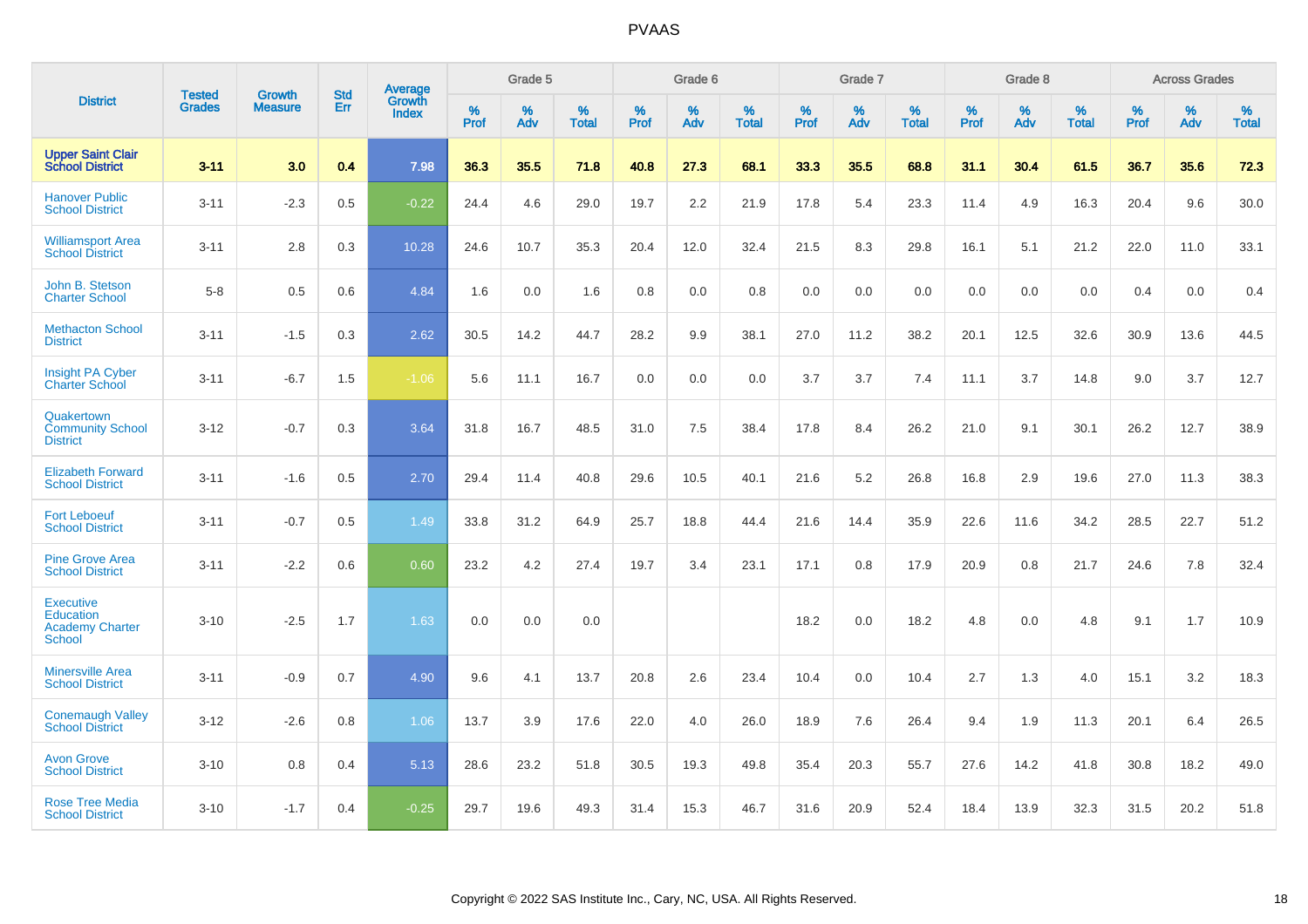# PVAAS

| District | Tested Grades | Growth Measure | Std Err | Average Growth Index | Grade 5 | | | Grade 6 | | | Grade 7 | | | Grade 8 | | | Across Grades | | |
|---|---|---|---|---|---|---|---|---|---|---|---|---|---|---|---|---|---|---|---|
| | | | | | % Prof | % Adv | % Total | % Prof | % Adv | % Total | % Prof | % Adv | % Total | % Prof | % Adv | % Total | % Prof | % Adv | % Total |
| **Upper Saint Clair School District** | **3-11** | **3.0** | **0.4** | **7.98** | **36.3** | **35.5** | **71.8** | **40.8** | **27.3** | **68.1** | **33.3** | **35.5** | **68.8** | **31.1** | **30.4** | **61.5** | **36.7** | **35.6** | **72.3** |
| Hanover Public School District | 3-11 | -2.3 | 0.5 | -0.22 | 24.4 | 4.6 | 29.0 | 19.7 | 2.2 | 21.9 | 17.8 | 5.4 | 23.3 | 11.4 | 4.9 | 16.3 | 20.4 | 9.6 | 30.0 |
| Williamsport Area School District | 3-11 | 2.8 | 0.3 | 10.28 | 24.6 | 10.7 | 35.3 | 20.4 | 12.0 | 32.4 | 21.5 | 8.3 | 29.8 | 16.1 | 5.1 | 21.2 | 22.0 | 11.0 | 33.1 |
| John B. Stetson Charter School | 5-8 | 0.5 | 0.6 | 4.84 | 1.6 | 0.0 | 1.6 | 0.8 | 0.0 | 0.8 | 0.0 | 0.0 | 0.0 | 0.0 | 0.0 | 0.0 | 0.4 | 0.0 | 0.4 |
| Methacton School District | 3-11 | -1.5 | 0.3 | 2.62 | 30.5 | 14.2 | 44.7 | 28.2 | 9.9 | 38.1 | 27.0 | 11.2 | 38.2 | 20.1 | 12.5 | 32.6 | 30.9 | 13.6 | 44.5 |
| Insight PA Cyber Charter School | 3-11 | -6.7 | 1.5 | -1.06 | 5.6 | 11.1 | 16.7 | 0.0 | 0.0 | 0.0 | 3.7 | 3.7 | 7.4 | 11.1 | 3.7 | 14.8 | 9.0 | 3.7 | 12.7 |
| Quakertown Community School District | 3-12 | -0.7 | 0.3 | 3.64 | 31.8 | 16.7 | 48.5 | 31.0 | 7.5 | 38.4 | 17.8 | 8.4 | 26.2 | 21.0 | 9.1 | 30.1 | 26.2 | 12.7 | 38.9 |
| Elizabeth Forward School District | 3-11 | -1.6 | 0.5 | 2.70 | 29.4 | 11.4 | 40.8 | 29.6 | 10.5 | 40.1 | 21.6 | 5.2 | 26.8 | 16.8 | 2.9 | 19.6 | 27.0 | 11.3 | 38.3 |
| Fort Leboeuf School District | 3-11 | -0.7 | 0.5 | 1.49 | 33.8 | 31.2 | 64.9 | 25.7 | 18.8 | 44.4 | 21.6 | 14.4 | 35.9 | 22.6 | 11.6 | 34.2 | 28.5 | 22.7 | 51.2 |
| Pine Grove Area School District | 3-11 | -2.2 | 0.6 | 0.60 | 23.2 | 4.2 | 27.4 | 19.7 | 3.4 | 23.1 | 17.1 | 0.8 | 17.9 | 20.9 | 0.8 | 21.7 | 24.6 | 7.8 | 32.4 |
| Executive Education Academy Charter School | 3-10 | -2.5 | 1.7 | 1.63 | 0.0 | 0.0 | 0.0 | | | | 18.2 | 0.0 | 18.2 | 4.8 | 0.0 | 4.8 | 9.1 | 1.7 | 10.9 |
| Minersville Area School District | 3-11 | -0.9 | 0.7 | 4.90 | 9.6 | 4.1 | 13.7 | 20.8 | 2.6 | 23.4 | 10.4 | 0.0 | 10.4 | 2.7 | 1.3 | 4.0 | 15.1 | 3.2 | 18.3 |
| Conemaugh Valley School District | 3-12 | -2.6 | 0.8 | 1.06 | 13.7 | 3.9 | 17.6 | 22.0 | 4.0 | 26.0 | 18.9 | 7.6 | 26.4 | 9.4 | 1.9 | 11.3 | 20.1 | 6.4 | 26.5 |
| Avon Grove School District | 3-10 | 0.8 | 0.4 | 5.13 | 28.6 | 23.2 | 51.8 | 30.5 | 19.3 | 49.8 | 35.4 | 20.3 | 55.7 | 27.6 | 14.2 | 41.8 | 30.8 | 18.2 | 49.0 |
| Rose Tree Media School District | 3-10 | -1.7 | 0.4 | -0.25 | 29.7 | 19.6 | 49.3 | 31.4 | 15.3 | 46.7 | 31.6 | 20.9 | 52.4 | 18.4 | 13.9 | 32.3 | 31.5 | 20.2 | 51.8 |

Copyright © 2022 SAS Institute Inc., Cary, NC, USA. All Rights Reserved.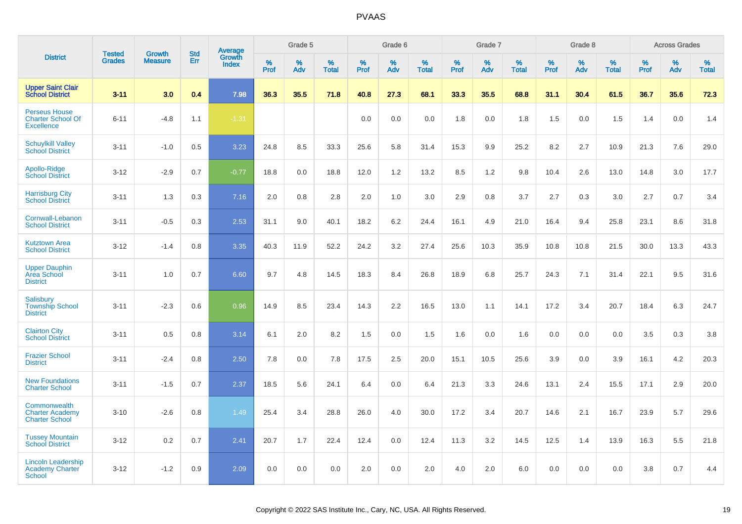# PVAAS

| District | Tested Grades | Growth Measure | Std Err | Average Growth Index | Grade 5 | | | Grade 6 | | | Grade 7 | | | Grade 8 | | | Across Grades | | |
|---|---|---|---|---|---|---|---|---|---|---|---|---|---|---|---|---|---|---|---|
| | | | | | % Prof | % Adv | % Total | % Prof | % Adv | % Total | % Prof | % Adv | % Total | % Prof | % Adv | % Total | % Prof | % Adv | % Total |
| **Upper Saint Clair School District** | **3-11** | **3.0** | **0.4** | **7.98** | **36.3** | **35.5** | **71.8** | **40.8** | **27.3** | **68.1** | **33.3** | **35.5** | **68.8** | **31.1** | **30.4** | **61.5** | **36.7** | **35.6** | **72.3** |
| Perseus House Charter School Of Excellence | 6-11 | -4.8 | 1.1 | -1.31 | | | | 0.0 | 0.0 | 0.0 | 1.8 | 0.0 | 1.8 | 1.5 | 0.0 | 1.5 | 1.4 | 0.0 | 1.4 |
| Schuylkill Valley School District | 3-11 | -1.0 | 0.5 | 3.23 | 24.8 | 8.5 | 33.3 | 25.6 | 5.8 | 31.4 | 15.3 | 9.9 | 25.2 | 8.2 | 2.7 | 10.9 | 21.3 | 7.6 | 29.0 |
| Apollo-Ridge School District | 3-12 | -2.9 | 0.7 | -0.77 | 18.8 | 0.0 | 18.8 | 12.0 | 1.2 | 13.2 | 8.5 | 1.2 | 9.8 | 10.4 | 2.6 | 13.0 | 14.8 | 3.0 | 17.7 |
| Harrisburg City School District | 3-11 | 1.3 | 0.3 | 7.16 | 2.0 | 0.8 | 2.8 | 2.0 | 1.0 | 3.0 | 2.9 | 0.8 | 3.7 | 2.7 | 0.3 | 3.0 | 2.7 | 0.7 | 3.4 |
| Cornwall-Lebanon School District | 3-11 | -0.5 | 0.3 | 2.53 | 31.1 | 9.0 | 40.1 | 18.2 | 6.2 | 24.4 | 16.1 | 4.9 | 21.0 | 16.4 | 9.4 | 25.8 | 23.1 | 8.6 | 31.8 |
| Kutztown Area School District | 3-12 | -1.4 | 0.8 | 3.35 | 40.3 | 11.9 | 52.2 | 24.2 | 3.2 | 27.4 | 25.6 | 10.3 | 35.9 | 10.8 | 10.8 | 21.5 | 30.0 | 13.3 | 43.3 |
| Upper Dauphin Area School District | 3-11 | 1.0 | 0.7 | 6.60 | 9.7 | 4.8 | 14.5 | 18.3 | 8.4 | 26.8 | 18.9 | 6.8 | 25.7 | 24.3 | 7.1 | 31.4 | 22.1 | 9.5 | 31.6 |
| Salisbury Township School District | 3-11 | -2.3 | 0.6 | 0.96 | 14.9 | 8.5 | 23.4 | 14.3 | 2.2 | 16.5 | 13.0 | 1.1 | 14.1 | 17.2 | 3.4 | 20.7 | 18.4 | 6.3 | 24.7 |
| Clairton City School District | 3-11 | 0.5 | 0.8 | 3.14 | 6.1 | 2.0 | 8.2 | 1.5 | 0.0 | 1.5 | 1.6 | 0.0 | 1.6 | 0.0 | 0.0 | 0.0 | 3.5 | 0.3 | 3.8 |
| Frazier School District | 3-11 | -2.4 | 0.8 | 2.50 | 7.8 | 0.0 | 7.8 | 17.5 | 2.5 | 20.0 | 15.1 | 10.5 | 25.6 | 3.9 | 0.0 | 3.9 | 16.1 | 4.2 | 20.3 |
| New Foundations Charter School | 3-11 | -1.5 | 0.7 | 2.37 | 18.5 | 5.6 | 24.1 | 6.4 | 0.0 | 6.4 | 21.3 | 3.3 | 24.6 | 13.1 | 2.4 | 15.5 | 17.1 | 2.9 | 20.0 |
| Commonwealth Charter Academy Charter School | 3-10 | -2.6 | 0.8 | 1.49 | 25.4 | 3.4 | 28.8 | 26.0 | 4.0 | 30.0 | 17.2 | 3.4 | 20.7 | 14.6 | 2.1 | 16.7 | 23.9 | 5.7 | 29.6 |
| Tussey Mountain School District | 3-12 | 0.2 | 0.7 | 2.41 | 20.7 | 1.7 | 22.4 | 12.4 | 0.0 | 12.4 | 11.3 | 3.2 | 14.5 | 12.5 | 1.4 | 13.9 | 16.3 | 5.5 | 21.8 |
| Lincoln Leadership Academy Charter School | 3-12 | -1.2 | 0.9 | 2.09 | 0.0 | 0.0 | 0.0 | 2.0 | 0.0 | 2.0 | 4.0 | 2.0 | 6.0 | 0.0 | 0.0 | 0.0 | 3.8 | 0.7 | 4.4 |

Copyright © 2022 SAS Institute Inc., Cary, NC, USA. All Rights Reserved.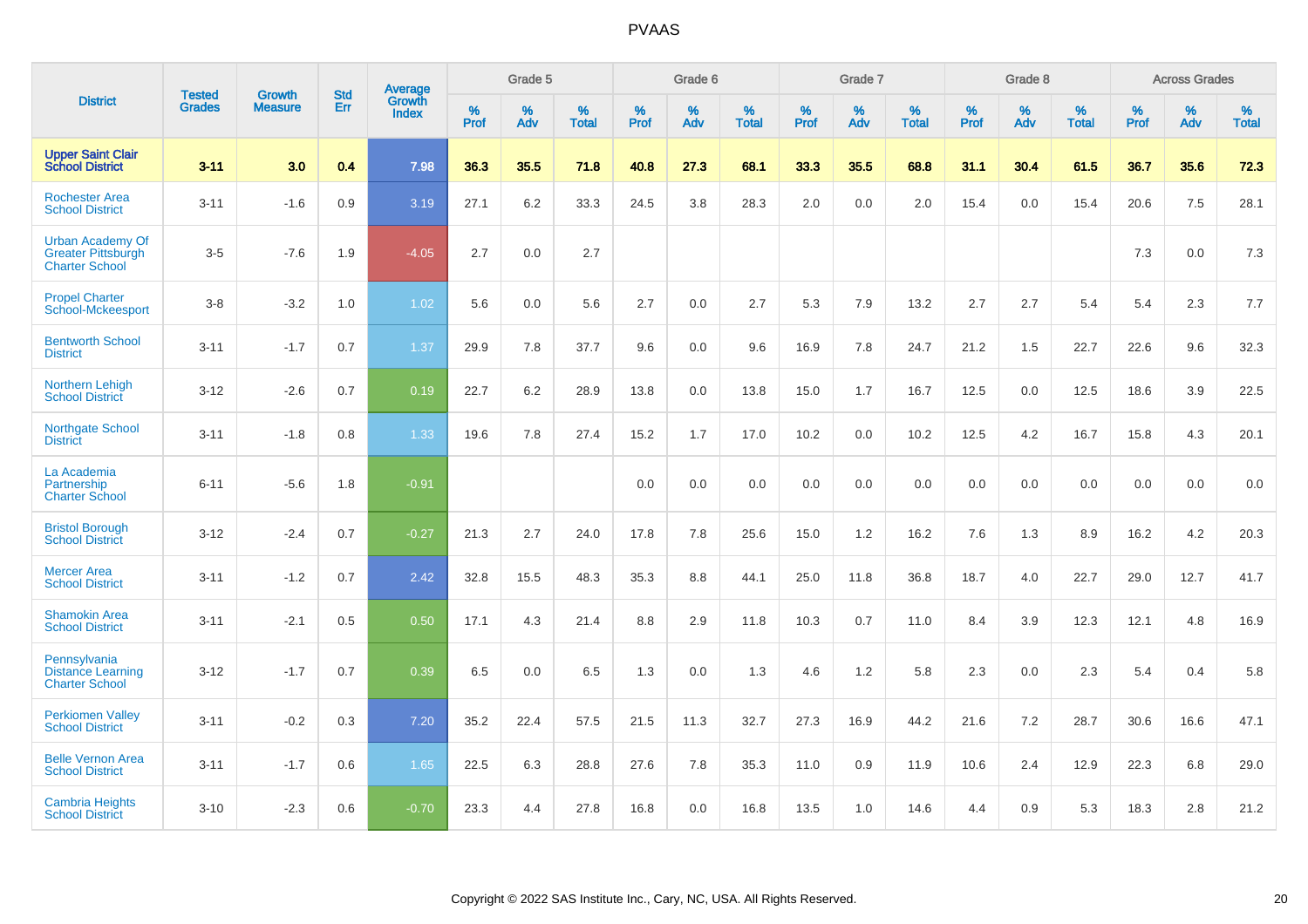# PVAAS

| District | Tested Grades | Growth Measure | Std Err | Average Growth Index | Grade 5 | | | Grade 6 | | | Grade 7 | | | Grade 8 | | | Across Grades | | |
|---|---|---|---|---|---|---|---|---|---|---|---|---|---|---|---|---|---|---|---|
| | | | | | % Prof | % Adv | % Total | % Prof | % Adv | % Total | % Prof | % Adv | % Total | % Prof | % Adv | % Total | % Prof | % Adv | % Total |
| **Upper Saint Clair School District** | **3-11** | **3.0** | **0.4** | **7.98** | **36.3** | **35.5** | **71.8** | **40.8** | **27.3** | **68.1** | **33.3** | **35.5** | **68.8** | **31.1** | **30.4** | **61.5** | **36.7** | **35.6** | **72.3** |
| Rochester Area School District | 3-11 | -1.6 | 0.9 | 3.19 | 27.1 | 6.2 | 33.3 | 24.5 | 3.8 | 28.3 | 2.0 | 0.0 | 2.0 | 15.4 | 0.0 | 15.4 | 20.6 | 7.5 | 28.1 |
| Urban Academy Of Greater Pittsburgh Charter School | 3-5 | -7.6 | 1.9 | -4.05 | 2.7 | 0.0 | 2.7 | | | | | | | | | | 7.3 | 0.0 | 7.3 |
| Propel Charter School-Mckeesport | 3-8 | -3.2 | 1.0 | 1.02 | 5.6 | 0.0 | 5.6 | 2.7 | 0.0 | 2.7 | 5.3 | 7.9 | 13.2 | 2.7 | 2.7 | 5.4 | 5.4 | 2.3 | 7.7 |
| Bentworth School District | 3-11 | -1.7 | 0.7 | 1.37 | 29.9 | 7.8 | 37.7 | 9.6 | 0.0 | 9.6 | 16.9 | 7.8 | 24.7 | 21.2 | 1.5 | 22.7 | 22.6 | 9.6 | 32.3 |
| Northern Lehigh School District | 3-12 | -2.6 | 0.7 | 0.19 | 22.7 | 6.2 | 28.9 | 13.8 | 0.0 | 13.8 | 15.0 | 1.7 | 16.7 | 12.5 | 0.0 | 12.5 | 18.6 | 3.9 | 22.5 |
| Northgate School District | 3-11 | -1.8 | 0.8 | 1.33 | 19.6 | 7.8 | 27.4 | 15.2 | 1.7 | 17.0 | 10.2 | 0.0 | 10.2 | 12.5 | 4.2 | 16.7 | 15.8 | 4.3 | 20.1 |
| La Academia Partnership Charter School | 6-11 | -5.6 | 1.8 | -0.91 | | | | 0.0 | 0.0 | 0.0 | 0.0 | 0.0 | 0.0 | 0.0 | 0.0 | 0.0 | 0.0 | 0.0 | 0.0 |
| Bristol Borough School District | 3-12 | -2.4 | 0.7 | -0.27 | 21.3 | 2.7 | 24.0 | 17.8 | 7.8 | 25.6 | 15.0 | 1.2 | 16.2 | 7.6 | 1.3 | 8.9 | 16.2 | 4.2 | 20.3 |
| Mercer Area School District | 3-11 | -1.2 | 0.7 | 2.42 | 32.8 | 15.5 | 48.3 | 35.3 | 8.8 | 44.1 | 25.0 | 11.8 | 36.8 | 18.7 | 4.0 | 22.7 | 29.0 | 12.7 | 41.7 |
| Shamokin Area School District | 3-11 | -2.1 | 0.5 | 0.50 | 17.1 | 4.3 | 21.4 | 8.8 | 2.9 | 11.8 | 10.3 | 0.7 | 11.0 | 8.4 | 3.9 | 12.3 | 12.1 | 4.8 | 16.9 |
| Pennsylvania Distance Learning Charter School | 3-12 | -1.7 | 0.7 | 0.39 | 6.5 | 0.0 | 6.5 | 1.3 | 0.0 | 1.3 | 4.6 | 1.2 | 5.8 | 2.3 | 0.0 | 2.3 | 5.4 | 0.4 | 5.8 |
| Perkiomen Valley School District | 3-11 | -0.2 | 0.3 | 7.20 | 35.2 | 22.4 | 57.5 | 21.5 | 11.3 | 32.7 | 27.3 | 16.9 | 44.2 | 21.6 | 7.2 | 28.7 | 30.6 | 16.6 | 47.1 |
| Belle Vernon Area School District | 3-11 | -1.7 | 0.6 | 1.65 | 22.5 | 6.3 | 28.8 | 27.6 | 7.8 | 35.3 | 11.0 | 0.9 | 11.9 | 10.6 | 2.4 | 12.9 | 22.3 | 6.8 | 29.0 |
| Cambria Heights School District | 3-10 | -2.3 | 0.6 | -0.70 | 23.3 | 4.4 | 27.8 | 16.8 | 0.0 | 16.8 | 13.5 | 1.0 | 14.6 | 4.4 | 0.9 | 5.3 | 18.3 | 2.8 | 21.2 |

Copyright © 2022 SAS Institute Inc., Cary, NC, USA. All Rights Reserved.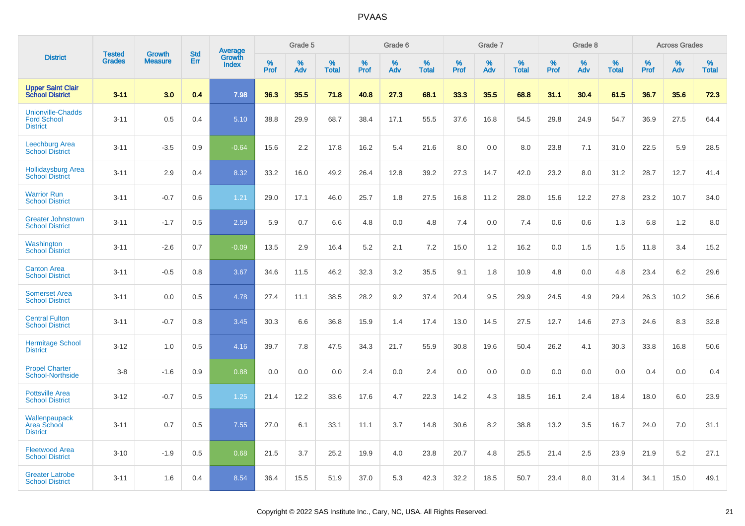# PVAAS

| District | Tested Grades | Growth Measure | Std Err | Average Growth Index | Grade 5 | | | Grade 6 | | | Grade 7 | | | Grade 8 | | | Across Grades | | |
|---|---|---|---|---|---|---|---|---|---|---|---|---|---|---|---|---|---|---|---|
| | | | | | % Prof | % Adv | % Total | % Prof | % Adv | % Total | % Prof | % Adv | % Total | % Prof | % Adv | % Total | % Prof | % Adv | % Total |
| **Upper Saint Clair School District** | **3-11** | **3.0** | **0.4** | **7.98** | **36.3** | **35.5** | **71.8** | **40.8** | **27.3** | **68.1** | **33.3** | **35.5** | **68.8** | **31.1** | **30.4** | **61.5** | **36.7** | **35.6** | **72.3** |
| Unionville-Chadds Ford School District | 3-11 | 0.5 | 0.4 | 5.10 | 38.8 | 29.9 | 68.7 | 38.4 | 17.1 | 55.5 | 37.6 | 16.8 | 54.5 | 29.8 | 24.9 | 54.7 | 36.9 | 27.5 | 64.4 |
| Leechburg Area School District | 3-11 | -3.5 | 0.9 | -0.64 | 15.6 | 2.2 | 17.8 | 16.2 | 5.4 | 21.6 | 8.0 | 0.0 | 8.0 | 23.8 | 7.1 | 31.0 | 22.5 | 5.9 | 28.5 |
| Hollidaysburg Area School District | 3-11 | 2.9 | 0.4 | 8.32 | 33.2 | 16.0 | 49.2 | 26.4 | 12.8 | 39.2 | 27.3 | 14.7 | 42.0 | 23.2 | 8.0 | 31.2 | 28.7 | 12.7 | 41.4 |
| Warrior Run School District | 3-11 | -0.7 | 0.6 | 1.21 | 29.0 | 17.1 | 46.0 | 25.7 | 1.8 | 27.5 | 16.8 | 11.2 | 28.0 | 15.6 | 12.2 | 27.8 | 23.2 | 10.7 | 34.0 |
| Greater Johnstown School District | 3-11 | -1.7 | 0.5 | 2.59 | 5.9 | 0.7 | 6.6 | 4.8 | 0.0 | 4.8 | 7.4 | 0.0 | 7.4 | 0.6 | 0.6 | 1.3 | 6.8 | 1.2 | 8.0 |
| Washington School District | 3-11 | -2.6 | 0.7 | -0.09 | 13.5 | 2.9 | 16.4 | 5.2 | 2.1 | 7.2 | 15.0 | 1.2 | 16.2 | 0.0 | 1.5 | 1.5 | 11.8 | 3.4 | 15.2 |
| Canton Area School District | 3-11 | -0.5 | 0.8 | 3.67 | 34.6 | 11.5 | 46.2 | 32.3 | 3.2 | 35.5 | 9.1 | 1.8 | 10.9 | 4.8 | 0.0 | 4.8 | 23.4 | 6.2 | 29.6 |
| Somerset Area School District | 3-11 | 0.0 | 0.5 | 4.78 | 27.4 | 11.1 | 38.5 | 28.2 | 9.2 | 37.4 | 20.4 | 9.5 | 29.9 | 24.5 | 4.9 | 29.4 | 26.3 | 10.2 | 36.6 |
| Central Fulton School District | 3-11 | -0.7 | 0.8 | 3.45 | 30.3 | 6.6 | 36.8 | 15.9 | 1.4 | 17.4 | 13.0 | 14.5 | 27.5 | 12.7 | 14.6 | 27.3 | 24.6 | 8.3 | 32.8 |
| Hermitage School District | 3-12 | 1.0 | 0.5 | 4.16 | 39.7 | 7.8 | 47.5 | 34.3 | 21.7 | 55.9 | 30.8 | 19.6 | 50.4 | 26.2 | 4.1 | 30.3 | 33.8 | 16.8 | 50.6 |
| Propel Charter School-Northside | 3-8 | -1.6 | 0.9 | 0.88 | 0.0 | 0.0 | 0.0 | 2.4 | 0.0 | 2.4 | 0.0 | 0.0 | 0.0 | 0.0 | 0.0 | 0.0 | 0.4 | 0.0 | 0.4 |
| Pottsville Area School District | 3-12 | -0.7 | 0.5 | 1.25 | 21.4 | 12.2 | 33.6 | 17.6 | 4.7 | 22.3 | 14.2 | 4.3 | 18.5 | 16.1 | 2.4 | 18.4 | 18.0 | 6.0 | 23.9 |
| Wallenpaupack Area School District | 3-11 | 0.7 | 0.5 | 7.55 | 27.0 | 6.1 | 33.1 | 11.1 | 3.7 | 14.8 | 30.6 | 8.2 | 38.8 | 13.2 | 3.5 | 16.7 | 24.0 | 7.0 | 31.1 |
| Fleetwood Area School District | 3-10 | -1.9 | 0.5 | 0.68 | 21.5 | 3.7 | 25.2 | 19.9 | 4.0 | 23.8 | 20.7 | 4.8 | 25.5 | 21.4 | 2.5 | 23.9 | 21.9 | 5.2 | 27.1 |
| Greater Latrobe School District | 3-11 | 1.6 | 0.4 | 8.54 | 36.4 | 15.5 | 51.9 | 37.0 | 5.3 | 42.3 | 32.2 | 18.5 | 50.7 | 23.4 | 8.0 | 31.4 | 34.1 | 15.0 | 49.1 |

Copyright © 2022 SAS Institute Inc., Cary, NC, USA. All Rights Reserved.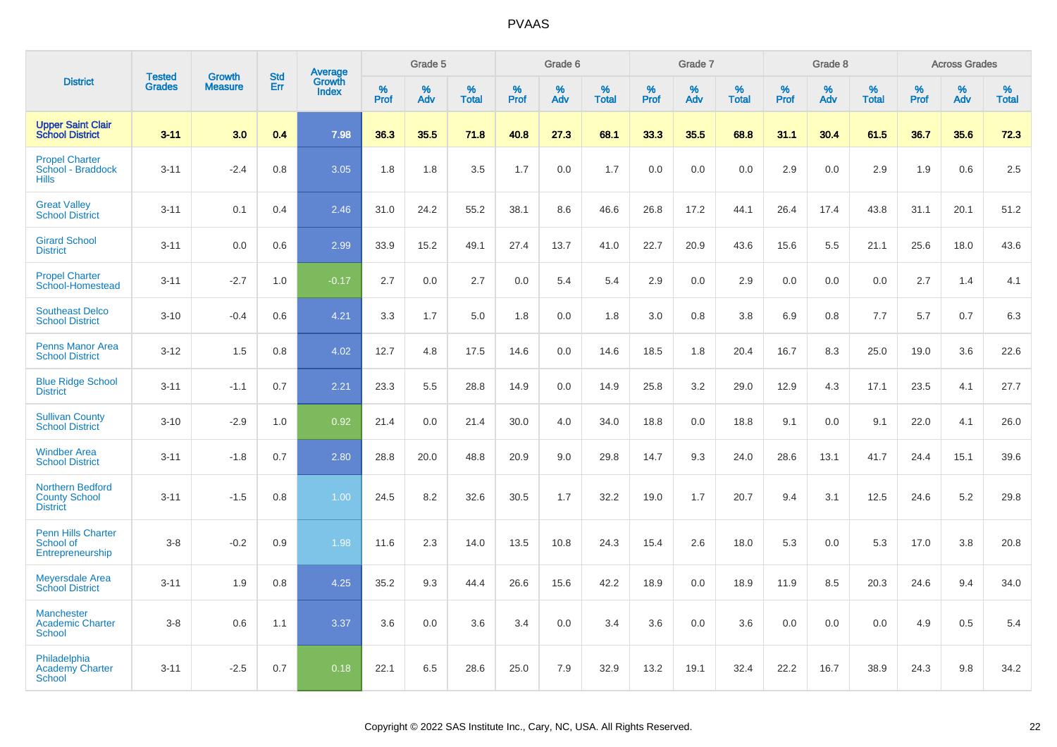# PVAAS

| District | Tested Grades | Growth Measure | Std Err | Average Growth Index | Grade 5 | | | Grade 6 | | | Grade 7 | | | Grade 8 | | | Across Grades | | |
|---|---|---|---|---|---|---|---|---|---|---|---|---|---|---|---|---|---|---|---|
| | | | | | % Prof | % Adv | % Total | % Prof | % Adv | % Total | % Prof | % Adv | % Total | % Prof | % Adv | % Total | % Prof | % Adv | % Total |
| **Upper Saint Clair School District** | **3-11** | **3.0** | **0.4** | **7.98** | **36.3** | **35.5** | **71.8** | **40.8** | **27.3** | **68.1** | **33.3** | **35.5** | **68.8** | **31.1** | **30.4** | **61.5** | **36.7** | **35.6** | **72.3** |
| Propel Charter School - Braddock Hills | 3-11 | -2.4 | 0.8 | 3.05 | 1.8 | 1.8 | 3.5 | 1.7 | 0.0 | 1.7 | 0.0 | 0.0 | 0.0 | 2.9 | 0.0 | 2.9 | 1.9 | 0.6 | 2.5 |
| Great Valley School District | 3-11 | 0.1 | 0.4 | 2.46 | 31.0 | 24.2 | 55.2 | 38.1 | 8.6 | 46.6 | 26.8 | 17.2 | 44.1 | 26.4 | 17.4 | 43.8 | 31.1 | 20.1 | 51.2 |
| Girard School District | 3-11 | 0.0 | 0.6 | 2.99 | 33.9 | 15.2 | 49.1 | 27.4 | 13.7 | 41.0 | 22.7 | 20.9 | 43.6 | 15.6 | 5.5 | 21.1 | 25.6 | 18.0 | 43.6 |
| Propel Charter School-Homestead | 3-11 | -2.7 | 1.0 | -0.17 | 2.7 | 0.0 | 2.7 | 0.0 | 5.4 | 5.4 | 2.9 | 0.0 | 2.9 | 0.0 | 0.0 | 0.0 | 2.7 | 1.4 | 4.1 |
| Southeast Delco School District | 3-10 | -0.4 | 0.6 | 4.21 | 3.3 | 1.7 | 5.0 | 1.8 | 0.0 | 1.8 | 3.0 | 0.8 | 3.8 | 6.9 | 0.8 | 7.7 | 5.7 | 0.7 | 6.3 |
| Penns Manor Area School District | 3-12 | 1.5 | 0.8 | 4.02 | 12.7 | 4.8 | 17.5 | 14.6 | 0.0 | 14.6 | 18.5 | 1.8 | 20.4 | 16.7 | 8.3 | 25.0 | 19.0 | 3.6 | 22.6 |
| Blue Ridge School District | 3-11 | -1.1 | 0.7 | 2.21 | 23.3 | 5.5 | 28.8 | 14.9 | 0.0 | 14.9 | 25.8 | 3.2 | 29.0 | 12.9 | 4.3 | 17.1 | 23.5 | 4.1 | 27.7 |
| Sullivan County School District | 3-10 | -2.9 | 1.0 | 0.92 | 21.4 | 0.0 | 21.4 | 30.0 | 4.0 | 34.0 | 18.8 | 0.0 | 18.8 | 9.1 | 0.0 | 9.1 | 22.0 | 4.1 | 26.0 |
| Windber Area School District | 3-11 | -1.8 | 0.7 | 2.80 | 28.8 | 20.0 | 48.8 | 20.9 | 9.0 | 29.8 | 14.7 | 9.3 | 24.0 | 28.6 | 13.1 | 41.7 | 24.4 | 15.1 | 39.6 |
| Northern Bedford County School District | 3-11 | -1.5 | 0.8 | 1.00 | 24.5 | 8.2 | 32.6 | 30.5 | 1.7 | 32.2 | 19.0 | 1.7 | 20.7 | 9.4 | 3.1 | 12.5 | 24.6 | 5.2 | 29.8 |
| Penn Hills Charter School of Entrepreneurship | 3-8 | -0.2 | 0.9 | 1.98 | 11.6 | 2.3 | 14.0 | 13.5 | 10.8 | 24.3 | 15.4 | 2.6 | 18.0 | 5.3 | 0.0 | 5.3 | 17.0 | 3.8 | 20.8 |
| Meyersdale Area School District | 3-11 | 1.9 | 0.8 | 4.25 | 35.2 | 9.3 | 44.4 | 26.6 | 15.6 | 42.2 | 18.9 | 0.0 | 18.9 | 11.9 | 8.5 | 20.3 | 24.6 | 9.4 | 34.0 |
| Manchester Academic Charter School | 3-8 | 0.6 | 1.1 | 3.37 | 3.6 | 0.0 | 3.6 | 3.4 | 0.0 | 3.4 | 3.6 | 0.0 | 3.6 | 0.0 | 0.0 | 0.0 | 4.9 | 0.5 | 5.4 |
| Philadelphia Academy Charter School | 3-11 | -2.5 | 0.7 | 0.18 | 22.1 | 6.5 | 28.6 | 25.0 | 7.9 | 32.9 | 13.2 | 19.1 | 32.4 | 22.2 | 16.7 | 38.9 | 24.3 | 9.8 | 34.2 |

Copyright © 2022 SAS Institute Inc., Cary, NC, USA. All Rights Reserved.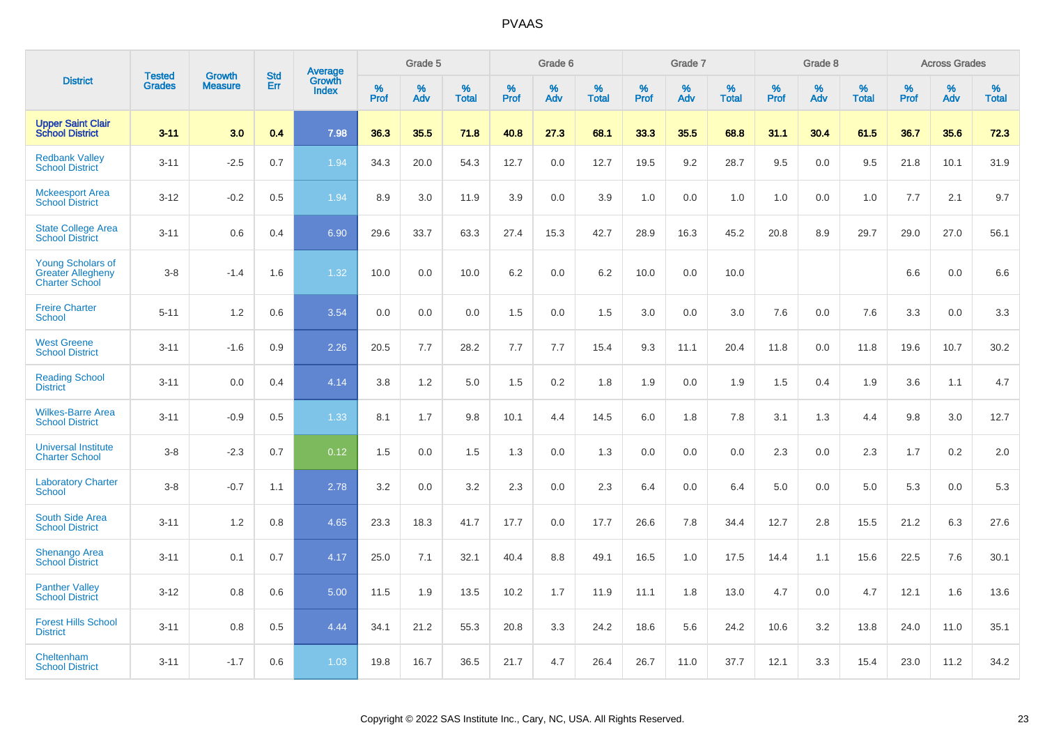# PVAAS

| District | Tested Grades | Growth Measure | Std Err | Average Growth Index | Grade 5 | | | Grade 6 | | | Grade 7 | | | Grade 8 | | | Across Grades | | |
|---|---|---|---|---|---|---|---|---|---|---|---|---|---|---|---|---|---|---|---|
| | | | | | % Prof | % Adv | % Total | % Prof | % Adv | % Total | % Prof | % Adv | % Total | % Prof | % Adv | % Total | % Prof | % Adv | % Total |
| **Upper Saint Clair School District** | **3-11** | **3.0** | **0.4** | **7.98** | **36.3** | **35.5** | **71.8** | **40.8** | **27.3** | **68.1** | **33.3** | **35.5** | **68.8** | **31.1** | **30.4** | **61.5** | **36.7** | **35.6** | **72.3** |
| Redbank Valley School District | 3-11 | -2.5 | 0.7 | 1.94 | 34.3 | 20.0 | 54.3 | 12.7 | 0.0 | 12.7 | 19.5 | 9.2 | 28.7 | 9.5 | 0.0 | 9.5 | 21.8 | 10.1 | 31.9 |
| Mckeesport Area School District | 3-12 | -0.2 | 0.5 | 1.94 | 8.9 | 3.0 | 11.9 | 3.9 | 0.0 | 3.9 | 1.0 | 0.0 | 1.0 | 1.0 | 0.0 | 1.0 | 7.7 | 2.1 | 9.7 |
| State College Area School District | 3-11 | 0.6 | 0.4 | 6.90 | 29.6 | 33.7 | 63.3 | 27.4 | 15.3 | 42.7 | 28.9 | 16.3 | 45.2 | 20.8 | 8.9 | 29.7 | 29.0 | 27.0 | 56.1 |
| Young Scholars of Greater Allegheny Charter School | 3-8 | -1.4 | 1.6 | 1.32 | 10.0 | 0.0 | 10.0 | 6.2 | 0.0 | 6.2 | 10.0 | 0.0 | 10.0 | | | | 6.6 | 0.0 | 6.6 |
| Freire Charter School | 5-11 | 1.2 | 0.6 | 3.54 | 0.0 | 0.0 | 0.0 | 1.5 | 0.0 | 1.5 | 3.0 | 0.0 | 3.0 | 7.6 | 0.0 | 7.6 | 3.3 | 0.0 | 3.3 |
| West Greene School District | 3-11 | -1.6 | 0.9 | 2.26 | 20.5 | 7.7 | 28.2 | 7.7 | 7.7 | 15.4 | 9.3 | 11.1 | 20.4 | 11.8 | 0.0 | 11.8 | 19.6 | 10.7 | 30.2 |
| Reading School District | 3-11 | 0.0 | 0.4 | 4.14 | 3.8 | 1.2 | 5.0 | 1.5 | 0.2 | 1.8 | 1.9 | 0.0 | 1.9 | 1.5 | 0.4 | 1.9 | 3.6 | 1.1 | 4.7 |
| Wilkes-Barre Area School District | 3-11 | -0.9 | 0.5 | 1.33 | 8.1 | 1.7 | 9.8 | 10.1 | 4.4 | 14.5 | 6.0 | 1.8 | 7.8 | 3.1 | 1.3 | 4.4 | 9.8 | 3.0 | 12.7 |
| Universal Institute Charter School | 3-8 | -2.3 | 0.7 | 0.12 | 1.5 | 0.0 | 1.5 | 1.3 | 0.0 | 1.3 | 0.0 | 0.0 | 0.0 | 2.3 | 0.0 | 2.3 | 1.7 | 0.2 | 2.0 |
| Laboratory Charter School | 3-8 | -0.7 | 1.1 | 2.78 | 3.2 | 0.0 | 3.2 | 2.3 | 0.0 | 2.3 | 6.4 | 0.0 | 6.4 | 5.0 | 0.0 | 5.0 | 5.3 | 0.0 | 5.3 |
| South Side Area School District | 3-11 | 1.2 | 0.8 | 4.65 | 23.3 | 18.3 | 41.7 | 17.7 | 0.0 | 17.7 | 26.6 | 7.8 | 34.4 | 12.7 | 2.8 | 15.5 | 21.2 | 6.3 | 27.6 |
| Shenango Area School District | 3-11 | 0.1 | 0.7 | 4.17 | 25.0 | 7.1 | 32.1 | 40.4 | 8.8 | 49.1 | 16.5 | 1.0 | 17.5 | 14.4 | 1.1 | 15.6 | 22.5 | 7.6 | 30.1 |
| Panther Valley School District | 3-12 | 0.8 | 0.6 | 5.00 | 11.5 | 1.9 | 13.5 | 10.2 | 1.7 | 11.9 | 11.1 | 1.8 | 13.0 | 4.7 | 0.0 | 4.7 | 12.1 | 1.6 | 13.6 |
| Forest Hills School District | 3-11 | 0.8 | 0.5 | 4.44 | 34.1 | 21.2 | 55.3 | 20.8 | 3.3 | 24.2 | 18.6 | 5.6 | 24.2 | 10.6 | 3.2 | 13.8 | 24.0 | 11.0 | 35.1 |
| Cheltenham School District | 3-11 | -1.7 | 0.6 | 1.03 | 19.8 | 16.7 | 36.5 | 21.7 | 4.7 | 26.4 | 26.7 | 11.0 | 37.7 | 12.1 | 3.3 | 15.4 | 23.0 | 11.2 | 34.2 |

Copyright © 2022 SAS Institute Inc., Cary, NC, USA. All Rights Reserved.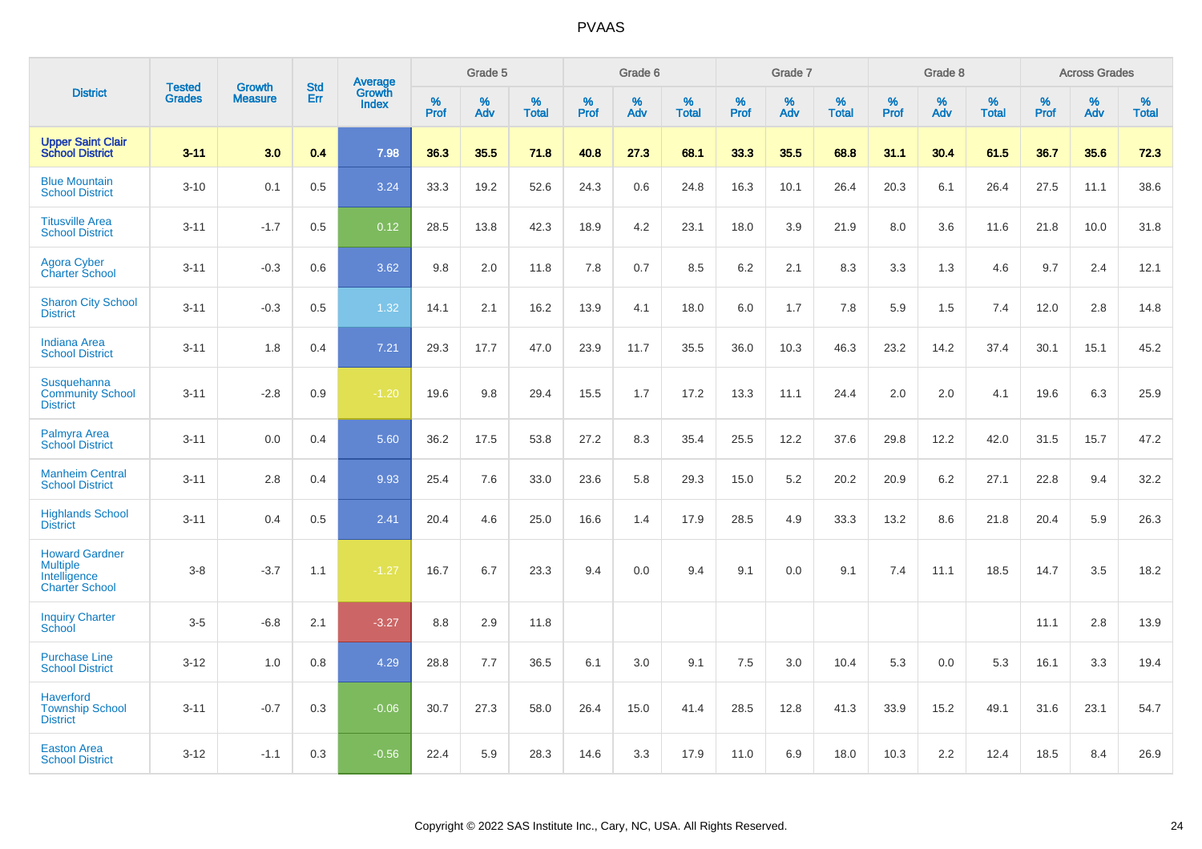# PVAAS

| District | Tested Grades | Growth Measure | Std Err | Average Growth Index | Grade 5 | | | Grade 6 | | | Grade 7 | | | Grade 8 | | | Across Grades | | |
|---|---|---|---|---|---|---|---|---|---|---|---|---|---|---|---|---|---|---|---|
| | | | | | % Prof | % Adv | % Total | % Prof | % Adv | % Total | % Prof | % Adv | % Total | % Prof | % Adv | % Total | % Prof | % Adv | % Total |
| **Upper Saint Clair School District** | **3-11** | **3.0** | **0.4** | **7.98** | **36.3** | **35.5** | **71.8** | **40.8** | **27.3** | **68.1** | **33.3** | **35.5** | **68.8** | **31.1** | **30.4** | **61.5** | **36.7** | **35.6** | **72.3** |
| Blue Mountain School District | 3-10 | 0.1 | 0.5 | 3.24 | 33.3 | 19.2 | 52.6 | 24.3 | 0.6 | 24.8 | 16.3 | 10.1 | 26.4 | 20.3 | 6.1 | 26.4 | 27.5 | 11.1 | 38.6 |
| Titusville Area School District | 3-11 | -1.7 | 0.5 | 0.12 | 28.5 | 13.8 | 42.3 | 18.9 | 4.2 | 23.1 | 18.0 | 3.9 | 21.9 | 8.0 | 3.6 | 11.6 | 21.8 | 10.0 | 31.8 |
| Agora Cyber Charter School | 3-11 | -0.3 | 0.6 | 3.62 | 9.8 | 2.0 | 11.8 | 7.8 | 0.7 | 8.5 | 6.2 | 2.1 | 8.3 | 3.3 | 1.3 | 4.6 | 9.7 | 2.4 | 12.1 |
| Sharon City School District | 3-11 | -0.3 | 0.5 | 1.32 | 14.1 | 2.1 | 16.2 | 13.9 | 4.1 | 18.0 | 6.0 | 1.7 | 7.8 | 5.9 | 1.5 | 7.4 | 12.0 | 2.8 | 14.8 |
| Indiana Area School District | 3-11 | 1.8 | 0.4 | 7.21 | 29.3 | 17.7 | 47.0 | 23.9 | 11.7 | 35.5 | 36.0 | 10.3 | 46.3 | 23.2 | 14.2 | 37.4 | 30.1 | 15.1 | 45.2 |
| Susquehanna Community School District | 3-11 | -2.8 | 0.9 | -1.20 | 19.6 | 9.8 | 29.4 | 15.5 | 1.7 | 17.2 | 13.3 | 11.1 | 24.4 | 2.0 | 2.0 | 4.1 | 19.6 | 6.3 | 25.9 |
| Palmyra Area School District | 3-11 | 0.0 | 0.4 | 5.60 | 36.2 | 17.5 | 53.8 | 27.2 | 8.3 | 35.4 | 25.5 | 12.2 | 37.6 | 29.8 | 12.2 | 42.0 | 31.5 | 15.7 | 47.2 |
| Manheim Central School District | 3-11 | 2.8 | 0.4 | 9.93 | 25.4 | 7.6 | 33.0 | 23.6 | 5.8 | 29.3 | 15.0 | 5.2 | 20.2 | 20.9 | 6.2 | 27.1 | 22.8 | 9.4 | 32.2 |
| Highlands School District | 3-11 | 0.4 | 0.5 | 2.41 | 20.4 | 4.6 | 25.0 | 16.6 | 1.4 | 17.9 | 28.5 | 4.9 | 33.3 | 13.2 | 8.6 | 21.8 | 20.4 | 5.9 | 26.3 |
| Howard Gardner Multiple Intelligence Charter School | 3-8 | -3.7 | 1.1 | -1.27 | 16.7 | 6.7 | 23.3 | 9.4 | 0.0 | 9.4 | 9.1 | 0.0 | 9.1 | 7.4 | 11.1 | 18.5 | 14.7 | 3.5 | 18.2 |
| Inquiry Charter School | 3-5 | -6.8 | 2.1 | -3.27 | 8.8 | 2.9 | 11.8 | | | | | | | | | | 11.1 | 2.8 | 13.9 |
| Purchase Line School District | 3-12 | 1.0 | 0.8 | 4.29 | 28.8 | 7.7 | 36.5 | 6.1 | 3.0 | 9.1 | 7.5 | 3.0 | 10.4 | 5.3 | 0.0 | 5.3 | 16.1 | 3.3 | 19.4 |
| Haverford Township School District | 3-11 | -0.7 | 0.3 | -0.06 | 30.7 | 27.3 | 58.0 | 26.4 | 15.0 | 41.4 | 28.5 | 12.8 | 41.3 | 33.9 | 15.2 | 49.1 | 31.6 | 23.1 | 54.7 |
| Easton Area School District | 3-12 | -1.1 | 0.3 | -0.56 | 22.4 | 5.9 | 28.3 | 14.6 | 3.3 | 17.9 | 11.0 | 6.9 | 18.0 | 10.3 | 2.2 | 12.4 | 18.5 | 8.4 | 26.9 |

Copyright © 2022 SAS Institute Inc., Cary, NC, USA. All Rights Reserved.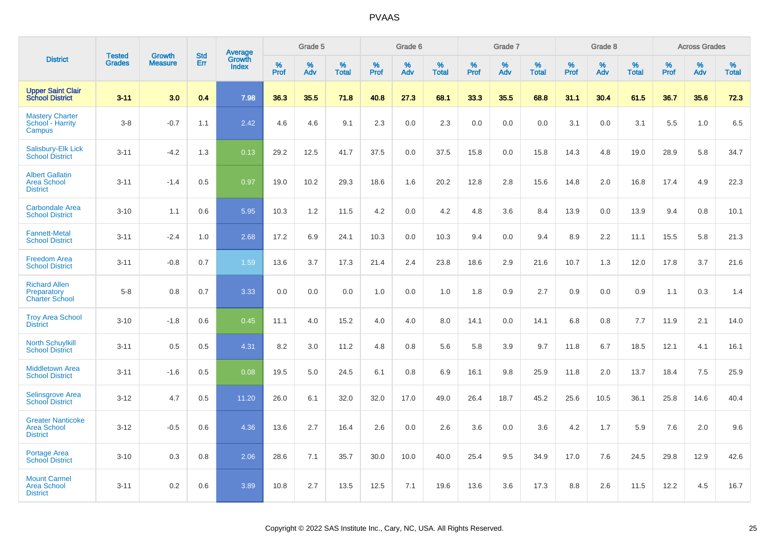# PVAAS

| District | Tested Grades | Growth Measure | Std Err | Average Growth Index | Grade 5 | | | Grade 6 | | | Grade 7 | | | Grade 8 | | | Across Grades | | |
|---|---|---|---|---|---|---|---|---|---|---|---|---|---|---|---|---|---|---|---|
| | | | | | % Prof | % Adv | % Total | % Prof | % Adv | % Total | % Prof | % Adv | % Total | % Prof | % Adv | % Total | % Prof | % Adv | % Total |
| **Upper Saint Clair School District** | **3-11** | **3.0** | **0.4** | **7.98** | **36.3** | **35.5** | **71.8** | **40.8** | **27.3** | **68.1** | **33.3** | **35.5** | **68.8** | **31.1** | **30.4** | **61.5** | **36.7** | **35.6** | **72.3** |
| Mastery Charter School - Harrity Campus | 3-8 | -0.7 | 1.1 | 2.42 | 4.6 | 4.6 | 9.1 | 2.3 | 0.0 | 2.3 | 0.0 | 0.0 | 0.0 | 3.1 | 0.0 | 3.1 | 5.5 | 1.0 | 6.5 |
| Salisbury-Elk Lick School District | 3-11 | -4.2 | 1.3 | 0.13 | 29.2 | 12.5 | 41.7 | 37.5 | 0.0 | 37.5 | 15.8 | 0.0 | 15.8 | 14.3 | 4.8 | 19.0 | 28.9 | 5.8 | 34.7 |
| Albert Gallatin Area School District | 3-11 | -1.4 | 0.5 | 0.97 | 19.0 | 10.2 | 29.3 | 18.6 | 1.6 | 20.2 | 12.8 | 2.8 | 15.6 | 14.8 | 2.0 | 16.8 | 17.4 | 4.9 | 22.3 |
| Carbondale Area School District | 3-10 | 1.1 | 0.6 | 5.95 | 10.3 | 1.2 | 11.5 | 4.2 | 0.0 | 4.2 | 4.8 | 3.6 | 8.4 | 13.9 | 0.0 | 13.9 | 9.4 | 0.8 | 10.1 |
| Fannett-Metal School District | 3-11 | -2.4 | 1.0 | 2.68 | 17.2 | 6.9 | 24.1 | 10.3 | 0.0 | 10.3 | 9.4 | 0.0 | 9.4 | 8.9 | 2.2 | 11.1 | 15.5 | 5.8 | 21.3 |
| Freedom Area School District | 3-11 | -0.8 | 0.7 | 1.59 | 13.6 | 3.7 | 17.3 | 21.4 | 2.4 | 23.8 | 18.6 | 2.9 | 21.6 | 10.7 | 1.3 | 12.0 | 17.8 | 3.7 | 21.6 |
| Richard Allen Preparatory Charter School | 5-8 | 0.8 | 0.7 | 3.33 | 0.0 | 0.0 | 0.0 | 1.0 | 0.0 | 1.0 | 1.8 | 0.9 | 2.7 | 0.9 | 0.0 | 0.9 | 1.1 | 0.3 | 1.4 |
| Troy Area School District | 3-10 | -1.8 | 0.6 | 0.45 | 11.1 | 4.0 | 15.2 | 4.0 | 4.0 | 8.0 | 14.1 | 0.0 | 14.1 | 6.8 | 0.8 | 7.7 | 11.9 | 2.1 | 14.0 |
| North Schuylkill School District | 3-11 | 0.5 | 0.5 | 4.31 | 8.2 | 3.0 | 11.2 | 4.8 | 0.8 | 5.6 | 5.8 | 3.9 | 9.7 | 11.8 | 6.7 | 18.5 | 12.1 | 4.1 | 16.1 |
| Middletown Area School District | 3-11 | -1.6 | 0.5 | 0.08 | 19.5 | 5.0 | 24.5 | 6.1 | 0.8 | 6.9 | 16.1 | 9.8 | 25.9 | 11.8 | 2.0 | 13.7 | 18.4 | 7.5 | 25.9 |
| Selinsgrove Area School District | 3-12 | 4.7 | 0.5 | 11.20 | 26.0 | 6.1 | 32.0 | 32.0 | 17.0 | 49.0 | 26.4 | 18.7 | 45.2 | 25.6 | 10.5 | 36.1 | 25.8 | 14.6 | 40.4 |
| Greater Nanticoke Area School District | 3-12 | -0.5 | 0.6 | 4.36 | 13.6 | 2.7 | 16.4 | 2.6 | 0.0 | 2.6 | 3.6 | 0.0 | 3.6 | 4.2 | 1.7 | 5.9 | 7.6 | 2.0 | 9.6 |
| Portage Area School District | 3-10 | 0.3 | 0.8 | 2.06 | 28.6 | 7.1 | 35.7 | 30.0 | 10.0 | 40.0 | 25.4 | 9.5 | 34.9 | 17.0 | 7.6 | 24.5 | 29.8 | 12.9 | 42.6 |
| Mount Carmel Area School District | 3-11 | 0.2 | 0.6 | 3.89 | 10.8 | 2.7 | 13.5 | 12.5 | 7.1 | 19.6 | 13.6 | 3.6 | 17.3 | 8.8 | 2.6 | 11.5 | 12.2 | 4.5 | 16.7 |

Copyright © 2022 SAS Institute Inc., Cary, NC, USA. All Rights Reserved.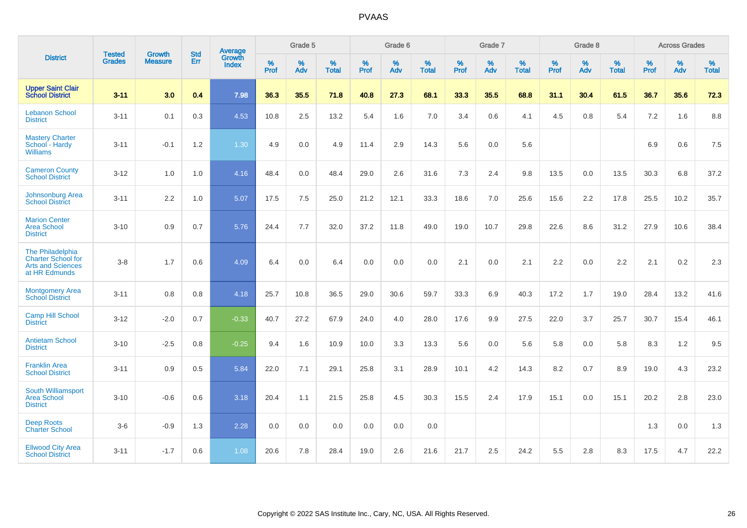# PVAAS

| District | Tested Grades | Growth Measure | Std Err | Average Growth Index | Grade 5 | | | Grade 6 | | | Grade 7 | | | Grade 8 | | | Across Grades | | |
|---|---|---|---|---|---|---|---|---|---|---|---|---|---|---|---|---|---|---|---|
| | | | | | % Prof | % Adv | % Total | % Prof | % Adv | % Total | % Prof | % Adv | % Total | % Prof | % Adv | % Total | % Prof | % Adv | % Total |
| **Upper Saint Clair School District** | **3-11** | **3.0** | **0.4** | **7.98** | **36.3** | **35.5** | **71.8** | **40.8** | **27.3** | **68.1** | **33.3** | **35.5** | **68.8** | **31.1** | **30.4** | **61.5** | **36.7** | **35.6** | **72.3** |
| Lebanon School District | 3-11 | 0.1 | 0.3 | 4.53 | 10.8 | 2.5 | 13.2 | 5.4 | 1.6 | 7.0 | 3.4 | 0.6 | 4.1 | 4.5 | 0.8 | 5.4 | 7.2 | 1.6 | 8.8 |
| Mastery Charter School - Hardy Williams | 3-11 | -0.1 | 1.2 | 1.30 | 4.9 | 0.0 | 4.9 | 11.4 | 2.9 | 14.3 | 5.6 | 0.0 | 5.6 | | | | 6.9 | 0.6 | 7.5 |
| Cameron County School District | 3-12 | 1.0 | 1.0 | 4.16 | 48.4 | 0.0 | 48.4 | 29.0 | 2.6 | 31.6 | 7.3 | 2.4 | 9.8 | 13.5 | 0.0 | 13.5 | 30.3 | 6.8 | 37.2 |
| Johnsonburg Area School District | 3-11 | 2.2 | 1.0 | 5.07 | 17.5 | 7.5 | 25.0 | 21.2 | 12.1 | 33.3 | 18.6 | 7.0 | 25.6 | 15.6 | 2.2 | 17.8 | 25.5 | 10.2 | 35.7 |
| Marion Center Area School District | 3-10 | 0.9 | 0.7 | 5.76 | 24.4 | 7.7 | 32.0 | 37.2 | 11.8 | 49.0 | 19.0 | 10.7 | 29.8 | 22.6 | 8.6 | 31.2 | 27.9 | 10.6 | 38.4 |
| The Philadelphia Charter School for Arts and Sciences at HR Edmunds | 3-8 | 1.7 | 0.6 | 4.09 | 6.4 | 0.0 | 6.4 | 0.0 | 0.0 | 0.0 | 2.1 | 0.0 | 2.1 | 2.2 | 0.0 | 2.2 | 2.1 | 0.2 | 2.3 |
| Montgomery Area School District | 3-11 | 0.8 | 0.8 | 4.18 | 25.7 | 10.8 | 36.5 | 29.0 | 30.6 | 59.7 | 33.3 | 6.9 | 40.3 | 17.2 | 1.7 | 19.0 | 28.4 | 13.2 | 41.6 |
| Camp Hill School District | 3-12 | -2.0 | 0.7 | -0.33 | 40.7 | 27.2 | 67.9 | 24.0 | 4.0 | 28.0 | 17.6 | 9.9 | 27.5 | 22.0 | 3.7 | 25.7 | 30.7 | 15.4 | 46.1 |
| Antietam School District | 3-10 | -2.5 | 0.8 | -0.25 | 9.4 | 1.6 | 10.9 | 10.0 | 3.3 | 13.3 | 5.6 | 0.0 | 5.6 | 5.8 | 0.0 | 5.8 | 8.3 | 1.2 | 9.5 |
| Franklin Area School District | 3-11 | 0.9 | 0.5 | 5.84 | 22.0 | 7.1 | 29.1 | 25.8 | 3.1 | 28.9 | 10.1 | 4.2 | 14.3 | 8.2 | 0.7 | 8.9 | 19.0 | 4.3 | 23.2 |
| South Williamsport Area School District | 3-10 | -0.6 | 0.6 | 3.18 | 20.4 | 1.1 | 21.5 | 25.8 | 4.5 | 30.3 | 15.5 | 2.4 | 17.9 | 15.1 | 0.0 | 15.1 | 20.2 | 2.8 | 23.0 |
| Deep Roots Charter School | 3-6 | -0.9 | 1.3 | 2.28 | 0.0 | 0.0 | 0.0 | 0.0 | 0.0 | 0.0 | | | | | | | 1.3 | 0.0 | 1.3 |
| Ellwood City Area School District | 3-11 | -1.7 | 0.6 | 1.08 | 20.6 | 7.8 | 28.4 | 19.0 | 2.6 | 21.6 | 21.7 | 2.5 | 24.2 | 5.5 | 2.8 | 8.3 | 17.5 | 4.7 | 22.2 |

Copyright © 2022 SAS Institute Inc., Cary, NC, USA. All Rights Reserved.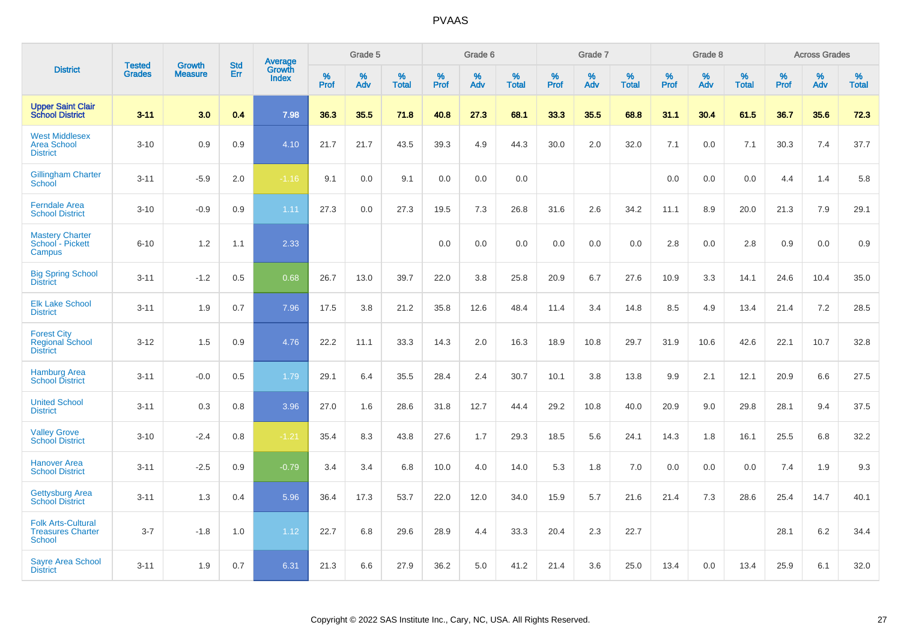# PVAAS

| District | Tested Grades | Growth Measure | Std Err | Average Growth Index | Grade 5 | | | Grade 6 | | | Grade 7 | | | Grade 8 | | | Across Grades | | |
|---|---|---|---|---|---|---|---|---|---|---|---|---|---|---|---|---|---|---|---|
| | | | | | % Prof | % Adv | % Total | % Prof | % Adv | % Total | % Prof | % Adv | % Total | % Prof | % Adv | % Total | % Prof | % Adv | % Total |
| **Upper Saint Clair School District** | **3-11** | **3.0** | **0.4** | **7.98** | **36.3** | **35.5** | **71.8** | **40.8** | **27.3** | **68.1** | **33.3** | **35.5** | **68.8** | **31.1** | **30.4** | **61.5** | **36.7** | **35.6** | **72.3** |
| West Middlesex Area School District | 3-10 | 0.9 | 0.9 | 4.10 | 21.7 | 21.7 | 43.5 | 39.3 | 4.9 | 44.3 | 30.0 | 2.0 | 32.0 | 7.1 | 0.0 | 7.1 | 30.3 | 7.4 | 37.7 |
| Gillingham Charter School | 3-11 | -5.9 | 2.0 | -1.16 | 9.1 | 0.0 | 9.1 | 0.0 | 0.0 | 0.0 | | | | 0.0 | 0.0 | 0.0 | 4.4 | 1.4 | 5.8 |
| Ferndale Area School District | 3-10 | -0.9 | 0.9 | 1.11 | 27.3 | 0.0 | 27.3 | 19.5 | 7.3 | 26.8 | 31.6 | 2.6 | 34.2 | 11.1 | 8.9 | 20.0 | 21.3 | 7.9 | 29.1 |
| Mastery Charter School - Pickett Campus | 6-10 | 1.2 | 1.1 | 2.33 | | | | 0.0 | 0.0 | 0.0 | 0.0 | 0.0 | 0.0 | 2.8 | 0.0 | 2.8 | 0.9 | 0.0 | 0.9 |
| Big Spring School District | 3-11 | -1.2 | 0.5 | 0.68 | 26.7 | 13.0 | 39.7 | 22.0 | 3.8 | 25.8 | 20.9 | 6.7 | 27.6 | 10.9 | 3.3 | 14.1 | 24.6 | 10.4 | 35.0 |
| Elk Lake School District | 3-11 | 1.9 | 0.7 | 7.96 | 17.5 | 3.8 | 21.2 | 35.8 | 12.6 | 48.4 | 11.4 | 3.4 | 14.8 | 8.5 | 4.9 | 13.4 | 21.4 | 7.2 | 28.5 |
| Forest City Regional School District | 3-12 | 1.5 | 0.9 | 4.76 | 22.2 | 11.1 | 33.3 | 14.3 | 2.0 | 16.3 | 18.9 | 10.8 | 29.7 | 31.9 | 10.6 | 42.6 | 22.1 | 10.7 | 32.8 |
| Hamburg Area School District | 3-11 | -0.0 | 0.5 | 1.79 | 29.1 | 6.4 | 35.5 | 28.4 | 2.4 | 30.7 | 10.1 | 3.8 | 13.8 | 9.9 | 2.1 | 12.1 | 20.9 | 6.6 | 27.5 |
| United School District | 3-11 | 0.3 | 0.8 | 3.96 | 27.0 | 1.6 | 28.6 | 31.8 | 12.7 | 44.4 | 29.2 | 10.8 | 40.0 | 20.9 | 9.0 | 29.8 | 28.1 | 9.4 | 37.5 |
| Valley Grove School District | 3-10 | -2.4 | 0.8 | -1.21 | 35.4 | 8.3 | 43.8 | 27.6 | 1.7 | 29.3 | 18.5 | 5.6 | 24.1 | 14.3 | 1.8 | 16.1 | 25.5 | 6.8 | 32.2 |
| Hanover Area School District | 3-11 | -2.5 | 0.9 | -0.79 | 3.4 | 3.4 | 6.8 | 10.0 | 4.0 | 14.0 | 5.3 | 1.8 | 7.0 | 0.0 | 0.0 | 0.0 | 7.4 | 1.9 | 9.3 |
| Gettysburg Area School District | 3-11 | 1.3 | 0.4 | 5.96 | 36.4 | 17.3 | 53.7 | 22.0 | 12.0 | 34.0 | 15.9 | 5.7 | 21.6 | 21.4 | 7.3 | 28.6 | 25.4 | 14.7 | 40.1 |
| Folk Arts-Cultural Treasures Charter School | 3-7 | -1.8 | 1.0 | 1.12 | 22.7 | 6.8 | 29.6 | 28.9 | 4.4 | 33.3 | 20.4 | 2.3 | 22.7 | | | | 28.1 | 6.2 | 34.4 |
| Sayre Area School District | 3-11 | 1.9 | 0.7 | 6.31 | 21.3 | 6.6 | 27.9 | 36.2 | 5.0 | 41.2 | 21.4 | 3.6 | 25.0 | 13.4 | 0.0 | 13.4 | 25.9 | 6.1 | 32.0 |

Copyright © 2022 SAS Institute Inc., Cary, NC, USA. All Rights Reserved.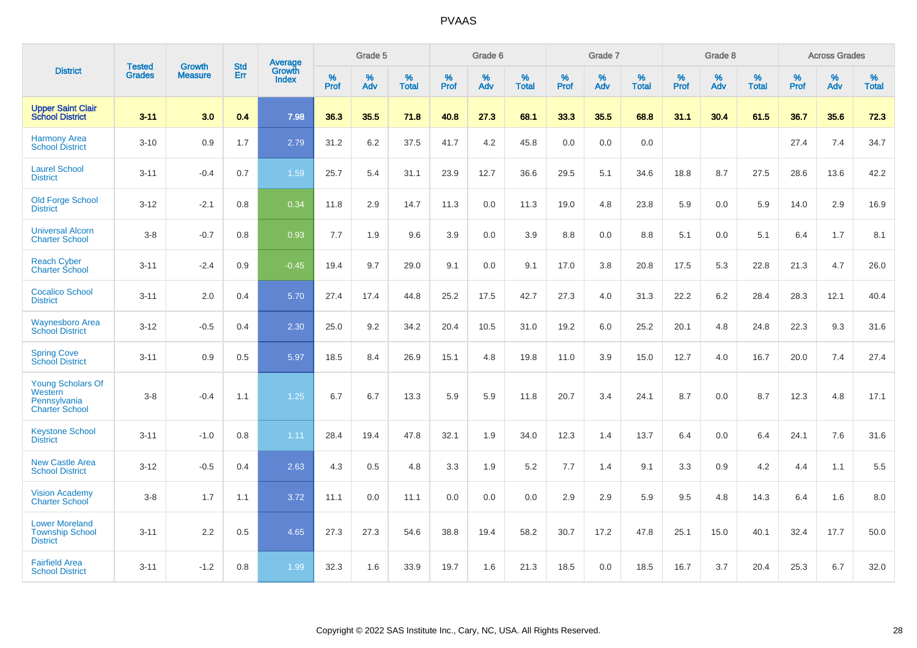| District | Tested Grades | Growth Measure | Std Err | Average Growth Index | Grade 5 | | | Grade 6 | | | Grade 7 | | | Grade 8 | | | Across Grades | | |
|---|---|---|---|---|---|---|---|---|---|---|---|---|---|---|---|---|---|---|---|
| | | | | | % Prof | % Adv | % Total | % Prof | % Adv | % Total | % Prof | % Adv | % Total | % Prof | % Adv | % Total | % Prof | % Adv | % Total |
| **Upper Saint Clair School District** | **3-11** | **3.0** | **0.4** | **7.98** | **36.3** | **35.5** | **71.8** | **40.8** | **27.3** | **68.1** | **33.3** | **35.5** | **68.8** | **31.1** | **30.4** | **61.5** | **36.7** | **35.6** | **72.3** |
| Harmony Area School District | 3-10 | 0.9 | 1.7 | 2.79 | 31.2 | 6.2 | 37.5 | 41.7 | 4.2 | 45.8 | 0.0 | 0.0 | 0.0 | | | | 27.4 | 7.4 | 34.7 |
| Laurel School District | 3-11 | -0.4 | 0.7 | 1.59 | 25.7 | 5.4 | 31.1 | 23.9 | 12.7 | 36.6 | 29.5 | 5.1 | 34.6 | 18.8 | 8.7 | 27.5 | 28.6 | 13.6 | 42.2 |
| Old Forge School District | 3-12 | -2.1 | 0.8 | 0.34 | 11.8 | 2.9 | 14.7 | 11.3 | 0.0 | 11.3 | 19.0 | 4.8 | 23.8 | 5.9 | 0.0 | 5.9 | 14.0 | 2.9 | 16.9 |
| Universal Alcorn Charter School | 3-8 | -0.7 | 0.8 | 0.93 | 7.7 | 1.9 | 9.6 | 3.9 | 0.0 | 3.9 | 8.8 | 0.0 | 8.8 | 5.1 | 0.0 | 5.1 | 6.4 | 1.7 | 8.1 |
| Reach Cyber Charter School | 3-11 | -2.4 | 0.9 | -0.45 | 19.4 | 9.7 | 29.0 | 9.1 | 0.0 | 9.1 | 17.0 | 3.8 | 20.8 | 17.5 | 5.3 | 22.8 | 21.3 | 4.7 | 26.0 |
| Cocalico School District | 3-11 | 2.0 | 0.4 | 5.70 | 27.4 | 17.4 | 44.8 | 25.2 | 17.5 | 42.7 | 27.3 | 4.0 | 31.3 | 22.2 | 6.2 | 28.4 | 28.3 | 12.1 | 40.4 |
| Waynesboro Area School District | 3-12 | -0.5 | 0.4 | 2.30 | 25.0 | 9.2 | 34.2 | 20.4 | 10.5 | 31.0 | 19.2 | 6.0 | 25.2 | 20.1 | 4.8 | 24.8 | 22.3 | 9.3 | 31.6 |
| Spring Cove School District | 3-11 | 0.9 | 0.5 | 5.97 | 18.5 | 8.4 | 26.9 | 15.1 | 4.8 | 19.8 | 11.0 | 3.9 | 15.0 | 12.7 | 4.0 | 16.7 | 20.0 | 7.4 | 27.4 |
| Young Scholars Of Western Pennsylvania Charter School | 3-8 | -0.4 | 1.1 | 1.25 | 6.7 | 6.7 | 13.3 | 5.9 | 5.9 | 11.8 | 20.7 | 3.4 | 24.1 | 8.7 | 0.0 | 8.7 | 12.3 | 4.8 | 17.1 |
| Keystone School District | 3-11 | -1.0 | 0.8 | 1.11 | 28.4 | 19.4 | 47.8 | 32.1 | 1.9 | 34.0 | 12.3 | 1.4 | 13.7 | 6.4 | 0.0 | 6.4 | 24.1 | 7.6 | 31.6 |
| New Castle Area School District | 3-12 | -0.5 | 0.4 | 2.63 | 4.3 | 0.5 | 4.8 | 3.3 | 1.9 | 5.2 | 7.7 | 1.4 | 9.1 | 3.3 | 0.9 | 4.2 | 4.4 | 1.1 | 5.5 |
| Vision Academy Charter School | 3-8 | 1.7 | 1.1 | 3.72 | 11.1 | 0.0 | 11.1 | 0.0 | 0.0 | 0.0 | 2.9 | 2.9 | 5.9 | 9.5 | 4.8 | 14.3 | 6.4 | 1.6 | 8.0 |
| Lower Moreland Township School District | 3-11 | 2.2 | 0.5 | 4.65 | 27.3 | 27.3 | 54.6 | 38.8 | 19.4 | 58.2 | 30.7 | 17.2 | 47.8 | 25.1 | 15.0 | 40.1 | 32.4 | 17.7 | 50.0 |
| Fairfield Area School District | 3-11 | -1.2 | 0.8 | 1.99 | 32.3 | 1.6 | 33.9 | 19.7 | 1.6 | 21.3 | 18.5 | 0.0 | 18.5 | 16.7 | 3.7 | 20.4 | 25.3 | 6.7 | 32.0 |

Copyright © 2022 SAS Institute Inc., Cary, NC, USA. All Rights Reserved.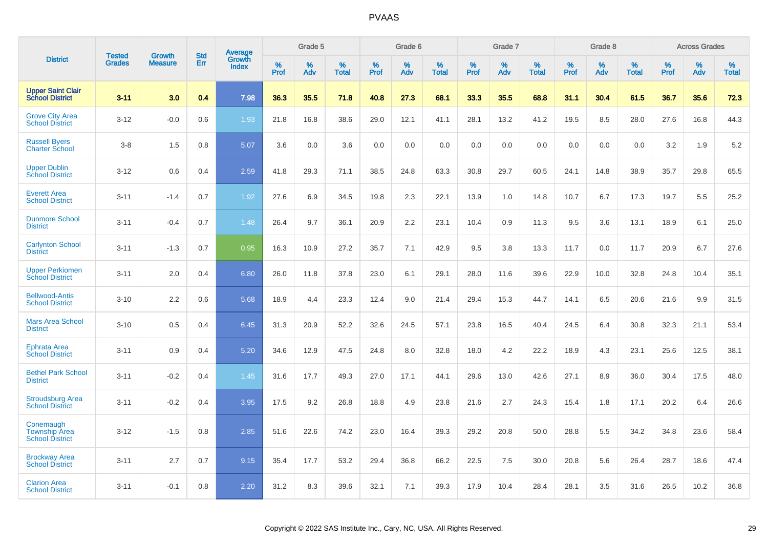| District | Tested Grades | Growth Measure | Std Err | Average Growth Index | Grade 5 | | | Grade 6 | | | Grade 7 | | | Grade 8 | | | Across Grades | | |
|---|---|---|---|---|---|---|---|---|---|---|---|---|---|---|---|---|---|---|---|
| | | | | | % Prof | % Adv | % Total | % Prof | % Adv | % Total | % Prof | % Adv | % Total | % Prof | % Adv | % Total | % Prof | % Adv | % Total |
| **Upper Saint Clair School District** | **3-11** | **3.0** | **0.4** | **7.98** | **36.3** | **35.5** | **71.8** | **40.8** | **27.3** | **68.1** | **33.3** | **35.5** | **68.8** | **31.1** | **30.4** | **61.5** | **36.7** | **35.6** | **72.3** |
| Grove City Area School District | 3-12 | -0.0 | 0.6 | 1.93 | 21.8 | 16.8 | 38.6 | 29.0 | 12.1 | 41.1 | 28.1 | 13.2 | 41.2 | 19.5 | 8.5 | 28.0 | 27.6 | 16.8 | 44.3 |
| Russell Byers Charter School | 3-8 | 1.5 | 0.8 | 5.07 | 3.6 | 0.0 | 3.6 | 0.0 | 0.0 | 0.0 | 0.0 | 0.0 | 0.0 | 0.0 | 0.0 | 0.0 | 3.2 | 1.9 | 5.2 |
| Upper Dublin School District | 3-12 | 0.6 | 0.4 | 2.59 | 41.8 | 29.3 | 71.1 | 38.5 | 24.8 | 63.3 | 30.8 | 29.7 | 60.5 | 24.1 | 14.8 | 38.9 | 35.7 | 29.8 | 65.5 |
| Everett Area School District | 3-11 | -1.4 | 0.7 | 1.92 | 27.6 | 6.9 | 34.5 | 19.8 | 2.3 | 22.1 | 13.9 | 1.0 | 14.8 | 10.7 | 6.7 | 17.3 | 19.7 | 5.5 | 25.2 |
| Dunmore School District | 3-11 | -0.4 | 0.7 | 1.48 | 26.4 | 9.7 | 36.1 | 20.9 | 2.2 | 23.1 | 10.4 | 0.9 | 11.3 | 9.5 | 3.6 | 13.1 | 18.9 | 6.1 | 25.0 |
| Carlynton School District | 3-11 | -1.3 | 0.7 | 0.95 | 16.3 | 10.9 | 27.2 | 35.7 | 7.1 | 42.9 | 9.5 | 3.8 | 13.3 | 11.7 | 0.0 | 11.7 | 20.9 | 6.7 | 27.6 |
| Upper Perkiomen School District | 3-11 | 2.0 | 0.4 | 6.80 | 26.0 | 11.8 | 37.8 | 23.0 | 6.1 | 29.1 | 28.0 | 11.6 | 39.6 | 22.9 | 10.0 | 32.8 | 24.8 | 10.4 | 35.1 |
| Bellwood-Antis School District | 3-10 | 2.2 | 0.6 | 5.68 | 18.9 | 4.4 | 23.3 | 12.4 | 9.0 | 21.4 | 29.4 | 15.3 | 44.7 | 14.1 | 6.5 | 20.6 | 21.6 | 9.9 | 31.5 |
| Mars Area School District | 3-10 | 0.5 | 0.4 | 6.45 | 31.3 | 20.9 | 52.2 | 32.6 | 24.5 | 57.1 | 23.8 | 16.5 | 40.4 | 24.5 | 6.4 | 30.8 | 32.3 | 21.1 | 53.4 |
| Ephrata Area School District | 3-11 | 0.9 | 0.4 | 5.20 | 34.6 | 12.9 | 47.5 | 24.8 | 8.0 | 32.8 | 18.0 | 4.2 | 22.2 | 18.9 | 4.3 | 23.1 | 25.6 | 12.5 | 38.1 |
| Bethel Park School District | 3-11 | -0.2 | 0.4 | 1.45 | 31.6 | 17.7 | 49.3 | 27.0 | 17.1 | 44.1 | 29.6 | 13.0 | 42.6 | 27.1 | 8.9 | 36.0 | 30.4 | 17.5 | 48.0 |
| Stroudsburg Area School District | 3-11 | -0.2 | 0.4 | 3.95 | 17.5 | 9.2 | 26.8 | 18.8 | 4.9 | 23.8 | 21.6 | 2.7 | 24.3 | 15.4 | 1.8 | 17.1 | 20.2 | 6.4 | 26.6 |
| Conemaugh Township Area School District | 3-12 | -1.5 | 0.8 | 2.85 | 51.6 | 22.6 | 74.2 | 23.0 | 16.4 | 39.3 | 29.2 | 20.8 | 50.0 | 28.8 | 5.5 | 34.2 | 34.8 | 23.6 | 58.4 |
| Brockway Area School District | 3-11 | 2.7 | 0.7 | 9.15 | 35.4 | 17.7 | 53.2 | 29.4 | 36.8 | 66.2 | 22.5 | 7.5 | 30.0 | 20.8 | 5.6 | 26.4 | 28.7 | 18.6 | 47.4 |
| Clarion Area School District | 3-11 | -0.1 | 0.8 | 2.20 | 31.2 | 8.3 | 39.6 | 32.1 | 7.1 | 39.3 | 17.9 | 10.4 | 28.4 | 28.1 | 3.5 | 31.6 | 26.5 | 10.2 | 36.8 |

Copyright © 2022 SAS Institute Inc., Cary, NC, USA. All Rights Reserved.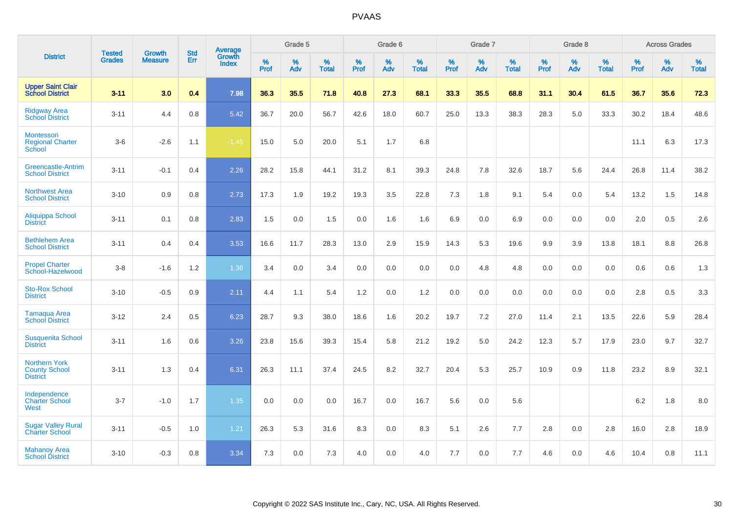# PVAAS

| District | Tested Grades | Growth Measure | Std Err | Average Growth Index | Grade 5 | | | Grade 6 | | | Grade 7 | | | Grade 8 | | | Across Grades | | |
|---|---|---|---|---|---|---|---|---|---|---|---|---|---|---|---|---|---|---|---|
| | | | | | % Prof | % Adv | % Total | % Prof | % Adv | % Total | % Prof | % Adv | % Total | % Prof | % Adv | % Total | % Prof | % Adv | % Total |
| **Upper Saint Clair School District** | **3-11** | **3.0** | **0.4** | **7.98** | **36.3** | **35.5** | **71.8** | **40.8** | **27.3** | **68.1** | **33.3** | **35.5** | **68.8** | **31.1** | **30.4** | **61.5** | **36.7** | **35.6** | **72.3** |
| Ridgway Area School District | 3-11 | 4.4 | 0.8 | 5.42 | 36.7 | 20.0 | 56.7 | 42.6 | 18.0 | 60.7 | 25.0 | 13.3 | 38.3 | 28.3 | 5.0 | 33.3 | 30.2 | 18.4 | 48.6 |
| Montessori Regional Charter School | 3-6 | -2.6 | 1.1 | -1.45 | 15.0 | 5.0 | 20.0 | 5.1 | 1.7 | 6.8 | | | | | | | 11.1 | 6.3 | 17.3 |
| Greencastle-Antrim School District | 3-11 | -0.1 | 0.4 | 2.26 | 28.2 | 15.8 | 44.1 | 31.2 | 8.1 | 39.3 | 24.8 | 7.8 | 32.6 | 18.7 | 5.6 | 24.4 | 26.8 | 11.4 | 38.2 |
| Northwest Area School District | 3-10 | 0.9 | 0.8 | 2.73 | 17.3 | 1.9 | 19.2 | 19.3 | 3.5 | 22.8 | 7.3 | 1.8 | 9.1 | 5.4 | 0.0 | 5.4 | 13.2 | 1.5 | 14.8 |
| Aliquippa School District | 3-11 | 0.1 | 0.8 | 2.83 | 1.5 | 0.0 | 1.5 | 0.0 | 1.6 | 1.6 | 6.9 | 0.0 | 6.9 | 0.0 | 0.0 | 0.0 | 2.0 | 0.5 | 2.6 |
| Bethlehem Area School District | 3-11 | 0.4 | 0.4 | 3.53 | 16.6 | 11.7 | 28.3 | 13.0 | 2.9 | 15.9 | 14.3 | 5.3 | 19.6 | 9.9 | 3.9 | 13.8 | 18.1 | 8.8 | 26.8 |
| Propel Charter School-Hazelwood | 3-8 | -1.6 | 1.2 | 1.36 | 3.4 | 0.0 | 3.4 | 0.0 | 0.0 | 0.0 | 0.0 | 4.8 | 4.8 | 0.0 | 0.0 | 0.0 | 0.6 | 0.6 | 1.3 |
| Sto-Rox School District | 3-10 | -0.5 | 0.9 | 2.11 | 4.4 | 1.1 | 5.4 | 1.2 | 0.0 | 1.2 | 0.0 | 0.0 | 0.0 | 0.0 | 0.0 | 0.0 | 2.8 | 0.5 | 3.3 |
| Tamaqua Area School District | 3-12 | 2.4 | 0.5 | 6.23 | 28.7 | 9.3 | 38.0 | 18.6 | 1.6 | 20.2 | 19.7 | 7.2 | 27.0 | 11.4 | 2.1 | 13.5 | 22.6 | 5.9 | 28.4 |
| Susquenita School District | 3-11 | 1.6 | 0.6 | 3.26 | 23.8 | 15.6 | 39.3 | 15.4 | 5.8 | 21.2 | 19.2 | 5.0 | 24.2 | 12.3 | 5.7 | 17.9 | 23.0 | 9.7 | 32.7 |
| Northern York County School District | 3-11 | 1.3 | 0.4 | 6.31 | 26.3 | 11.1 | 37.4 | 24.5 | 8.2 | 32.7 | 20.4 | 5.3 | 25.7 | 10.9 | 0.9 | 11.8 | 23.2 | 8.9 | 32.1 |
| Independence Charter School West | 3-7 | -1.0 | 1.7 | 1.35 | 0.0 | 0.0 | 0.0 | 16.7 | 0.0 | 16.7 | 5.6 | 0.0 | 5.6 | | | | 6.2 | 1.8 | 8.0 |
| Sugar Valley Rural Charter School | 3-11 | -0.5 | 1.0 | 1.21 | 26.3 | 5.3 | 31.6 | 8.3 | 0.0 | 8.3 | 5.1 | 2.6 | 7.7 | 2.8 | 0.0 | 2.8 | 16.0 | 2.8 | 18.9 |
| Mahanoy Area School District | 3-10 | -0.3 | 0.8 | 3.34 | 7.3 | 0.0 | 7.3 | 4.0 | 0.0 | 4.0 | 7.7 | 0.0 | 7.7 | 4.6 | 0.0 | 4.6 | 10.4 | 0.8 | 11.1 |

Copyright © 2022 SAS Institute Inc., Cary, NC, USA. All Rights Reserved.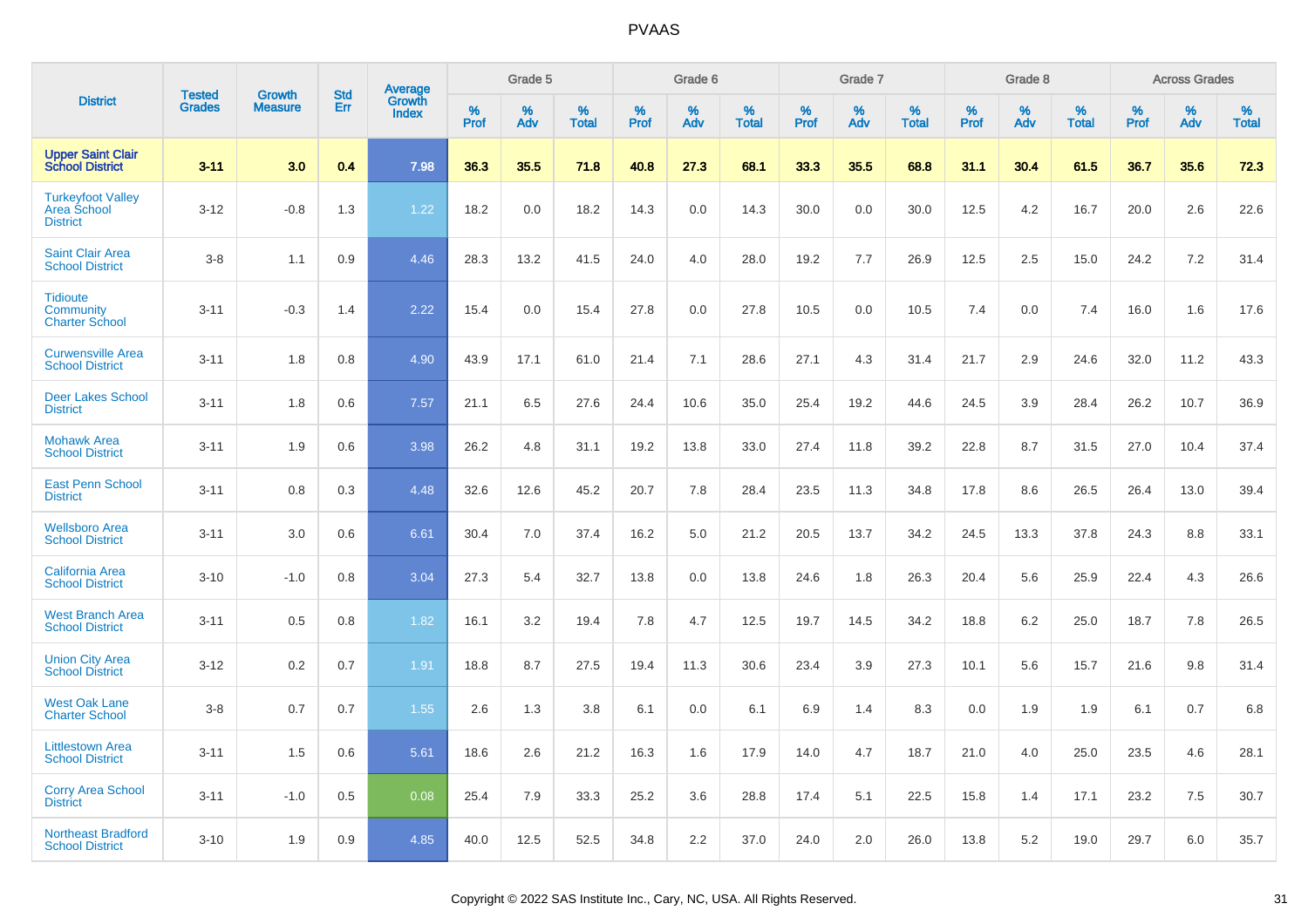# PVAAS

| District | Tested Grades | Growth Measure | Std Err | Average Growth Index | Grade 5 | | | Grade 6 | | | Grade 7 | | | Grade 8 | | | Across Grades | | |
|---|---|---|---|---|---|---|---|---|---|---|---|---|---|---|---|---|---|---|---|
| | | | | | % Prof | % Adv | % Total | % Prof | % Adv | % Total | % Prof | % Adv | % Total | % Prof | % Adv | % Total | % Prof | % Adv | % Total |
| **Upper Saint Clair School District** | **3-11** | **3.0** | **0.4** | **7.98** | **36.3** | **35.5** | **71.8** | **40.8** | **27.3** | **68.1** | **33.3** | **35.5** | **68.8** | **31.1** | **30.4** | **61.5** | **36.7** | **35.6** | **72.3** |
| Turkeyfoot Valley Area School District | 3-12 | -0.8 | 1.3 | 1.22 | 18.2 | 0.0 | 18.2 | 14.3 | 0.0 | 14.3 | 30.0 | 0.0 | 30.0 | 12.5 | 4.2 | 16.7 | 20.0 | 2.6 | 22.6 |
| Saint Clair Area School District | 3-8 | 1.1 | 0.9 | 4.46 | 28.3 | 13.2 | 41.5 | 24.0 | 4.0 | 28.0 | 19.2 | 7.7 | 26.9 | 12.5 | 2.5 | 15.0 | 24.2 | 7.2 | 31.4 |
| Tidioute Community Charter School | 3-11 | -0.3 | 1.4 | 2.22 | 15.4 | 0.0 | 15.4 | 27.8 | 0.0 | 27.8 | 10.5 | 0.0 | 10.5 | 7.4 | 0.0 | 7.4 | 16.0 | 1.6 | 17.6 |
| Curwensville Area School District | 3-11 | 1.8 | 0.8 | 4.90 | 43.9 | 17.1 | 61.0 | 21.4 | 7.1 | 28.6 | 27.1 | 4.3 | 31.4 | 21.7 | 2.9 | 24.6 | 32.0 | 11.2 | 43.3 |
| Deer Lakes School District | 3-11 | 1.8 | 0.6 | 7.57 | 21.1 | 6.5 | 27.6 | 24.4 | 10.6 | 35.0 | 25.4 | 19.2 | 44.6 | 24.5 | 3.9 | 28.4 | 26.2 | 10.7 | 36.9 |
| Mohawk Area School District | 3-11 | 1.9 | 0.6 | 3.98 | 26.2 | 4.8 | 31.1 | 19.2 | 13.8 | 33.0 | 27.4 | 11.8 | 39.2 | 22.8 | 8.7 | 31.5 | 27.0 | 10.4 | 37.4 |
| East Penn School District | 3-11 | 0.8 | 0.3 | 4.48 | 32.6 | 12.6 | 45.2 | 20.7 | 7.8 | 28.4 | 23.5 | 11.3 | 34.8 | 17.8 | 8.6 | 26.5 | 26.4 | 13.0 | 39.4 |
| Wellsboro Area School District | 3-11 | 3.0 | 0.6 | 6.61 | 30.4 | 7.0 | 37.4 | 16.2 | 5.0 | 21.2 | 20.5 | 13.7 | 34.2 | 24.5 | 13.3 | 37.8 | 24.3 | 8.8 | 33.1 |
| California Area School District | 3-10 | -1.0 | 0.8 | 3.04 | 27.3 | 5.4 | 32.7 | 13.8 | 0.0 | 13.8 | 24.6 | 1.8 | 26.3 | 20.4 | 5.6 | 25.9 | 22.4 | 4.3 | 26.6 |
| West Branch Area School District | 3-11 | 0.5 | 0.8 | 1.82 | 16.1 | 3.2 | 19.4 | 7.8 | 4.7 | 12.5 | 19.7 | 14.5 | 34.2 | 18.8 | 6.2 | 25.0 | 18.7 | 7.8 | 26.5 |
| Union City Area School District | 3-12 | 0.2 | 0.7 | 1.91 | 18.8 | 8.7 | 27.5 | 19.4 | 11.3 | 30.6 | 23.4 | 3.9 | 27.3 | 10.1 | 5.6 | 15.7 | 21.6 | 9.8 | 31.4 |
| West Oak Lane Charter School | 3-8 | 0.7 | 0.7 | 1.55 | 2.6 | 1.3 | 3.8 | 6.1 | 0.0 | 6.1 | 6.9 | 1.4 | 8.3 | 0.0 | 1.9 | 1.9 | 6.1 | 0.7 | 6.8 |
| Littlestown Area School District | 3-11 | 1.5 | 0.6 | 5.61 | 18.6 | 2.6 | 21.2 | 16.3 | 1.6 | 17.9 | 14.0 | 4.7 | 18.7 | 21.0 | 4.0 | 25.0 | 23.5 | 4.6 | 28.1 |
| Corry Area School District | 3-11 | -1.0 | 0.5 | 0.08 | 25.4 | 7.9 | 33.3 | 25.2 | 3.6 | 28.8 | 17.4 | 5.1 | 22.5 | 15.8 | 1.4 | 17.1 | 23.2 | 7.5 | 30.7 |
| Northeast Bradford School District | 3-10 | 1.9 | 0.9 | 4.85 | 40.0 | 12.5 | 52.5 | 34.8 | 2.2 | 37.0 | 24.0 | 2.0 | 26.0 | 13.8 | 5.2 | 19.0 | 29.7 | 6.0 | 35.7 |

Copyright © 2022 SAS Institute Inc., Cary, NC, USA. All Rights Reserved.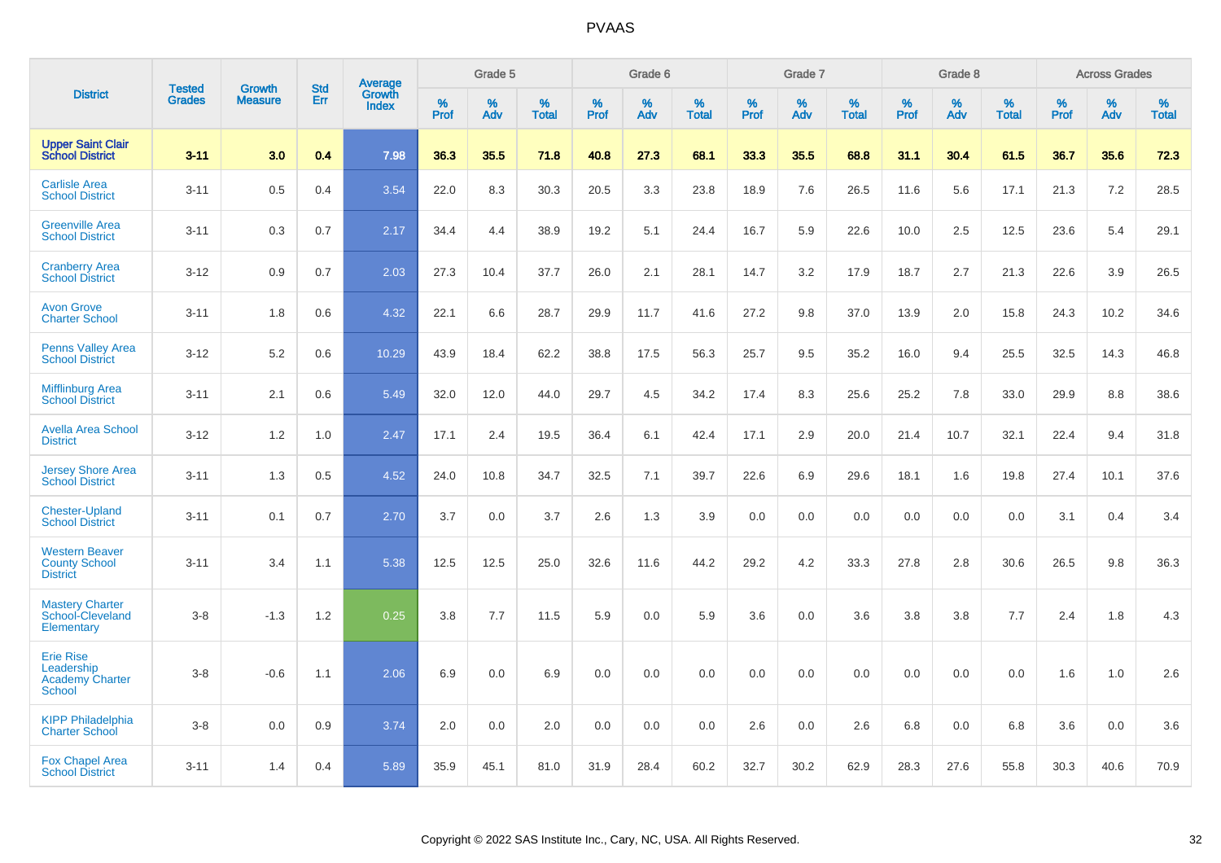| District | Tested Grades | Growth Measure | Std Err | Average Growth Index | Grade 5 | | | Grade 6 | | | Grade 7 | | | Grade 8 | | | Across Grades | | |
|---|---|---|---|---|---|---|---|---|---|---|---|---|---|---|---|---|---|---|---|
| | | | | | % Prof | % Adv | % Total | % Prof | % Adv | % Total | % Prof | % Adv | % Total | % Prof | % Adv | % Total | % Prof | % Adv | % Total |
| **Upper Saint Clair School District** | **3-11** | **3.0** | **0.4** | **7.98** | **36.3** | **35.5** | **71.8** | **40.8** | **27.3** | **68.1** | **33.3** | **35.5** | **68.8** | **31.1** | **30.4** | **61.5** | **36.7** | **35.6** | **72.3** |
| Carlisle Area School District | 3-11 | 0.5 | 0.4 | 3.54 | 22.0 | 8.3 | 30.3 | 20.5 | 3.3 | 23.8 | 18.9 | 7.6 | 26.5 | 11.6 | 5.6 | 17.1 | 21.3 | 7.2 | 28.5 |
| Greenville Area School District | 3-11 | 0.3 | 0.7 | 2.17 | 34.4 | 4.4 | 38.9 | 19.2 | 5.1 | 24.4 | 16.7 | 5.9 | 22.6 | 10.0 | 2.5 | 12.5 | 23.6 | 5.4 | 29.1 |
| Cranberry Area School District | 3-12 | 0.9 | 0.7 | 2.03 | 27.3 | 10.4 | 37.7 | 26.0 | 2.1 | 28.1 | 14.7 | 3.2 | 17.9 | 18.7 | 2.7 | 21.3 | 22.6 | 3.9 | 26.5 |
| Avon Grove Charter School | 3-11 | 1.8 | 0.6 | 4.32 | 22.1 | 6.6 | 28.7 | 29.9 | 11.7 | 41.6 | 27.2 | 9.8 | 37.0 | 13.9 | 2.0 | 15.8 | 24.3 | 10.2 | 34.6 |
| Penns Valley Area School District | 3-12 | 5.2 | 0.6 | 10.29 | 43.9 | 18.4 | 62.2 | 38.8 | 17.5 | 56.3 | 25.7 | 9.5 | 35.2 | 16.0 | 9.4 | 25.5 | 32.5 | 14.3 | 46.8 |
| Mifflinburg Area School District | 3-11 | 2.1 | 0.6 | 5.49 | 32.0 | 12.0 | 44.0 | 29.7 | 4.5 | 34.2 | 17.4 | 8.3 | 25.6 | 25.2 | 7.8 | 33.0 | 29.9 | 8.8 | 38.6 |
| Avella Area School District | 3-12 | 1.2 | 1.0 | 2.47 | 17.1 | 2.4 | 19.5 | 36.4 | 6.1 | 42.4 | 17.1 | 2.9 | 20.0 | 21.4 | 10.7 | 32.1 | 22.4 | 9.4 | 31.8 |
| Jersey Shore Area School District | 3-11 | 1.3 | 0.5 | 4.52 | 24.0 | 10.8 | 34.7 | 32.5 | 7.1 | 39.7 | 22.6 | 6.9 | 29.6 | 18.1 | 1.6 | 19.8 | 27.4 | 10.1 | 37.6 |
| Chester-Upland School District | 3-11 | 0.1 | 0.7 | 2.70 | 3.7 | 0.0 | 3.7 | 2.6 | 1.3 | 3.9 | 0.0 | 0.0 | 0.0 | 0.0 | 0.0 | 0.0 | 3.1 | 0.4 | 3.4 |
| Western Beaver County School District | 3-11 | 3.4 | 1.1 | 5.38 | 12.5 | 12.5 | 25.0 | 32.6 | 11.6 | 44.2 | 29.2 | 4.2 | 33.3 | 27.8 | 2.8 | 30.6 | 26.5 | 9.8 | 36.3 |
| Mastery Charter School-Cleveland Elementary | 3-8 | -1.3 | 1.2 | 0.25 | 3.8 | 7.7 | 11.5 | 5.9 | 0.0 | 5.9 | 3.6 | 0.0 | 3.6 | 3.8 | 3.8 | 7.7 | 2.4 | 1.8 | 4.3 |
| Erie Rise Leadership Academy Charter School | 3-8 | -0.6 | 1.1 | 2.06 | 6.9 | 0.0 | 6.9 | 0.0 | 0.0 | 0.0 | 0.0 | 0.0 | 0.0 | 0.0 | 0.0 | 0.0 | 1.6 | 1.0 | 2.6 |
| KIPP Philadelphia Charter School | 3-8 | 0.0 | 0.9 | 3.74 | 2.0 | 0.0 | 2.0 | 0.0 | 0.0 | 0.0 | 2.6 | 0.0 | 2.6 | 6.8 | 0.0 | 6.8 | 3.6 | 0.0 | 3.6 |
| Fox Chapel Area School District | 3-11 | 1.4 | 0.4 | 5.89 | 35.9 | 45.1 | 81.0 | 31.9 | 28.4 | 60.2 | 32.7 | 30.2 | 62.9 | 28.3 | 27.6 | 55.8 | 30.3 | 40.6 | 70.9 |

Copyright © 2022 SAS Institute Inc., Cary, NC, USA. All Rights Reserved.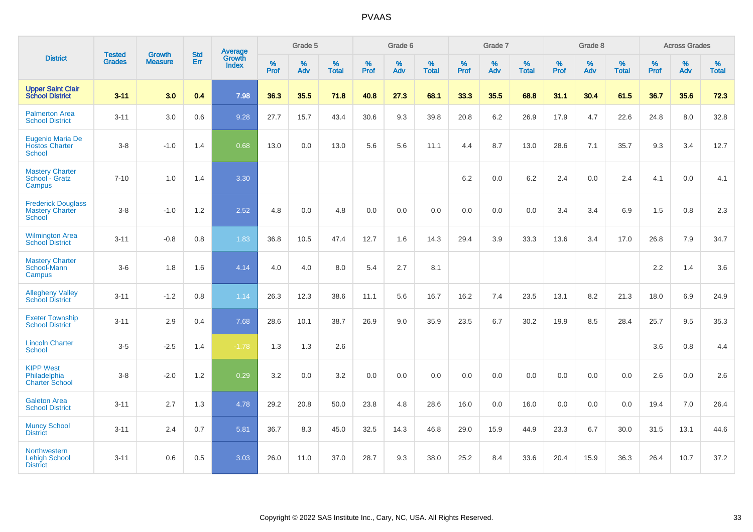PVAAS

| District | Tested Grades | Growth Measure | Std Err | Average Growth Index | Grade 5 | | | Grade 6 | | | Grade 7 | | | Grade 8 | | | Across Grades | | |
|---|---|---|---|---|---|---|---|---|---|---|---|---|---|---|---|---|---|---|---|
| | | | | | % Prof | % Adv | % Total | % Prof | % Adv | % Total | % Prof | % Adv | % Total | % Prof | % Adv | % Total | % Prof | % Adv | % Total |
| **Upper Saint Clair School District** | **3-11** | **3.0** | **0.4** | **7.98** | **36.3** | **35.5** | **71.8** | **40.8** | **27.3** | **68.1** | **33.3** | **35.5** | **68.8** | **31.1** | **30.4** | **61.5** | **36.7** | **35.6** | **72.3** |
| Palmerton Area School District | 3-11 | 3.0 | 0.6 | 9.28 | 27.7 | 15.7 | 43.4 | 30.6 | 9.3 | 39.8 | 20.8 | 6.2 | 26.9 | 17.9 | 4.7 | 22.6 | 24.8 | 8.0 | 32.8 |
| Eugenio Maria De Hostos Charter School | 3-8 | -1.0 | 1.4 | 0.68 | 13.0 | 0.0 | 13.0 | 5.6 | 5.6 | 11.1 | 4.4 | 8.7 | 13.0 | 28.6 | 7.1 | 35.7 | 9.3 | 3.4 | 12.7 |
| Mastery Charter School - Gratz Campus | 7-10 | 1.0 | 1.4 | 3.30 | | | | | | | 6.2 | 0.0 | 6.2 | 2.4 | 0.0 | 2.4 | 4.1 | 0.0 | 4.1 |
| Frederick Douglass Mastery Charter School | 3-8 | -1.0 | 1.2 | 2.52 | 4.8 | 0.0 | 4.8 | 0.0 | 0.0 | 0.0 | 0.0 | 0.0 | 0.0 | 3.4 | 3.4 | 6.9 | 1.5 | 0.8 | 2.3 |
| Wilmington Area School District | 3-11 | -0.8 | 0.8 | 1.83 | 36.8 | 10.5 | 47.4 | 12.7 | 1.6 | 14.3 | 29.4 | 3.9 | 33.3 | 13.6 | 3.4 | 17.0 | 26.8 | 7.9 | 34.7 |
| Mastery Charter School-Mann Campus | 3-6 | 1.8 | 1.6 | 4.14 | 4.0 | 4.0 | 8.0 | 5.4 | 2.7 | 8.1 | | | | | | | 2.2 | 1.4 | 3.6 |
| Allegheny Valley School District | 3-11 | -1.2 | 0.8 | 1.14 | 26.3 | 12.3 | 38.6 | 11.1 | 5.6 | 16.7 | 16.2 | 7.4 | 23.5 | 13.1 | 8.2 | 21.3 | 18.0 | 6.9 | 24.9 |
| Exeter Township School District | 3-11 | 2.9 | 0.4 | 7.68 | 28.6 | 10.1 | 38.7 | 26.9 | 9.0 | 35.9 | 23.5 | 6.7 | 30.2 | 19.9 | 8.5 | 28.4 | 25.7 | 9.5 | 35.3 |
| Lincoln Charter School | 3-5 | -2.5 | 1.4 | -1.78 | 1.3 | 1.3 | 2.6 | | | | | | | | | | 3.6 | 0.8 | 4.4 |
| KIPP West Philadelphia Charter School | 3-8 | -2.0 | 1.2 | 0.29 | 3.2 | 0.0 | 3.2 | 0.0 | 0.0 | 0.0 | 0.0 | 0.0 | 0.0 | 0.0 | 0.0 | 0.0 | 2.6 | 0.0 | 2.6 |
| Galeton Area School District | 3-11 | 2.7 | 1.3 | 4.78 | 29.2 | 20.8 | 50.0 | 23.8 | 4.8 | 28.6 | 16.0 | 0.0 | 16.0 | 0.0 | 0.0 | 0.0 | 19.4 | 7.0 | 26.4 |
| Muncy School District | 3-11 | 2.4 | 0.7 | 5.81 | 36.7 | 8.3 | 45.0 | 32.5 | 14.3 | 46.8 | 29.0 | 15.9 | 44.9 | 23.3 | 6.7 | 30.0 | 31.5 | 13.1 | 44.6 |
| Northwestern Lehigh School District | 3-11 | 0.6 | 0.5 | 3.03 | 26.0 | 11.0 | 37.0 | 28.7 | 9.3 | 38.0 | 25.2 | 8.4 | 33.6 | 20.4 | 15.9 | 36.3 | 26.4 | 10.7 | 37.2 |

Copyright © 2022 SAS Institute Inc., Cary, NC, USA. All Rights Reserved.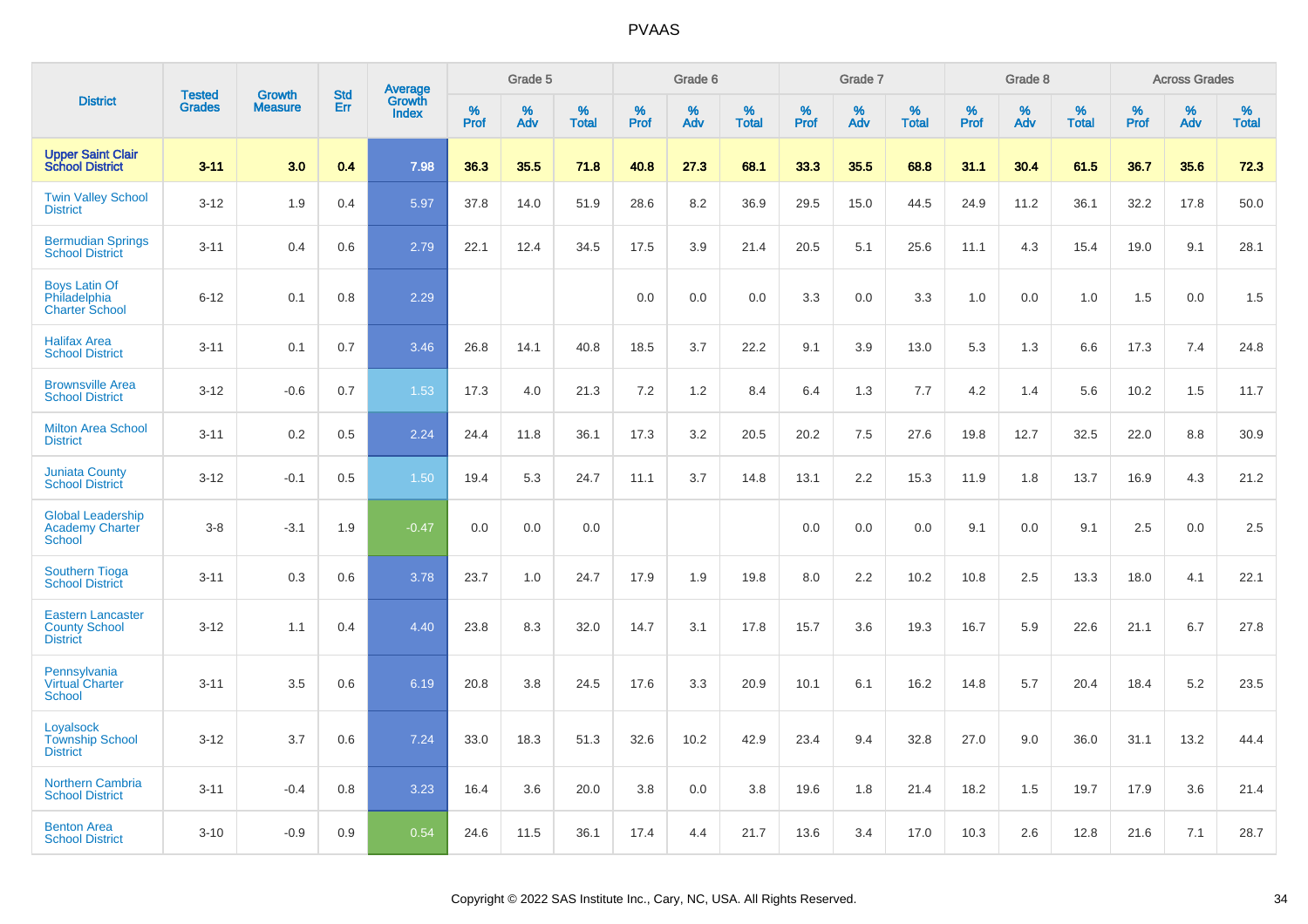# PVAAS

| District | Tested Grades | Growth Measure | Std Err | Average Growth Index | Grade 5 | | | Grade 6 | | | Grade 7 | | | Grade 8 | | | Across Grades | | |
|---|---|---|---|---|---|---|---|---|---|---|---|---|---|---|---|---|---|---|---|
| | | | | | % Prof | % Adv | % Total | % Prof | % Adv | % Total | % Prof | % Adv | % Total | % Prof | % Adv | % Total | % Prof | % Adv | % Total |
| **Upper Saint Clair School District** | **3-11** | **3.0** | **0.4** | **7.98** | **36.3** | **35.5** | **71.8** | **40.8** | **27.3** | **68.1** | **33.3** | **35.5** | **68.8** | **31.1** | **30.4** | **61.5** | **36.7** | **35.6** | **72.3** |
| Twin Valley School District | 3-12 | 1.9 | 0.4 | 5.97 | 37.8 | 14.0 | 51.9 | 28.6 | 8.2 | 36.9 | 29.5 | 15.0 | 44.5 | 24.9 | 11.2 | 36.1 | 32.2 | 17.8 | 50.0 |
| Bermudian Springs School District | 3-11 | 0.4 | 0.6 | 2.79 | 22.1 | 12.4 | 34.5 | 17.5 | 3.9 | 21.4 | 20.5 | 5.1 | 25.6 | 11.1 | 4.3 | 15.4 | 19.0 | 9.1 | 28.1 |
| Boys Latin Of Philadelphia Charter School | 6-12 | 0.1 | 0.8 | 2.29 | | | | 0.0 | 0.0 | 0.0 | 3.3 | 0.0 | 3.3 | 1.0 | 0.0 | 1.0 | 1.5 | 0.0 | 1.5 |
| Halifax Area School District | 3-11 | 0.1 | 0.7 | 3.46 | 26.8 | 14.1 | 40.8 | 18.5 | 3.7 | 22.2 | 9.1 | 3.9 | 13.0 | 5.3 | 1.3 | 6.6 | 17.3 | 7.4 | 24.8 |
| Brownsville Area School District | 3-12 | -0.6 | 0.7 | 1.53 | 17.3 | 4.0 | 21.3 | 7.2 | 1.2 | 8.4 | 6.4 | 1.3 | 7.7 | 4.2 | 1.4 | 5.6 | 10.2 | 1.5 | 11.7 |
| Milton Area School District | 3-11 | 0.2 | 0.5 | 2.24 | 24.4 | 11.8 | 36.1 | 17.3 | 3.2 | 20.5 | 20.2 | 7.5 | 27.6 | 19.8 | 12.7 | 32.5 | 22.0 | 8.8 | 30.9 |
| Juniata County School District | 3-12 | -0.1 | 0.5 | 1.50 | 19.4 | 5.3 | 24.7 | 11.1 | 3.7 | 14.8 | 13.1 | 2.2 | 15.3 | 11.9 | 1.8 | 13.7 | 16.9 | 4.3 | 21.2 |
| Global Leadership Academy Charter School | 3-8 | -3.1 | 1.9 | -0.47 | 0.0 | 0.0 | 0.0 | | | | 0.0 | 0.0 | 0.0 | 9.1 | 0.0 | 9.1 | 2.5 | 0.0 | 2.5 |
| Southern Tioga School District | 3-11 | 0.3 | 0.6 | 3.78 | 23.7 | 1.0 | 24.7 | 17.9 | 1.9 | 19.8 | 8.0 | 2.2 | 10.2 | 10.8 | 2.5 | 13.3 | 18.0 | 4.1 | 22.1 |
| Eastern Lancaster County School District | 3-12 | 1.1 | 0.4 | 4.40 | 23.8 | 8.3 | 32.0 | 14.7 | 3.1 | 17.8 | 15.7 | 3.6 | 19.3 | 16.7 | 5.9 | 22.6 | 21.1 | 6.7 | 27.8 |
| Pennsylvania Virtual Charter School | 3-11 | 3.5 | 0.6 | 6.19 | 20.8 | 3.8 | 24.5 | 17.6 | 3.3 | 20.9 | 10.1 | 6.1 | 16.2 | 14.8 | 5.7 | 20.4 | 18.4 | 5.2 | 23.5 |
| Loyalsock Township School District | 3-12 | 3.7 | 0.6 | 7.24 | 33.0 | 18.3 | 51.3 | 32.6 | 10.2 | 42.9 | 23.4 | 9.4 | 32.8 | 27.0 | 9.0 | 36.0 | 31.1 | 13.2 | 44.4 |
| Northern Cambria School District | 3-11 | -0.4 | 0.8 | 3.23 | 16.4 | 3.6 | 20.0 | 3.8 | 0.0 | 3.8 | 19.6 | 1.8 | 21.4 | 18.2 | 1.5 | 19.7 | 17.9 | 3.6 | 21.4 |
| Benton Area School District | 3-10 | -0.9 | 0.9 | 0.54 | 24.6 | 11.5 | 36.1 | 17.4 | 4.4 | 21.7 | 13.6 | 3.4 | 17.0 | 10.3 | 2.6 | 12.8 | 21.6 | 7.1 | 28.7 |

Copyright © 2022 SAS Institute Inc., Cary, NC, USA. All Rights Reserved.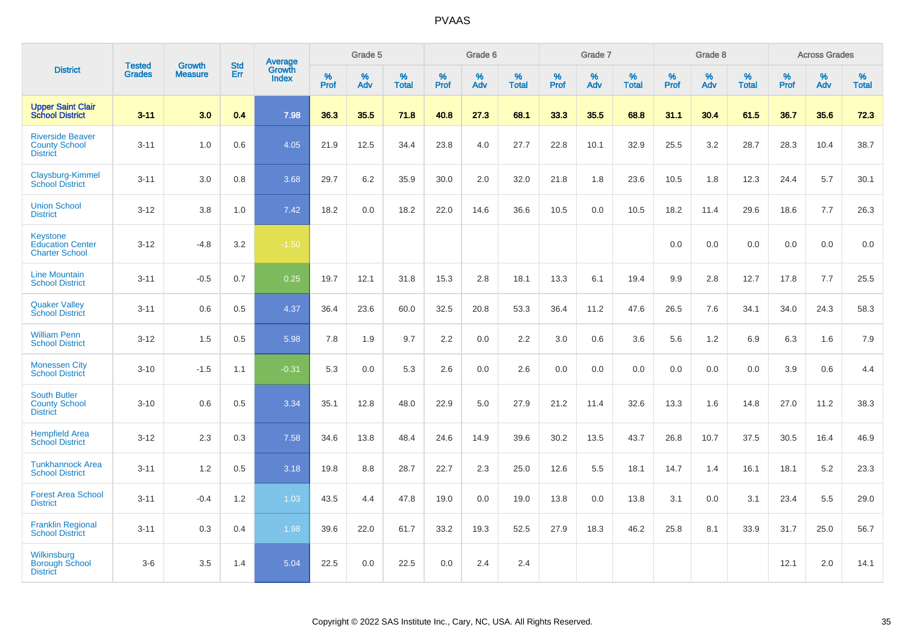| District | Tested Grades | Growth Measure | Std Err | Average Growth Index | Grade 5 | | | Grade 6 | | | Grade 7 | | | Grade 8 | | | Across Grades | | |
|---|---|---|---|---|---|---|---|---|---|---|---|---|---|---|---|---|---|---|---|
| | | | | | % Prof | % Adv | % Total | % Prof | % Adv | % Total | % Prof | % Adv | % Total | % Prof | % Adv | % Total | % Prof | % Adv | % Total |
| **Upper Saint Clair School District** | **3-11** | **3.0** | **0.4** | **7.98** | **36.3** | **35.5** | **71.8** | **40.8** | **27.3** | **68.1** | **33.3** | **35.5** | **68.8** | **31.1** | **30.4** | **61.5** | **36.7** | **35.6** | **72.3** |
| Riverside Beaver County School District | 3-11 | 1.0 | 0.6 | 4.05 | 21.9 | 12.5 | 34.4 | 23.8 | 4.0 | 27.7 | 22.8 | 10.1 | 32.9 | 25.5 | 3.2 | 28.7 | 28.3 | 10.4 | 38.7 |
| Claysburg-Kimmel School District | 3-11 | 3.0 | 0.8 | 3.68 | 29.7 | 6.2 | 35.9 | 30.0 | 2.0 | 32.0 | 21.8 | 1.8 | 23.6 | 10.5 | 1.8 | 12.3 | 24.4 | 5.7 | 30.1 |
| Union School District | 3-12 | 3.8 | 1.0 | 7.42 | 18.2 | 0.0 | 18.2 | 22.0 | 14.6 | 36.6 | 10.5 | 0.0 | 10.5 | 18.2 | 11.4 | 29.6 | 18.6 | 7.7 | 26.3 |
| Keystone Education Center Charter School | 3-12 | -4.8 | 3.2 | -1.50 | | | | | | | | | | 0.0 | 0.0 | 0.0 | 0.0 | 0.0 | 0.0 |
| Line Mountain School District | 3-11 | -0.5 | 0.7 | 0.25 | 19.7 | 12.1 | 31.8 | 15.3 | 2.8 | 18.1 | 13.3 | 6.1 | 19.4 | 9.9 | 2.8 | 12.7 | 17.8 | 7.7 | 25.5 |
| Quaker Valley School District | 3-11 | 0.6 | 0.5 | 4.37 | 36.4 | 23.6 | 60.0 | 32.5 | 20.8 | 53.3 | 36.4 | 11.2 | 47.6 | 26.5 | 7.6 | 34.1 | 34.0 | 24.3 | 58.3 |
| William Penn School District | 3-12 | 1.5 | 0.5 | 5.98 | 7.8 | 1.9 | 9.7 | 2.2 | 0.0 | 2.2 | 3.0 | 0.6 | 3.6 | 5.6 | 1.2 | 6.9 | 6.3 | 1.6 | 7.9 |
| Monessen City School District | 3-10 | -1.5 | 1.1 | -0.31 | 5.3 | 0.0 | 5.3 | 2.6 | 0.0 | 2.6 | 0.0 | 0.0 | 0.0 | 0.0 | 0.0 | 0.0 | 3.9 | 0.6 | 4.4 |
| South Butler County School District | 3-10 | 0.6 | 0.5 | 3.34 | 35.1 | 12.8 | 48.0 | 22.9 | 5.0 | 27.9 | 21.2 | 11.4 | 32.6 | 13.3 | 1.6 | 14.8 | 27.0 | 11.2 | 38.3 |
| Hempfield Area School District | 3-12 | 2.3 | 0.3 | 7.58 | 34.6 | 13.8 | 48.4 | 24.6 | 14.9 | 39.6 | 30.2 | 13.5 | 43.7 | 26.8 | 10.7 | 37.5 | 30.5 | 16.4 | 46.9 |
| Tunkhannock Area School District | 3-11 | 1.2 | 0.5 | 3.18 | 19.8 | 8.8 | 28.7 | 22.7 | 2.3 | 25.0 | 12.6 | 5.5 | 18.1 | 14.7 | 1.4 | 16.1 | 18.1 | 5.2 | 23.3 |
| Forest Area School District | 3-11 | -0.4 | 1.2 | 1.03 | 43.5 | 4.4 | 47.8 | 19.0 | 0.0 | 19.0 | 13.8 | 0.0 | 13.8 | 3.1 | 0.0 | 3.1 | 23.4 | 5.5 | 29.0 |
| Franklin Regional School District | 3-11 | 0.3 | 0.4 | 1.98 | 39.6 | 22.0 | 61.7 | 33.2 | 19.3 | 52.5 | 27.9 | 18.3 | 46.2 | 25.8 | 8.1 | 33.9 | 31.7 | 25.0 | 56.7 |
| Wilkinsburg Borough School District | 3-6 | 3.5 | 1.4 | 5.04 | 22.5 | 0.0 | 22.5 | 0.0 | 2.4 | 2.4 | | | | | | | 12.1 | 2.0 | 14.1 |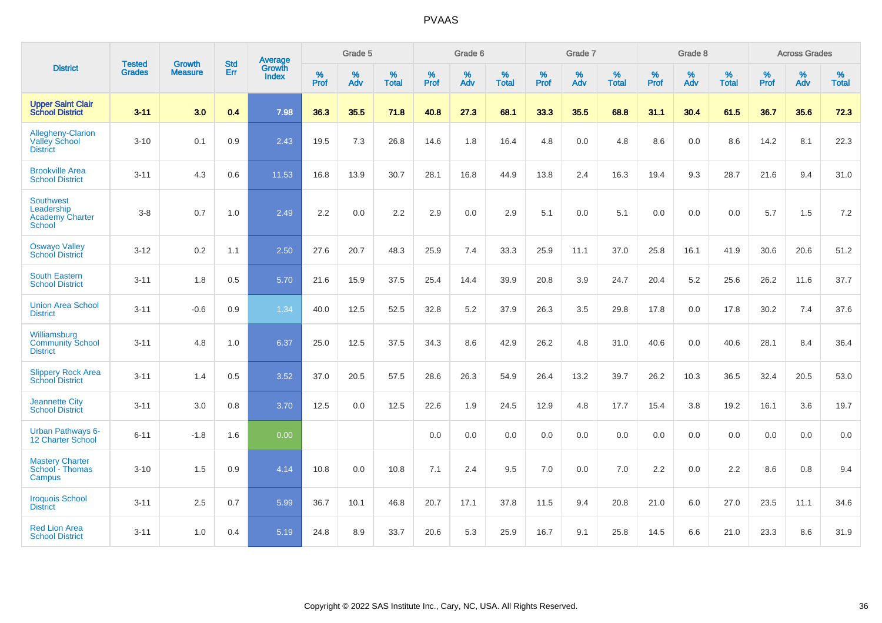# PVAAS

| District | Tested Grades | Growth Measure | Std Err | Average Growth Index | Grade 5 | | | Grade 6 | | | Grade 7 | | | Grade 8 | | | Across Grades | | |
|---|---|---|---|---|---|---|---|---|---|---|---|---|---|---|---|---|---|---|---|
| | | | | | % Prof | % Adv | % Total | % Prof | % Adv | % Total | % Prof | % Adv | % Total | % Prof | % Adv | % Total | % Prof | % Adv | % Total |
| **Upper Saint Clair School District** | **3-11** | **3.0** | **0.4** | **7.98** | **36.3** | **35.5** | **71.8** | **40.8** | **27.3** | **68.1** | **33.3** | **35.5** | **68.8** | **31.1** | **30.4** | **61.5** | **36.7** | **35.6** | **72.3** |
| Allegheny-Clarion Valley School District | 3-10 | 0.1 | 0.9 | 2.43 | 19.5 | 7.3 | 26.8 | 14.6 | 1.8 | 16.4 | 4.8 | 0.0 | 4.8 | 8.6 | 0.0 | 8.6 | 14.2 | 8.1 | 22.3 |
| Brookville Area School District | 3-11 | 4.3 | 0.6 | 11.53 | 16.8 | 13.9 | 30.7 | 28.1 | 16.8 | 44.9 | 13.8 | 2.4 | 16.3 | 19.4 | 9.3 | 28.7 | 21.6 | 9.4 | 31.0 |
| Southwest Leadership Academy Charter School | 3-8 | 0.7 | 1.0 | 2.49 | 2.2 | 0.0 | 2.2 | 2.9 | 0.0 | 2.9 | 5.1 | 0.0 | 5.1 | 0.0 | 0.0 | 0.0 | 5.7 | 1.5 | 7.2 |
| Oswayo Valley School District | 3-12 | 0.2 | 1.1 | 2.50 | 27.6 | 20.7 | 48.3 | 25.9 | 7.4 | 33.3 | 25.9 | 11.1 | 37.0 | 25.8 | 16.1 | 41.9 | 30.6 | 20.6 | 51.2 |
| South Eastern School District | 3-11 | 1.8 | 0.5 | 5.70 | 21.6 | 15.9 | 37.5 | 25.4 | 14.4 | 39.9 | 20.8 | 3.9 | 24.7 | 20.4 | 5.2 | 25.6 | 26.2 | 11.6 | 37.7 |
| Union Area School District | 3-11 | -0.6 | 0.9 | 1.34 | 40.0 | 12.5 | 52.5 | 32.8 | 5.2 | 37.9 | 26.3 | 3.5 | 29.8 | 17.8 | 0.0 | 17.8 | 30.2 | 7.4 | 37.6 |
| Williamsburg Community School District | 3-11 | 4.8 | 1.0 | 6.37 | 25.0 | 12.5 | 37.5 | 34.3 | 8.6 | 42.9 | 26.2 | 4.8 | 31.0 | 40.6 | 0.0 | 40.6 | 28.1 | 8.4 | 36.4 |
| Slippery Rock Area School District | 3-11 | 1.4 | 0.5 | 3.52 | 37.0 | 20.5 | 57.5 | 28.6 | 26.3 | 54.9 | 26.4 | 13.2 | 39.7 | 26.2 | 10.3 | 36.5 | 32.4 | 20.5 | 53.0 |
| Jeannette City School District | 3-11 | 3.0 | 0.8 | 3.70 | 12.5 | 0.0 | 12.5 | 22.6 | 1.9 | 24.5 | 12.9 | 4.8 | 17.7 | 15.4 | 3.8 | 19.2 | 16.1 | 3.6 | 19.7 |
| Urban Pathways 6-12 Charter School | 6-11 | -1.8 | 1.6 | 0.00 | | | | 0.0 | 0.0 | 0.0 | 0.0 | 0.0 | 0.0 | 0.0 | 0.0 | 0.0 | 0.0 | 0.0 | 0.0 |
| Mastery Charter School - Thomas Campus | 3-10 | 1.5 | 0.9 | 4.14 | 10.8 | 0.0 | 10.8 | 7.1 | 2.4 | 9.5 | 7.0 | 0.0 | 7.0 | 2.2 | 0.0 | 2.2 | 8.6 | 0.8 | 9.4 |
| Iroquois School District | 3-11 | 2.5 | 0.7 | 5.99 | 36.7 | 10.1 | 46.8 | 20.7 | 17.1 | 37.8 | 11.5 | 9.4 | 20.8 | 21.0 | 6.0 | 27.0 | 23.5 | 11.1 | 34.6 |
| Red Lion Area School District | 3-11 | 1.0 | 0.4 | 5.19 | 24.8 | 8.9 | 33.7 | 20.6 | 5.3 | 25.9 | 16.7 | 9.1 | 25.8 | 14.5 | 6.6 | 21.0 | 23.3 | 8.6 | 31.9 |

Copyright © 2022 SAS Institute Inc., Cary, NC, USA. All Rights Reserved.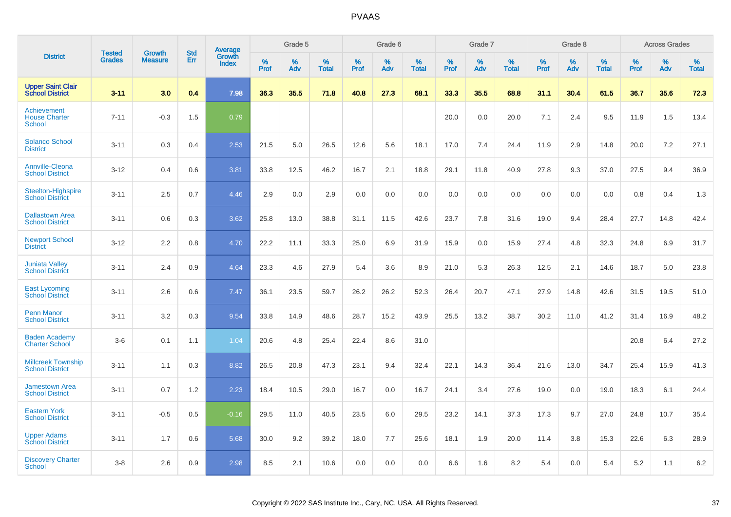# PVAAS

| District | Tested Grades | Growth Measure | Std Err | Average Growth Index | Grade 5 | | | Grade 6 | | | Grade 7 | | | Grade 8 | | | Across Grades | | |
|---|---|---|---|---|---|---|---|---|---|---|---|---|---|---|---|---|---|---|---|
| | | | | | % Prof | % Adv | % Total | % Prof | % Adv | % Total | % Prof | % Adv | % Total | % Prof | % Adv | % Total | % Prof | % Adv | % Total |
| **Upper Saint Clair School District** | **3-11** | **3.0** | **0.4** | **7.98** | **36.3** | **35.5** | **71.8** | **40.8** | **27.3** | **68.1** | **33.3** | **35.5** | **68.8** | **31.1** | **30.4** | **61.5** | **36.7** | **35.6** | **72.3** |
| Achievement House Charter School | 7-11 | -0.3 | 1.5 | 0.79 | | | | | | | 20.0 | 0.0 | 20.0 | 7.1 | 2.4 | 9.5 | 11.9 | 1.5 | 13.4 |
| Solanco School District | 3-11 | 0.3 | 0.4 | 2.53 | 21.5 | 5.0 | 26.5 | 12.6 | 5.6 | 18.1 | 17.0 | 7.4 | 24.4 | 11.9 | 2.9 | 14.8 | 20.0 | 7.2 | 27.1 |
| Annville-Cleona School District | 3-12 | 0.4 | 0.6 | 3.81 | 33.8 | 12.5 | 46.2 | 16.7 | 2.1 | 18.8 | 29.1 | 11.8 | 40.9 | 27.8 | 9.3 | 37.0 | 27.5 | 9.4 | 36.9 |
| Steelton-Highspire School District | 3-11 | 2.5 | 0.7 | 4.46 | 2.9 | 0.0 | 2.9 | 0.0 | 0.0 | 0.0 | 0.0 | 0.0 | 0.0 | 0.0 | 0.0 | 0.0 | 0.8 | 0.4 | 1.3 |
| Dallastown Area School District | 3-11 | 0.6 | 0.3 | 3.62 | 25.8 | 13.0 | 38.8 | 31.1 | 11.5 | 42.6 | 23.7 | 7.8 | 31.6 | 19.0 | 9.4 | 28.4 | 27.7 | 14.8 | 42.4 |
| Newport School District | 3-12 | 2.2 | 0.8 | 4.70 | 22.2 | 11.1 | 33.3 | 25.0 | 6.9 | 31.9 | 15.9 | 0.0 | 15.9 | 27.4 | 4.8 | 32.3 | 24.8 | 6.9 | 31.7 |
| Juniata Valley School District | 3-11 | 2.4 | 0.9 | 4.64 | 23.3 | 4.6 | 27.9 | 5.4 | 3.6 | 8.9 | 21.0 | 5.3 | 26.3 | 12.5 | 2.1 | 14.6 | 18.7 | 5.0 | 23.8 |
| East Lycoming School District | 3-11 | 2.6 | 0.6 | 7.47 | 36.1 | 23.5 | 59.7 | 26.2 | 26.2 | 52.3 | 26.4 | 20.7 | 47.1 | 27.9 | 14.8 | 42.6 | 31.5 | 19.5 | 51.0 |
| Penn Manor School District | 3-11 | 3.2 | 0.3 | 9.54 | 33.8 | 14.9 | 48.6 | 28.7 | 15.2 | 43.9 | 25.5 | 13.2 | 38.7 | 30.2 | 11.0 | 41.2 | 31.4 | 16.9 | 48.2 |
| Baden Academy Charter School | 3-6 | 0.1 | 1.1 | 1.04 | 20.6 | 4.8 | 25.4 | 22.4 | 8.6 | 31.0 | | | | | | | 20.8 | 6.4 | 27.2 |
| Millcreek Township School District | 3-11 | 1.1 | 0.3 | 8.82 | 26.5 | 20.8 | 47.3 | 23.1 | 9.4 | 32.4 | 22.1 | 14.3 | 36.4 | 21.6 | 13.0 | 34.7 | 25.4 | 15.9 | 41.3 |
| Jamestown Area School District | 3-11 | 0.7 | 1.2 | 2.23 | 18.4 | 10.5 | 29.0 | 16.7 | 0.0 | 16.7 | 24.1 | 3.4 | 27.6 | 19.0 | 0.0 | 19.0 | 18.3 | 6.1 | 24.4 |
| Eastern York School District | 3-11 | -0.5 | 0.5 | -0.16 | 29.5 | 11.0 | 40.5 | 23.5 | 6.0 | 29.5 | 23.2 | 14.1 | 37.3 | 17.3 | 9.7 | 27.0 | 24.8 | 10.7 | 35.4 |
| Upper Adams School District | 3-11 | 1.7 | 0.6 | 5.68 | 30.0 | 9.2 | 39.2 | 18.0 | 7.7 | 25.6 | 18.1 | 1.9 | 20.0 | 11.4 | 3.8 | 15.3 | 22.6 | 6.3 | 28.9 |
| Discovery Charter School | 3-8 | 2.6 | 0.9 | 2.98 | 8.5 | 2.1 | 10.6 | 0.0 | 0.0 | 0.0 | 6.6 | 1.6 | 8.2 | 5.4 | 0.0 | 5.4 | 5.2 | 1.1 | 6.2 |

Copyright © 2022 SAS Institute Inc., Cary, NC, USA. All Rights Reserved.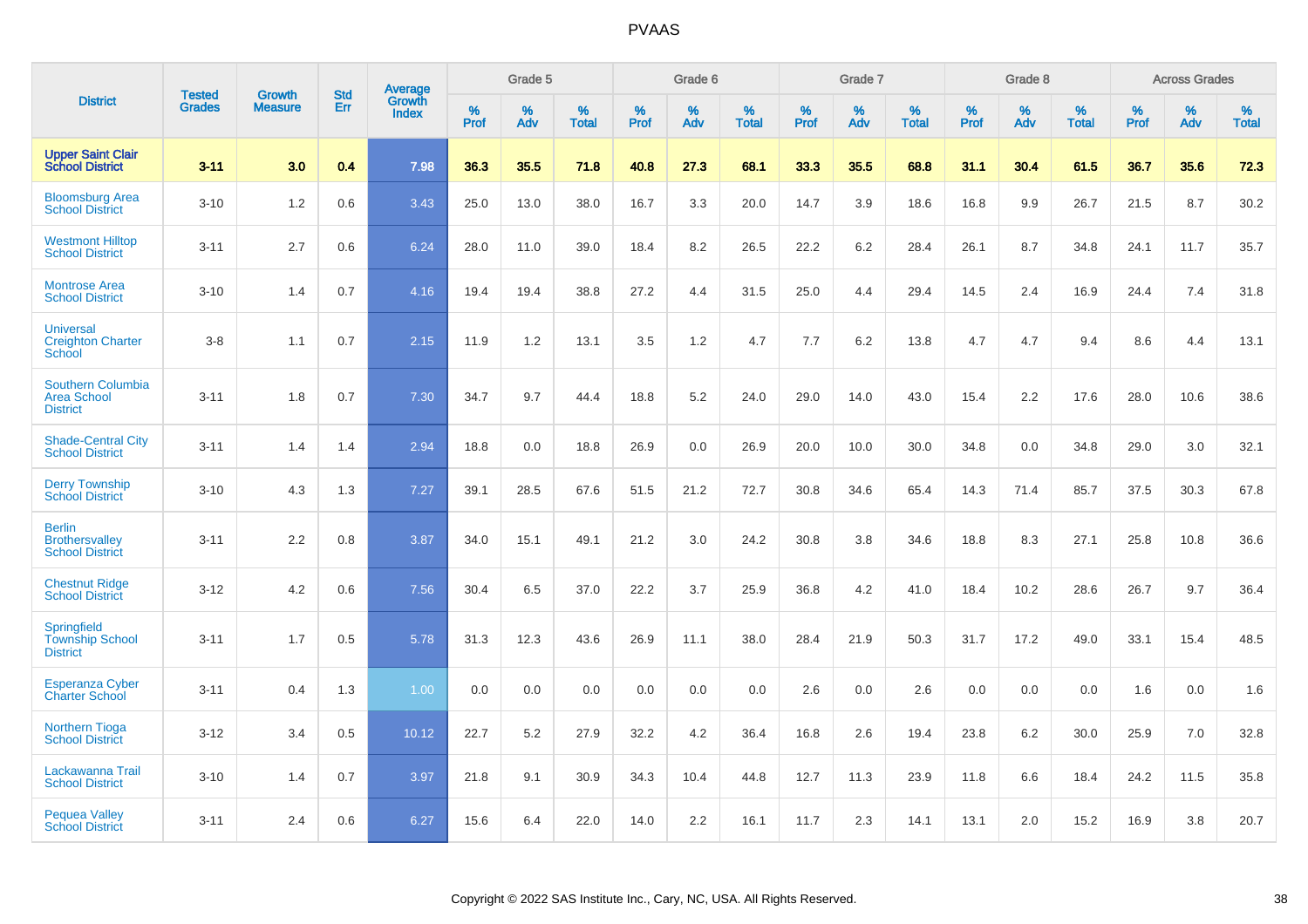# PVAAS

| District | Tested Grades | Growth Measure | Std Err | Average Growth Index | Grade 5 | | | Grade 6 | | | Grade 7 | | | Grade 8 | | | Across Grades | | |
|---|---|---|---|---|---|---|---|---|---|---|---|---|---|---|---|---|---|---|---|
| | | | | | % Prof | % Adv | % Total | % Prof | % Adv | % Total | % Prof | % Adv | % Total | % Prof | % Adv | % Total | % Prof | % Adv | % Total |
| **Upper Saint Clair School District** | **3-11** | **3.0** | **0.4** | **7.98** | **36.3** | **35.5** | **71.8** | **40.8** | **27.3** | **68.1** | **33.3** | **35.5** | **68.8** | **31.1** | **30.4** | **61.5** | **36.7** | **35.6** | **72.3** |
| Bloomsburg Area School District | 3-10 | 1.2 | 0.6 | 3.43 | 25.0 | 13.0 | 38.0 | 16.7 | 3.3 | 20.0 | 14.7 | 3.9 | 18.6 | 16.8 | 9.9 | 26.7 | 21.5 | 8.7 | 30.2 |
| Westmont Hilltop School District | 3-11 | 2.7 | 0.6 | 6.24 | 28.0 | 11.0 | 39.0 | 18.4 | 8.2 | 26.5 | 22.2 | 6.2 | 28.4 | 26.1 | 8.7 | 34.8 | 24.1 | 11.7 | 35.7 |
| Montrose Area School District | 3-10 | 1.4 | 0.7 | 4.16 | 19.4 | 19.4 | 38.8 | 27.2 | 4.4 | 31.5 | 25.0 | 4.4 | 29.4 | 14.5 | 2.4 | 16.9 | 24.4 | 7.4 | 31.8 |
| Universal Creighton Charter School | 3-8 | 1.1 | 0.7 | 2.15 | 11.9 | 1.2 | 13.1 | 3.5 | 1.2 | 4.7 | 7.7 | 6.2 | 13.8 | 4.7 | 4.7 | 9.4 | 8.6 | 4.4 | 13.1 |
| Southern Columbia Area School District | 3-11 | 1.8 | 0.7 | 7.30 | 34.7 | 9.7 | 44.4 | 18.8 | 5.2 | 24.0 | 29.0 | 14.0 | 43.0 | 15.4 | 2.2 | 17.6 | 28.0 | 10.6 | 38.6 |
| Shade-Central City School District | 3-11 | 1.4 | 1.4 | 2.94 | 18.8 | 0.0 | 18.8 | 26.9 | 0.0 | 26.9 | 20.0 | 10.0 | 30.0 | 34.8 | 0.0 | 34.8 | 29.0 | 3.0 | 32.1 |
| Derry Township School District | 3-10 | 4.3 | 1.3 | 7.27 | 39.1 | 28.5 | 67.6 | 51.5 | 21.2 | 72.7 | 30.8 | 34.6 | 65.4 | 14.3 | 71.4 | 85.7 | 37.5 | 30.3 | 67.8 |
| Berlin Brothersvalley School District | 3-11 | 2.2 | 0.8 | 3.87 | 34.0 | 15.1 | 49.1 | 21.2 | 3.0 | 24.2 | 30.8 | 3.8 | 34.6 | 18.8 | 8.3 | 27.1 | 25.8 | 10.8 | 36.6 |
| Chestnut Ridge School District | 3-12 | 4.2 | 0.6 | 7.56 | 30.4 | 6.5 | 37.0 | 22.2 | 3.7 | 25.9 | 36.8 | 4.2 | 41.0 | 18.4 | 10.2 | 28.6 | 26.7 | 9.7 | 36.4 |
| Springfield Township School District | 3-11 | 1.7 | 0.5 | 5.78 | 31.3 | 12.3 | 43.6 | 26.9 | 11.1 | 38.0 | 28.4 | 21.9 | 50.3 | 31.7 | 17.2 | 49.0 | 33.1 | 15.4 | 48.5 |
| Esperanza Cyber Charter School | 3-11 | 0.4 | 1.3 | 1.00 | 0.0 | 0.0 | 0.0 | 0.0 | 0.0 | 0.0 | 2.6 | 0.0 | 2.6 | 0.0 | 0.0 | 0.0 | 1.6 | 0.0 | 1.6 |
| Northern Tioga School District | 3-12 | 3.4 | 0.5 | 10.12 | 22.7 | 5.2 | 27.9 | 32.2 | 4.2 | 36.4 | 16.8 | 2.6 | 19.4 | 23.8 | 6.2 | 30.0 | 25.9 | 7.0 | 32.8 |
| Lackawanna Trail School District | 3-10 | 1.4 | 0.7 | 3.97 | 21.8 | 9.1 | 30.9 | 34.3 | 10.4 | 44.8 | 12.7 | 11.3 | 23.9 | 11.8 | 6.6 | 18.4 | 24.2 | 11.5 | 35.8 |
| Pequea Valley School District | 3-11 | 2.4 | 0.6 | 6.27 | 15.6 | 6.4 | 22.0 | 14.0 | 2.2 | 16.1 | 11.7 | 2.3 | 14.1 | 13.1 | 2.0 | 15.2 | 16.9 | 3.8 | 20.7 |

Copyright © 2022 SAS Institute Inc., Cary, NC, USA. All Rights Reserved.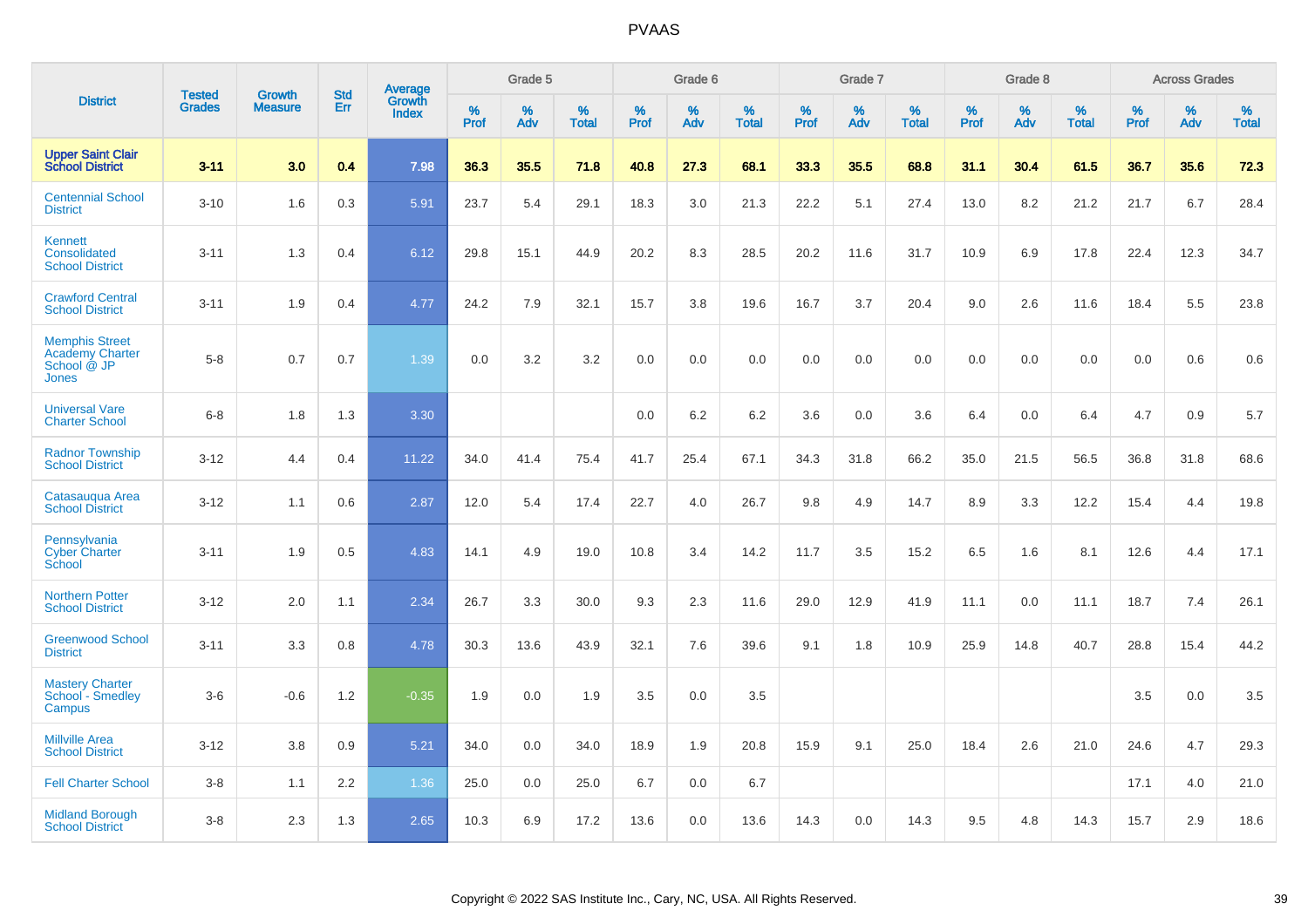| District | Tested Grades | Growth Measure | Std Err | Average Growth Index | Grade 5 | | | Grade 6 | | | Grade 7 | | | Grade 8 | | | Across Grades | | |
|---|---|---|---|---|---|---|---|---|---|---|---|---|---|---|---|---|---|---|---|
| | | | | | % Prof | % Adv | % Total | % Prof | % Adv | % Total | % Prof | % Adv | % Total | % Prof | % Adv | % Total | % Prof | % Adv | % Total |
| **Upper Saint Clair School District** | **3-11** | **3.0** | **0.4** | **7.98** | **36.3** | **35.5** | **71.8** | **40.8** | **27.3** | **68.1** | **33.3** | **35.5** | **68.8** | **31.1** | **30.4** | **61.5** | **36.7** | **35.6** | **72.3** |
| Centennial School District | 3-10 | 1.6 | 0.3 | 5.91 | 23.7 | 5.4 | 29.1 | 18.3 | 3.0 | 21.3 | 22.2 | 5.1 | 27.4 | 13.0 | 8.2 | 21.2 | 21.7 | 6.7 | 28.4 |
| Kennett Consolidated School District | 3-11 | 1.3 | 0.4 | 6.12 | 29.8 | 15.1 | 44.9 | 20.2 | 8.3 | 28.5 | 20.2 | 11.6 | 31.7 | 10.9 | 6.9 | 17.8 | 22.4 | 12.3 | 34.7 |
| Crawford Central School District | 3-11 | 1.9 | 0.4 | 4.77 | 24.2 | 7.9 | 32.1 | 15.7 | 3.8 | 19.6 | 16.7 | 3.7 | 20.4 | 9.0 | 2.6 | 11.6 | 18.4 | 5.5 | 23.8 |
| Memphis Street Academy Charter School @ JP Jones | 5-8 | 0.7 | 0.7 | 1.39 | 0.0 | 3.2 | 3.2 | 0.0 | 0.0 | 0.0 | 0.0 | 0.0 | 0.0 | 0.0 | 0.0 | 0.0 | 0.0 | 0.6 | 0.6 |
| Universal Vare Charter School | 6-8 | 1.8 | 1.3 | 3.30 | | | | 0.0 | 6.2 | 6.2 | 3.6 | 0.0 | 3.6 | 6.4 | 0.0 | 6.4 | 4.7 | 0.9 | 5.7 |
| Radnor Township School District | 3-12 | 4.4 | 0.4 | 11.22 | 34.0 | 41.4 | 75.4 | 41.7 | 25.4 | 67.1 | 34.3 | 31.8 | 66.2 | 35.0 | 21.5 | 56.5 | 36.8 | 31.8 | 68.6 |
| Catasauqua Area School District | 3-12 | 1.1 | 0.6 | 2.87 | 12.0 | 5.4 | 17.4 | 22.7 | 4.0 | 26.7 | 9.8 | 4.9 | 14.7 | 8.9 | 3.3 | 12.2 | 15.4 | 4.4 | 19.8 |
| Pennsylvania Cyber Charter School | 3-11 | 1.9 | 0.5 | 4.83 | 14.1 | 4.9 | 19.0 | 10.8 | 3.4 | 14.2 | 11.7 | 3.5 | 15.2 | 6.5 | 1.6 | 8.1 | 12.6 | 4.4 | 17.1 |
| Northern Potter School District | 3-12 | 2.0 | 1.1 | 2.34 | 26.7 | 3.3 | 30.0 | 9.3 | 2.3 | 11.6 | 29.0 | 12.9 | 41.9 | 11.1 | 0.0 | 11.1 | 18.7 | 7.4 | 26.1 |
| Greenwood School District | 3-11 | 3.3 | 0.8 | 4.78 | 30.3 | 13.6 | 43.9 | 32.1 | 7.6 | 39.6 | 9.1 | 1.8 | 10.9 | 25.9 | 14.8 | 40.7 | 28.8 | 15.4 | 44.2 |
| Mastery Charter School - Smedley Campus | 3-6 | -0.6 | 1.2 | -0.35 | 1.9 | 0.0 | 1.9 | 3.5 | 0.0 | 3.5 | | | | | | | 3.5 | 0.0 | 3.5 |
| Millville Area School District | 3-12 | 3.8 | 0.9 | 5.21 | 34.0 | 0.0 | 34.0 | 18.9 | 1.9 | 20.8 | 15.9 | 9.1 | 25.0 | 18.4 | 2.6 | 21.0 | 24.6 | 4.7 | 29.3 |
| Fell Charter School | 3-8 | 1.1 | 2.2 | 1.36 | 25.0 | 0.0 | 25.0 | 6.7 | 0.0 | 6.7 | | | | | | | 17.1 | 4.0 | 21.0 |
| Midland Borough School District | 3-8 | 2.3 | 1.3 | 2.65 | 10.3 | 6.9 | 17.2 | 13.6 | 0.0 | 13.6 | 14.3 | 0.0 | 14.3 | 9.5 | 4.8 | 14.3 | 15.7 | 2.9 | 18.6 |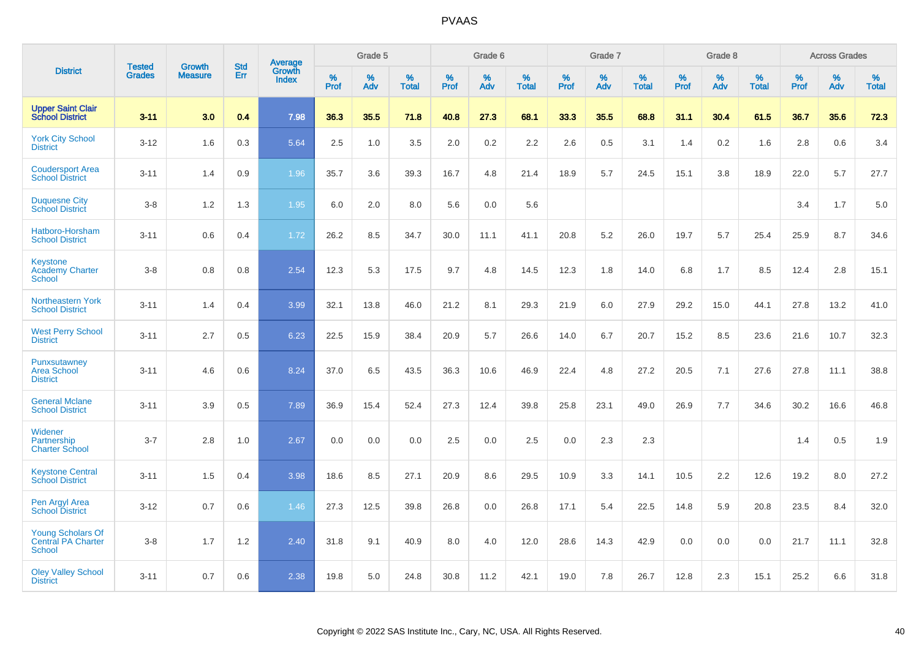# PVAAS

| District | Tested Grades | Growth Measure | Std Err | Average Growth Index | Grade 5 | | | Grade 6 | | | Grade 7 | | | Grade 8 | | | Across Grades | | |
|---|---|---|---|---|---|---|---|---|---|---|---|---|---|---|---|---|---|---|---|
| | | | | | % Prof | % Adv | % Total | % Prof | % Adv | % Total | % Prof | % Adv | % Total | % Prof | % Adv | % Total | % Prof | % Adv | % Total |
| **Upper Saint Clair School District** | **3-11** | **3.0** | **0.4** | **7.98** | **36.3** | **35.5** | **71.8** | **40.8** | **27.3** | **68.1** | **33.3** | **35.5** | **68.8** | **31.1** | **30.4** | **61.5** | **36.7** | **35.6** | **72.3** |
| York City School District | 3-12 | 1.6 | 0.3 | 5.64 | 2.5 | 1.0 | 3.5 | 2.0 | 0.2 | 2.2 | 2.6 | 0.5 | 3.1 | 1.4 | 0.2 | 1.6 | 2.8 | 0.6 | 3.4 |
| Coudersport Area School District | 3-11 | 1.4 | 0.9 | 1.96 | 35.7 | 3.6 | 39.3 | 16.7 | 4.8 | 21.4 | 18.9 | 5.7 | 24.5 | 15.1 | 3.8 | 18.9 | 22.0 | 5.7 | 27.7 |
| Duquesne City School District | 3-8 | 1.2 | 1.3 | 1.95 | 6.0 | 2.0 | 8.0 | 5.6 | 0.0 | 5.6 | | | | | | | 3.4 | 1.7 | 5.0 |
| Hatboro-Horsham School District | 3-11 | 0.6 | 0.4 | 1.72 | 26.2 | 8.5 | 34.7 | 30.0 | 11.1 | 41.1 | 20.8 | 5.2 | 26.0 | 19.7 | 5.7 | 25.4 | 25.9 | 8.7 | 34.6 |
| Keystone Academy Charter School | 3-8 | 0.8 | 0.8 | 2.54 | 12.3 | 5.3 | 17.5 | 9.7 | 4.8 | 14.5 | 12.3 | 1.8 | 14.0 | 6.8 | 1.7 | 8.5 | 12.4 | 2.8 | 15.1 |
| Northeastern York School District | 3-11 | 1.4 | 0.4 | 3.99 | 32.1 | 13.8 | 46.0 | 21.2 | 8.1 | 29.3 | 21.9 | 6.0 | 27.9 | 29.2 | 15.0 | 44.1 | 27.8 | 13.2 | 41.0 |
| West Perry School District | 3-11 | 2.7 | 0.5 | 6.23 | 22.5 | 15.9 | 38.4 | 20.9 | 5.7 | 26.6 | 14.0 | 6.7 | 20.7 | 15.2 | 8.5 | 23.6 | 21.6 | 10.7 | 32.3 |
| Punxsutawney Area School District | 3-11 | 4.6 | 0.6 | 8.24 | 37.0 | 6.5 | 43.5 | 36.3 | 10.6 | 46.9 | 22.4 | 4.8 | 27.2 | 20.5 | 7.1 | 27.6 | 27.8 | 11.1 | 38.8 |
| General Mclane School District | 3-11 | 3.9 | 0.5 | 7.89 | 36.9 | 15.4 | 52.4 | 27.3 | 12.4 | 39.8 | 25.8 | 23.1 | 49.0 | 26.9 | 7.7 | 34.6 | 30.2 | 16.6 | 46.8 |
| Widener Partnership Charter School | 3-7 | 2.8 | 1.0 | 2.67 | 0.0 | 0.0 | 0.0 | 2.5 | 0.0 | 2.5 | 0.0 | 2.3 | 2.3 | | | | 1.4 | 0.5 | 1.9 |
| Keystone Central School District | 3-11 | 1.5 | 0.4 | 3.98 | 18.6 | 8.5 | 27.1 | 20.9 | 8.6 | 29.5 | 10.9 | 3.3 | 14.1 | 10.5 | 2.2 | 12.6 | 19.2 | 8.0 | 27.2 |
| Pen Argyl Area School District | 3-12 | 0.7 | 0.6 | 1.46 | 27.3 | 12.5 | 39.8 | 26.8 | 0.0 | 26.8 | 17.1 | 5.4 | 22.5 | 14.8 | 5.9 | 20.8 | 23.5 | 8.4 | 32.0 |
| Young Scholars Of Central PA Charter School | 3-8 | 1.7 | 1.2 | 2.40 | 31.8 | 9.1 | 40.9 | 8.0 | 4.0 | 12.0 | 28.6 | 14.3 | 42.9 | 0.0 | 0.0 | 0.0 | 21.7 | 11.1 | 32.8 |
| Oley Valley School District | 3-11 | 0.7 | 0.6 | 2.38 | 19.8 | 5.0 | 24.8 | 30.8 | 11.2 | 42.1 | 19.0 | 7.8 | 26.7 | 12.8 | 2.3 | 15.1 | 25.2 | 6.6 | 31.8 |

Copyright © 2022 SAS Institute Inc., Cary, NC, USA. All Rights Reserved.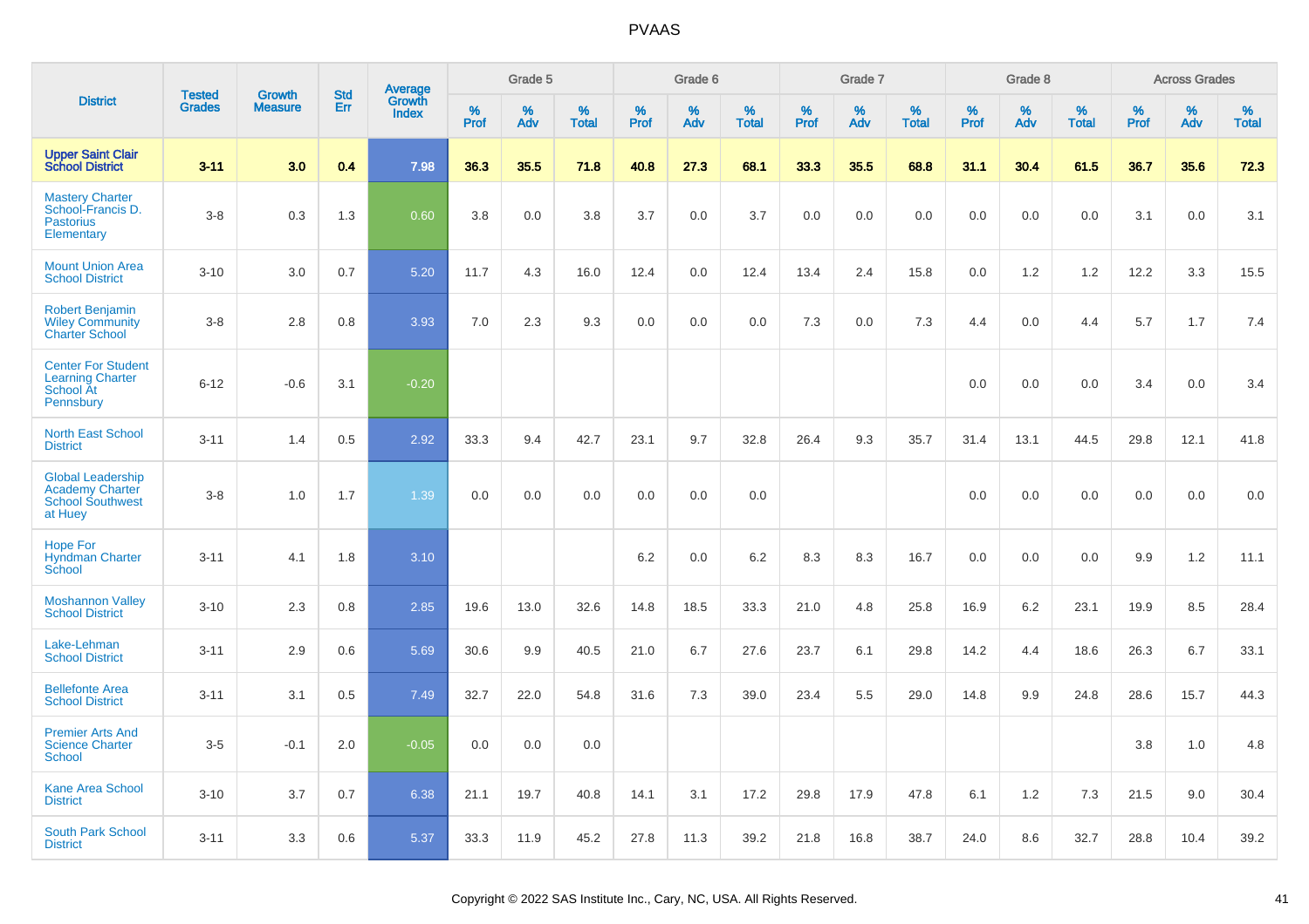# PVAAS

| District | Tested Grades | Growth Measure | Std Err | Average Growth Index | Grade 5 | | | Grade 6 | | | Grade 7 | | | Grade 8 | | | Across Grades | | |
|---|---|---|---|---|---|---|---|---|---|---|---|---|---|---|---|---|---|---|---|
| | | | | | % Prof | % Adv | % Total | % Prof | % Adv | % Total | % Prof | % Adv | % Total | % Prof | % Adv | % Total | % Prof | % Adv | % Total |
| **Upper Saint Clair School District** | **3-11** | **3.0** | **0.4** | **7.98** | **36.3** | **35.5** | **71.8** | **40.8** | **27.3** | **68.1** | **33.3** | **35.5** | **68.8** | **31.1** | **30.4** | **61.5** | **36.7** | **35.6** | **72.3** |
| Mastery Charter School-Francis D. Pastorius Elementary | 3-8 | 0.3 | 1.3 | 0.60 | 3.8 | 0.0 | 3.8 | 3.7 | 0.0 | 3.7 | 0.0 | 0.0 | 0.0 | 0.0 | 0.0 | 0.0 | 3.1 | 0.0 | 3.1 |
| Mount Union Area School District | 3-10 | 3.0 | 0.7 | 5.20 | 11.7 | 4.3 | 16.0 | 12.4 | 0.0 | 12.4 | 13.4 | 2.4 | 15.8 | 0.0 | 1.2 | 1.2 | 12.2 | 3.3 | 15.5 |
| Robert Benjamin Wiley Community Charter School | 3-8 | 2.8 | 0.8 | 3.93 | 7.0 | 2.3 | 9.3 | 0.0 | 0.0 | 0.0 | 7.3 | 0.0 | 7.3 | 4.4 | 0.0 | 4.4 | 5.7 | 1.7 | 7.4 |
| Center For Student Learning Charter School At Pennsbury | 6-12 | -0.6 | 3.1 | -0.20 | | | | | | | | | | 0.0 | 0.0 | 0.0 | 3.4 | 0.0 | 3.4 |
| North East School District | 3-11 | 1.4 | 0.5 | 2.92 | 33.3 | 9.4 | 42.7 | 23.1 | 9.7 | 32.8 | 26.4 | 9.3 | 35.7 | 31.4 | 13.1 | 44.5 | 29.8 | 12.1 | 41.8 |
| Global Leadership Academy Charter School Southwest at Huey | 3-8 | 1.0 | 1.7 | 1.39 | 0.0 | 0.0 | 0.0 | 0.0 | 0.0 | 0.0 | | | | 0.0 | 0.0 | 0.0 | 0.0 | 0.0 | 0.0 |
| Hope For Hyndman Charter School | 3-11 | 4.1 | 1.8 | 3.10 | | | | 6.2 | 0.0 | 6.2 | 8.3 | 8.3 | 16.7 | 0.0 | 0.0 | 0.0 | 9.9 | 1.2 | 11.1 |
| Moshannon Valley School District | 3-10 | 2.3 | 0.8 | 2.85 | 19.6 | 13.0 | 32.6 | 14.8 | 18.5 | 33.3 | 21.0 | 4.8 | 25.8 | 16.9 | 6.2 | 23.1 | 19.9 | 8.5 | 28.4 |
| Lake-Lehman School District | 3-11 | 2.9 | 0.6 | 5.69 | 30.6 | 9.9 | 40.5 | 21.0 | 6.7 | 27.6 | 23.7 | 6.1 | 29.8 | 14.2 | 4.4 | 18.6 | 26.3 | 6.7 | 33.1 |
| Bellefonte Area School District | 3-11 | 3.1 | 0.5 | 7.49 | 32.7 | 22.0 | 54.8 | 31.6 | 7.3 | 39.0 | 23.4 | 5.5 | 29.0 | 14.8 | 9.9 | 24.8 | 28.6 | 15.7 | 44.3 |
| Premier Arts And Science Charter School | 3-5 | -0.1 | 2.0 | -0.05 | 0.0 | 0.0 | 0.0 | | | | | | | | | | 3.8 | 1.0 | 4.8 |
| Kane Area School District | 3-10 | 3.7 | 0.7 | 6.38 | 21.1 | 19.7 | 40.8 | 14.1 | 3.1 | 17.2 | 29.8 | 17.9 | 47.8 | 6.1 | 1.2 | 7.3 | 21.5 | 9.0 | 30.4 |
| South Park School District | 3-11 | 3.3 | 0.6 | 5.37 | 33.3 | 11.9 | 45.2 | 27.8 | 11.3 | 39.2 | 21.8 | 16.8 | 38.7 | 24.0 | 8.6 | 32.7 | 28.8 | 10.4 | 39.2 |

Copyright © 2022 SAS Institute Inc., Cary, NC, USA. All Rights Reserved.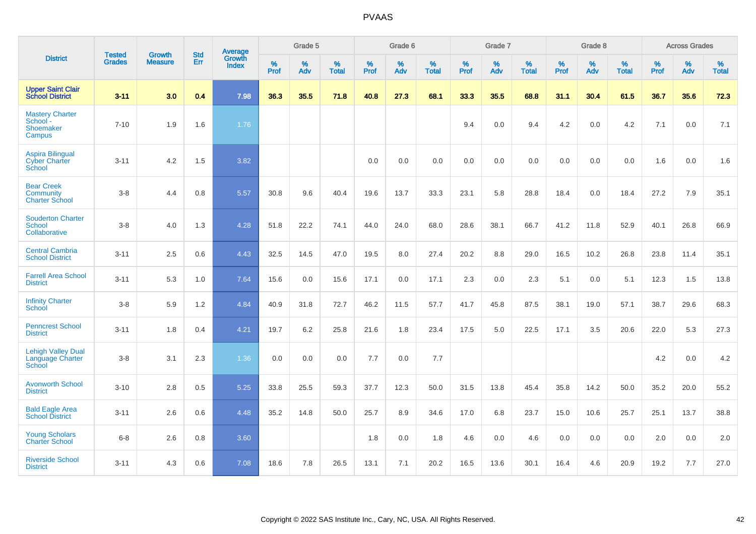# PVAAS

| District | Tested Grades | Growth Measure | Std Err | Average Growth Index | Grade 5 | | | Grade 6 | | | Grade 7 | | | Grade 8 | | | Across Grades | | |
|---|---|---|---|---|---|---|---|---|---|---|---|---|---|---|---|---|---|---|---|
| | | | | | % Prof | % Adv | % Total | % Prof | % Adv | % Total | % Prof | % Adv | % Total | % Prof | % Adv | % Total | % Prof | % Adv | % Total |
| **Upper Saint Clair School District** | **3-11** | **3.0** | **0.4** | **7.98** | **36.3** | **35.5** | **71.8** | **40.8** | **27.3** | **68.1** | **33.3** | **35.5** | **68.8** | **31.1** | **30.4** | **61.5** | **36.7** | **35.6** | **72.3** |
| Mastery Charter School - Shoemaker Campus | 7-10 | 1.9 | 1.6 | 1.76 | | | | | | | 9.4 | 0.0 | 9.4 | 4.2 | 0.0 | 4.2 | 7.1 | 0.0 | 7.1 |
| Aspira Bilingual Cyber Charter School | 3-11 | 4.2 | 1.5 | 3.82 | | | | 0.0 | 0.0 | 0.0 | 0.0 | 0.0 | 0.0 | 0.0 | 0.0 | 0.0 | 1.6 | 0.0 | 1.6 |
| Bear Creek Community Charter School | 3-8 | 4.4 | 0.8 | 5.57 | 30.8 | 9.6 | 40.4 | 19.6 | 13.7 | 33.3 | 23.1 | 5.8 | 28.8 | 18.4 | 0.0 | 18.4 | 27.2 | 7.9 | 35.1 |
| Souderton Charter School Collaborative | 3-8 | 4.0 | 1.3 | 4.28 | 51.8 | 22.2 | 74.1 | 44.0 | 24.0 | 68.0 | 28.6 | 38.1 | 66.7 | 41.2 | 11.8 | 52.9 | 40.1 | 26.8 | 66.9 |
| Central Cambria School District | 3-11 | 2.5 | 0.6 | 4.43 | 32.5 | 14.5 | 47.0 | 19.5 | 8.0 | 27.4 | 20.2 | 8.8 | 29.0 | 16.5 | 10.2 | 26.8 | 23.8 | 11.4 | 35.1 |
| Farrell Area School District | 3-11 | 5.3 | 1.0 | 7.64 | 15.6 | 0.0 | 15.6 | 17.1 | 0.0 | 17.1 | 2.3 | 0.0 | 2.3 | 5.1 | 0.0 | 5.1 | 12.3 | 1.5 | 13.8 |
| Infinity Charter School | 3-8 | 5.9 | 1.2 | 4.84 | 40.9 | 31.8 | 72.7 | 46.2 | 11.5 | 57.7 | 41.7 | 45.8 | 87.5 | 38.1 | 19.0 | 57.1 | 38.7 | 29.6 | 68.3 |
| Penncrest School District | 3-11 | 1.8 | 0.4 | 4.21 | 19.7 | 6.2 | 25.8 | 21.6 | 1.8 | 23.4 | 17.5 | 5.0 | 22.5 | 17.1 | 3.5 | 20.6 | 22.0 | 5.3 | 27.3 |
| Lehigh Valley Dual Language Charter School | 3-8 | 3.1 | 2.3 | 1.36 | 0.0 | 0.0 | 0.0 | 7.7 | 0.0 | 7.7 | | | | | | | 4.2 | 0.0 | 4.2 |
| Avonworth School District | 3-10 | 2.8 | 0.5 | 5.25 | 33.8 | 25.5 | 59.3 | 37.7 | 12.3 | 50.0 | 31.5 | 13.8 | 45.4 | 35.8 | 14.2 | 50.0 | 35.2 | 20.0 | 55.2 |
| Bald Eagle Area School District | 3-11 | 2.6 | 0.6 | 4.48 | 35.2 | 14.8 | 50.0 | 25.7 | 8.9 | 34.6 | 17.0 | 6.8 | 23.7 | 15.0 | 10.6 | 25.7 | 25.1 | 13.7 | 38.8 |
| Young Scholars Charter School | 6-8 | 2.6 | 0.8 | 3.60 | | | | 1.8 | 0.0 | 1.8 | 4.6 | 0.0 | 4.6 | 0.0 | 0.0 | 0.0 | 2.0 | 0.0 | 2.0 |
| Riverside School District | 3-11 | 4.3 | 0.6 | 7.08 | 18.6 | 7.8 | 26.5 | 13.1 | 7.1 | 20.2 | 16.5 | 13.6 | 30.1 | 16.4 | 4.6 | 20.9 | 19.2 | 7.7 | 27.0 |

Copyright © 2022 SAS Institute Inc., Cary, NC, USA. All Rights Reserved.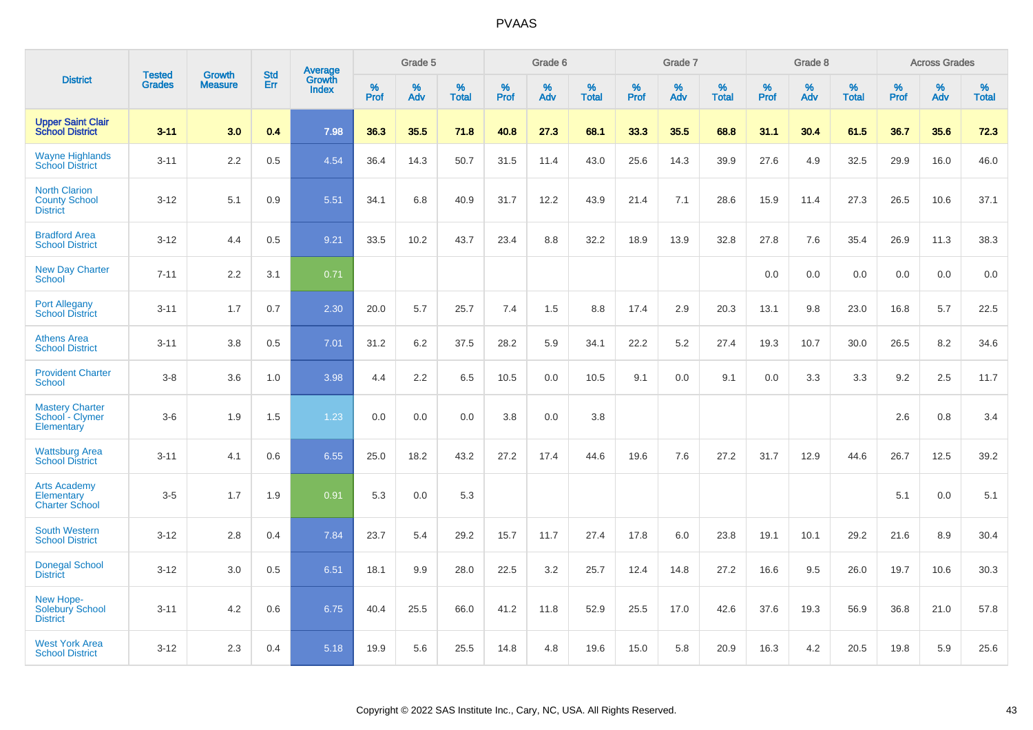# PVAAS

| District | Tested Grades | Growth Measure | Std Err | Average Growth Index | Grade 5 | | | Grade 6 | | | Grade 7 | | | Grade 8 | | | Across Grades | | |
|---|---|---|---|---|---|---|---|---|---|---|---|---|---|---|---|---|---|---|---|
| | | | | | % Prof | % Adv | % Total | % Prof | % Adv | % Total | % Prof | % Adv | % Total | % Prof | % Adv | % Total | % Prof | % Adv | % Total |
| **Upper Saint Clair School District** | **3-11** | **3.0** | **0.4** | **7.98** | **36.3** | **35.5** | **71.8** | **40.8** | **27.3** | **68.1** | **33.3** | **35.5** | **68.8** | **31.1** | **30.4** | **61.5** | **36.7** | **35.6** | **72.3** |
| Wayne Highlands School District | 3-11 | 2.2 | 0.5 | 4.54 | 36.4 | 14.3 | 50.7 | 31.5 | 11.4 | 43.0 | 25.6 | 14.3 | 39.9 | 27.6 | 4.9 | 32.5 | 29.9 | 16.0 | 46.0 |
| North Clarion County School District | 3-12 | 5.1 | 0.9 | 5.51 | 34.1 | 6.8 | 40.9 | 31.7 | 12.2 | 43.9 | 21.4 | 7.1 | 28.6 | 15.9 | 11.4 | 27.3 | 26.5 | 10.6 | 37.1 |
| Bradford Area School District | 3-12 | 4.4 | 0.5 | 9.21 | 33.5 | 10.2 | 43.7 | 23.4 | 8.8 | 32.2 | 18.9 | 13.9 | 32.8 | 27.8 | 7.6 | 35.4 | 26.9 | 11.3 | 38.3 |
| New Day Charter School | 7-11 | 2.2 | 3.1 | 0.71 | | | | | | | | | | 0.0 | 0.0 | 0.0 | 0.0 | 0.0 | 0.0 |
| Port Allegany School District | 3-11 | 1.7 | 0.7 | 2.30 | 20.0 | 5.7 | 25.7 | 7.4 | 1.5 | 8.8 | 17.4 | 2.9 | 20.3 | 13.1 | 9.8 | 23.0 | 16.8 | 5.7 | 22.5 |
| Athens Area School District | 3-11 | 3.8 | 0.5 | 7.01 | 31.2 | 6.2 | 37.5 | 28.2 | 5.9 | 34.1 | 22.2 | 5.2 | 27.4 | 19.3 | 10.7 | 30.0 | 26.5 | 8.2 | 34.6 |
| Provident Charter School | 3-8 | 3.6 | 1.0 | 3.98 | 4.4 | 2.2 | 6.5 | 10.5 | 0.0 | 10.5 | 9.1 | 0.0 | 9.1 | 0.0 | 3.3 | 3.3 | 9.2 | 2.5 | 11.7 |
| Mastery Charter School - Clymer Elementary | 3-6 | 1.9 | 1.5 | 1.23 | 0.0 | 0.0 | 0.0 | 3.8 | 0.0 | 3.8 | | | | | | | 2.6 | 0.8 | 3.4 |
| Wattsburg Area School District | 3-11 | 4.1 | 0.6 | 6.55 | 25.0 | 18.2 | 43.2 | 27.2 | 17.4 | 44.6 | 19.6 | 7.6 | 27.2 | 31.7 | 12.9 | 44.6 | 26.7 | 12.5 | 39.2 |
| Arts Academy Elementary Charter School | 3-5 | 1.7 | 1.9 | 0.91 | 5.3 | 0.0 | 5.3 | | | | | | | | | | 5.1 | 0.0 | 5.1 |
| South Western School District | 3-12 | 2.8 | 0.4 | 7.84 | 23.7 | 5.4 | 29.2 | 15.7 | 11.7 | 27.4 | 17.8 | 6.0 | 23.8 | 19.1 | 10.1 | 29.2 | 21.6 | 8.9 | 30.4 |
| Donegal School District | 3-12 | 3.0 | 0.5 | 6.51 | 18.1 | 9.9 | 28.0 | 22.5 | 3.2 | 25.7 | 12.4 | 14.8 | 27.2 | 16.6 | 9.5 | 26.0 | 19.7 | 10.6 | 30.3 |
| New Hope-Solebury School District | 3-11 | 4.2 | 0.6 | 6.75 | 40.4 | 25.5 | 66.0 | 41.2 | 11.8 | 52.9 | 25.5 | 17.0 | 42.6 | 37.6 | 19.3 | 56.9 | 36.8 | 21.0 | 57.8 |
| West York Area School District | 3-12 | 2.3 | 0.4 | 5.18 | 19.9 | 5.6 | 25.5 | 14.8 | 4.8 | 19.6 | 15.0 | 5.8 | 20.9 | 16.3 | 4.2 | 20.5 | 19.8 | 5.9 | 25.6 |

Copyright © 2022 SAS Institute Inc., Cary, NC, USA. All Rights Reserved.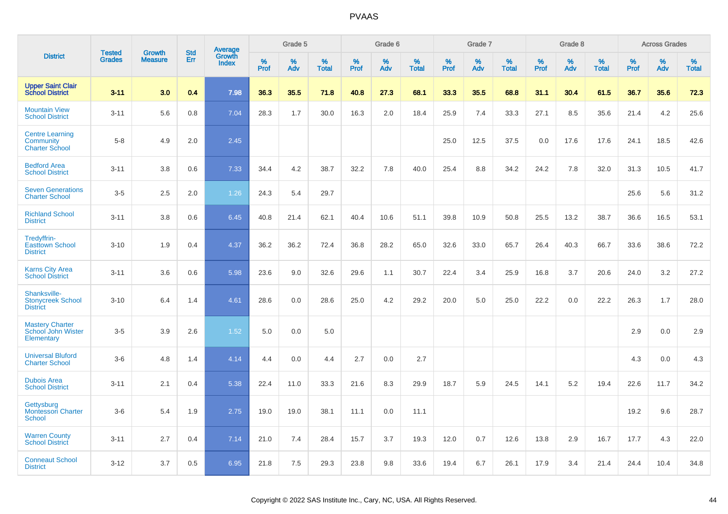# PVAAS

| District | Tested Grades | Growth Measure | Std Err | Average Growth Index | Grade 5 | | | Grade 6 | | | Grade 7 | | | Grade 8 | | | Across Grades | | |
|---|---|---|---|---|---|---|---|---|---|---|---|---|---|---|---|---|---|---|---|
| | | | | | % Prof | % Adv | % Total | % Prof | % Adv | % Total | % Prof | % Adv | % Total | % Prof | % Adv | % Total | % Prof | % Adv | % Total |
| **Upper Saint Clair School District** | **3-11** | **3.0** | **0.4** | **7.98** | **36.3** | **35.5** | **71.8** | **40.8** | **27.3** | **68.1** | **33.3** | **35.5** | **68.8** | **31.1** | **30.4** | **61.5** | **36.7** | **35.6** | **72.3** |
| Mountain View School District | 3-11 | 5.6 | 0.8 | 7.04 | 28.3 | 1.7 | 30.0 | 16.3 | 2.0 | 18.4 | 25.9 | 7.4 | 33.3 | 27.1 | 8.5 | 35.6 | 21.4 | 4.2 | 25.6 |
| Centre Learning Community Charter School | 5-8 | 4.9 | 2.0 | 2.45 | | | | | | | 25.0 | 12.5 | 37.5 | 0.0 | 17.6 | 17.6 | 24.1 | 18.5 | 42.6 |
| Bedford Area School District | 3-11 | 3.8 | 0.6 | 7.33 | 34.4 | 4.2 | 38.7 | 32.2 | 7.8 | 40.0 | 25.4 | 8.8 | 34.2 | 24.2 | 7.8 | 32.0 | 31.3 | 10.5 | 41.7 |
| Seven Generations Charter School | 3-5 | 2.5 | 2.0 | 1.26 | 24.3 | 5.4 | 29.7 | | | | | | | | | | 25.6 | 5.6 | 31.2 |
| Richland School District | 3-11 | 3.8 | 0.6 | 6.45 | 40.8 | 21.4 | 62.1 | 40.4 | 10.6 | 51.1 | 39.8 | 10.9 | 50.8 | 25.5 | 13.2 | 38.7 | 36.6 | 16.5 | 53.1 |
| Tredyffrin-Easttown School District | 3-10 | 1.9 | 0.4 | 4.37 | 36.2 | 36.2 | 72.4 | 36.8 | 28.2 | 65.0 | 32.6 | 33.0 | 65.7 | 26.4 | 40.3 | 66.7 | 33.6 | 38.6 | 72.2 |
| Karns City Area School District | 3-11 | 3.6 | 0.6 | 5.98 | 23.6 | 9.0 | 32.6 | 29.6 | 1.1 | 30.7 | 22.4 | 3.4 | 25.9 | 16.8 | 3.7 | 20.6 | 24.0 | 3.2 | 27.2 |
| Shanksville-Stonycreek School District | 3-10 | 6.4 | 1.4 | 4.61 | 28.6 | 0.0 | 28.6 | 25.0 | 4.2 | 29.2 | 20.0 | 5.0 | 25.0 | 22.2 | 0.0 | 22.2 | 26.3 | 1.7 | 28.0 |
| Mastery Charter School John Wister Elementary | 3-5 | 3.9 | 2.6 | 1.52 | 5.0 | 0.0 | 5.0 | | | | | | | | | | 2.9 | 0.0 | 2.9 |
| Universal Bluford Charter School | 3-6 | 4.8 | 1.4 | 4.14 | 4.4 | 0.0 | 4.4 | 2.7 | 0.0 | 2.7 | | | | | | | 4.3 | 0.0 | 4.3 |
| Dubois Area School District | 3-11 | 2.1 | 0.4 | 5.38 | 22.4 | 11.0 | 33.3 | 21.6 | 8.3 | 29.9 | 18.7 | 5.9 | 24.5 | 14.1 | 5.2 | 19.4 | 22.6 | 11.7 | 34.2 |
| Gettysburg Montessori Charter School | 3-6 | 5.4 | 1.9 | 2.75 | 19.0 | 19.0 | 38.1 | 11.1 | 0.0 | 11.1 | | | | | | | 19.2 | 9.6 | 28.7 |
| Warren County School District | 3-11 | 2.7 | 0.4 | 7.14 | 21.0 | 7.4 | 28.4 | 15.7 | 3.7 | 19.3 | 12.0 | 0.7 | 12.6 | 13.8 | 2.9 | 16.7 | 17.7 | 4.3 | 22.0 |
| Conneaut School District | 3-12 | 3.7 | 0.5 | 6.95 | 21.8 | 7.5 | 29.3 | 23.8 | 9.8 | 33.6 | 19.4 | 6.7 | 26.1 | 17.9 | 3.4 | 21.4 | 24.4 | 10.4 | 34.8 |

Copyright © 2022 SAS Institute Inc., Cary, NC, USA. All Rights Reserved.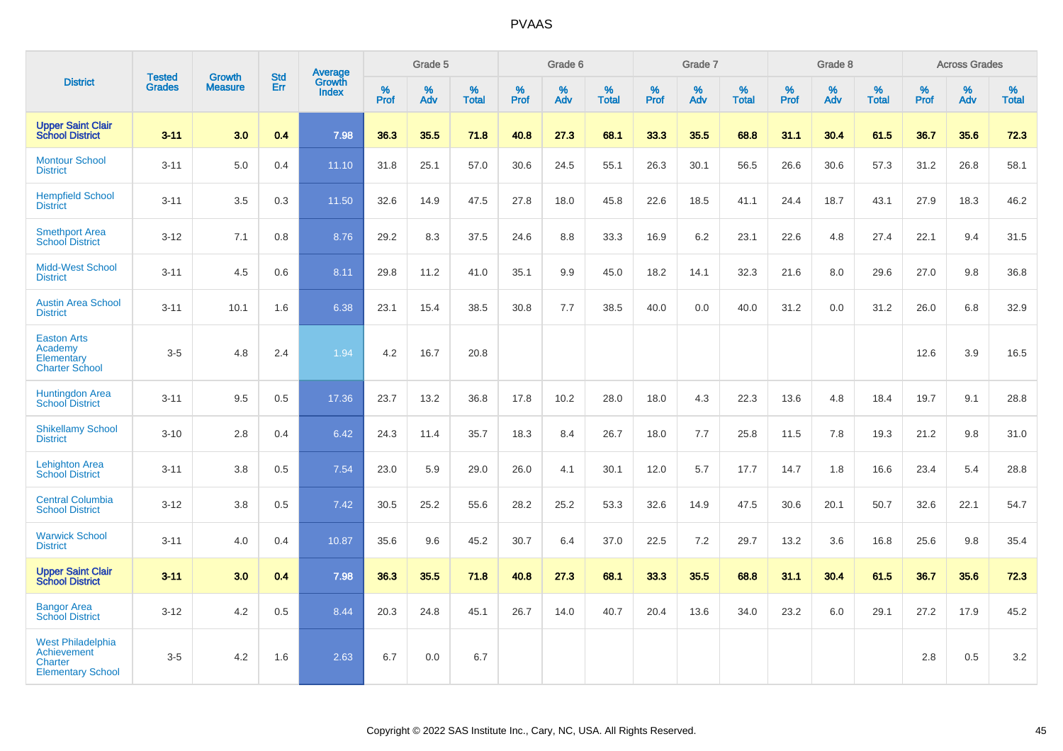# PVAAS

| District | Tested Grades | Growth Measure | Std Err | Average Growth Index | Grade 5 | | | Grade 6 | | | Grade 7 | | | Grade 8 | | | Across Grades | | |
|---|---|---|---|---|---|---|---|---|---|---|---|---|---|---|---|---|---|---|---|
| | | | | | % Prof | % Adv | % Total | % Prof | % Adv | % Total | % Prof | % Adv | % Total | % Prof | % Adv | % Total | % Prof | % Adv | % Total |
| **Upper Saint Clair School District** | **3-11** | **3.0** | **0.4** | **7.98** | **36.3** | **35.5** | **71.8** | **40.8** | **27.3** | **68.1** | **33.3** | **35.5** | **68.8** | **31.1** | **30.4** | **61.5** | **36.7** | **35.6** | **72.3** |
| Montour School District | 3-11 | 5.0 | 0.4 | 11.10 | 31.8 | 25.1 | 57.0 | 30.6 | 24.5 | 55.1 | 26.3 | 30.1 | 56.5 | 26.6 | 30.6 | 57.3 | 31.2 | 26.8 | 58.1 |
| Hempfield School District | 3-11 | 3.5 | 0.3 | 11.50 | 32.6 | 14.9 | 47.5 | 27.8 | 18.0 | 45.8 | 22.6 | 18.5 | 41.1 | 24.4 | 18.7 | 43.1 | 27.9 | 18.3 | 46.2 |
| Smethport Area School District | 3-12 | 7.1 | 0.8 | 8.76 | 29.2 | 8.3 | 37.5 | 24.6 | 8.8 | 33.3 | 16.9 | 6.2 | 23.1 | 22.6 | 4.8 | 27.4 | 22.1 | 9.4 | 31.5 |
| Midd-West School District | 3-11 | 4.5 | 0.6 | 8.11 | 29.8 | 11.2 | 41.0 | 35.1 | 9.9 | 45.0 | 18.2 | 14.1 | 32.3 | 21.6 | 8.0 | 29.6 | 27.0 | 9.8 | 36.8 |
| Austin Area School District | 3-11 | 10.1 | 1.6 | 6.38 | 23.1 | 15.4 | 38.5 | 30.8 | 7.7 | 38.5 | 40.0 | 0.0 | 40.0 | 31.2 | 0.0 | 31.2 | 26.0 | 6.8 | 32.9 |
| Easton Arts Academy Elementary Charter School | 3-5 | 4.8 | 2.4 | 1.94 | 4.2 | 16.7 | 20.8 | | | | | | | | | | 12.6 | 3.9 | 16.5 |
| Huntingdon Area School District | 3-11 | 9.5 | 0.5 | 17.36 | 23.7 | 13.2 | 36.8 | 17.8 | 10.2 | 28.0 | 18.0 | 4.3 | 22.3 | 13.6 | 4.8 | 18.4 | 19.7 | 9.1 | 28.8 |
| Shikellamy School District | 3-10 | 2.8 | 0.4 | 6.42 | 24.3 | 11.4 | 35.7 | 18.3 | 8.4 | 26.7 | 18.0 | 7.7 | 25.8 | 11.5 | 7.8 | 19.3 | 21.2 | 9.8 | 31.0 |
| Lehighton Area School District | 3-11 | 3.8 | 0.5 | 7.54 | 23.0 | 5.9 | 29.0 | 26.0 | 4.1 | 30.1 | 12.0 | 5.7 | 17.7 | 14.7 | 1.8 | 16.6 | 23.4 | 5.4 | 28.8 |
| Central Columbia School District | 3-12 | 3.8 | 0.5 | 7.42 | 30.5 | 25.2 | 55.6 | 28.2 | 25.2 | 53.3 | 32.6 | 14.9 | 47.5 | 30.6 | 20.1 | 50.7 | 32.6 | 22.1 | 54.7 |
| Warwick School District | 3-11 | 4.0 | 0.4 | 10.87 | 35.6 | 9.6 | 45.2 | 30.7 | 6.4 | 37.0 | 22.5 | 7.2 | 29.7 | 13.2 | 3.6 | 16.8 | 25.6 | 9.8 | 35.4 |
| **Upper Saint Clair School District** | **3-11** | **3.0** | **0.4** | **7.98** | **36.3** | **35.5** | **71.8** | **40.8** | **27.3** | **68.1** | **33.3** | **35.5** | **68.8** | **31.1** | **30.4** | **61.5** | **36.7** | **35.6** | **72.3** |
| Bangor Area School District | 3-12 | 4.2 | 0.5 | 8.44 | 20.3 | 24.8 | 45.1 | 26.7 | 14.0 | 40.7 | 20.4 | 13.6 | 34.0 | 23.2 | 6.0 | 29.1 | 27.2 | 17.9 | 45.2 |
| West Philadelphia Achievement Charter Elementary School | 3-5 | 4.2 | 1.6 | 2.63 | 6.7 | 0.0 | 6.7 | | | | | | | | | | 2.8 | 0.5 | 3.2 |

Copyright © 2022 SAS Institute Inc., Cary, NC, USA. All Rights Reserved.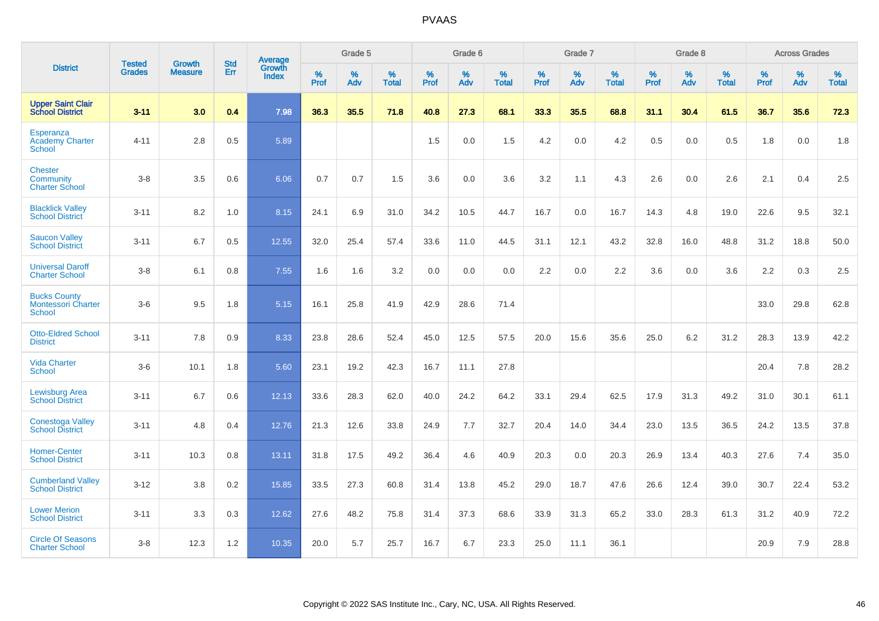# PVAAS

| District | Tested Grades | Growth Measure | Std Err | Average Growth Index | Grade 5 | | | Grade 6 | | | Grade 7 | | | Grade 8 | | | Across Grades | | |
|---|---|---|---|---|---|---|---|---|---|---|---|---|---|---|---|---|---|---|---|
| | | | | | % Prof | % Adv | % Total | % Prof | % Adv | % Total | % Prof | % Adv | % Total | % Prof | % Adv | % Total | % Prof | % Adv | % Total |
| **Upper Saint Clair School District** | **3-11** | **3.0** | **0.4** | **7.98** | **36.3** | **35.5** | **71.8** | **40.8** | **27.3** | **68.1** | **33.3** | **35.5** | **68.8** | **31.1** | **30.4** | **61.5** | **36.7** | **35.6** | **72.3** |
| Esperanza Academy Charter School | 4-11 | 2.8 | 0.5 | 5.89 | | | | 1.5 | 0.0 | 1.5 | 4.2 | 0.0 | 4.2 | 0.5 | 0.0 | 0.5 | 1.8 | 0.0 | 1.8 |
| Chester Community Charter School | 3-8 | 3.5 | 0.6 | 6.06 | 0.7 | 0.7 | 1.5 | 3.6 | 0.0 | 3.6 | 3.2 | 1.1 | 4.3 | 2.6 | 0.0 | 2.6 | 2.1 | 0.4 | 2.5 |
| Blacklick Valley School District | 3-11 | 8.2 | 1.0 | 8.15 | 24.1 | 6.9 | 31.0 | 34.2 | 10.5 | 44.7 | 16.7 | 0.0 | 16.7 | 14.3 | 4.8 | 19.0 | 22.6 | 9.5 | 32.1 |
| Saucon Valley School District | 3-11 | 6.7 | 0.5 | 12.55 | 32.0 | 25.4 | 57.4 | 33.6 | 11.0 | 44.5 | 31.1 | 12.1 | 43.2 | 32.8 | 16.0 | 48.8 | 31.2 | 18.8 | 50.0 |
| Universal Daroff Charter School | 3-8 | 6.1 | 0.8 | 7.55 | 1.6 | 1.6 | 3.2 | 0.0 | 0.0 | 0.0 | 2.2 | 0.0 | 2.2 | 3.6 | 0.0 | 3.6 | 2.2 | 0.3 | 2.5 |
| Bucks County Montessori Charter School | 3-6 | 9.5 | 1.8 | 5.15 | 16.1 | 25.8 | 41.9 | 42.9 | 28.6 | 71.4 | | | | | | | 33.0 | 29.8 | 62.8 |
| Otto-Eldred School District | 3-11 | 7.8 | 0.9 | 8.33 | 23.8 | 28.6 | 52.4 | 45.0 | 12.5 | 57.5 | 20.0 | 15.6 | 35.6 | 25.0 | 6.2 | 31.2 | 28.3 | 13.9 | 42.2 |
| Vida Charter School | 3-6 | 10.1 | 1.8 | 5.60 | 23.1 | 19.2 | 42.3 | 16.7 | 11.1 | 27.8 | | | | | | | 20.4 | 7.8 | 28.2 |
| Lewisburg Area School District | 3-11 | 6.7 | 0.6 | 12.13 | 33.6 | 28.3 | 62.0 | 40.0 | 24.2 | 64.2 | 33.1 | 29.4 | 62.5 | 17.9 | 31.3 | 49.2 | 31.0 | 30.1 | 61.1 |
| Conestoga Valley School District | 3-11 | 4.8 | 0.4 | 12.76 | 21.3 | 12.6 | 33.8 | 24.9 | 7.7 | 32.7 | 20.4 | 14.0 | 34.4 | 23.0 | 13.5 | 36.5 | 24.2 | 13.5 | 37.8 |
| Homer-Center School District | 3-11 | 10.3 | 0.8 | 13.11 | 31.8 | 17.5 | 49.2 | 36.4 | 4.6 | 40.9 | 20.3 | 0.0 | 20.3 | 26.9 | 13.4 | 40.3 | 27.6 | 7.4 | 35.0 |
| Cumberland Valley School District | 3-12 | 3.8 | 0.2 | 15.85 | 33.5 | 27.3 | 60.8 | 31.4 | 13.8 | 45.2 | 29.0 | 18.7 | 47.6 | 26.6 | 12.4 | 39.0 | 30.7 | 22.4 | 53.2 |
| Lower Merion School District | 3-11 | 3.3 | 0.3 | 12.62 | 27.6 | 48.2 | 75.8 | 31.4 | 37.3 | 68.6 | 33.9 | 31.3 | 65.2 | 33.0 | 28.3 | 61.3 | 31.2 | 40.9 | 72.2 |
| Circle Of Seasons Charter School | 3-8 | 12.3 | 1.2 | 10.35 | 20.0 | 5.7 | 25.7 | 16.7 | 6.7 | 23.3 | 25.0 | 11.1 | 36.1 | | | | 20.9 | 7.9 | 28.8 |

Copyright © 2022 SAS Institute Inc., Cary, NC, USA. All Rights Reserved.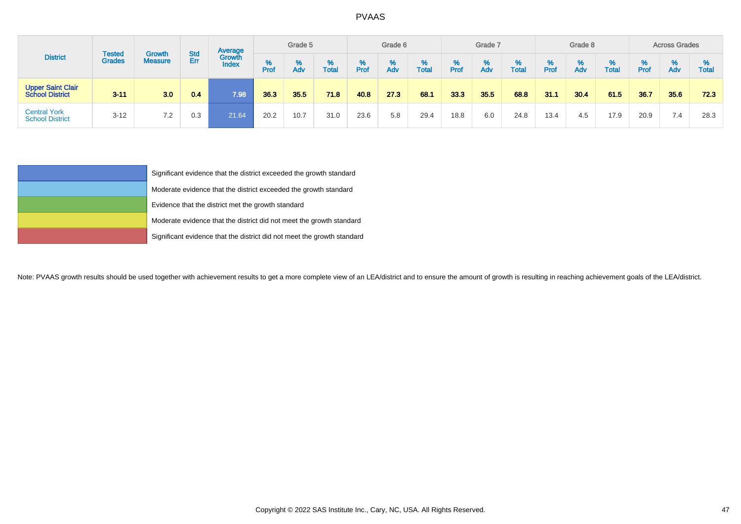# PVAAS

| District | Tested Grades | Growth Measure | Std Err | Average Growth Index | Grade 5 | | | Grade 6 | | | Grade 7 | | | Grade 8 | | | Across Grades | | |
|---|---|---|---|---|---|---|---|---|---|---|---|---|---|---|---|---|---|---|---|
| | | | | | % Prof | % Adv | % Total | % Prof | % Adv | % Total | % Prof | % Adv | % Total | % Prof | % Adv | % Total | % Prof | % Adv | % Total |
| **Upper Saint Clair School District** | **3-11** | **3.0** | **0.4** | **7.98** | **36.3** | **35.5** | **71.8** | **40.8** | **27.3** | **68.1** | **33.3** | **35.5** | **68.8** | **31.1** | **30.4** | **61.5** | **36.7** | **35.6** | **72.3** |
| Central York School District | 3-12 | 7.2 | 0.3 | 21.64 | 20.2 | 10.7 | 31.0 | 23.6 | 5.8 | 29.4 | 18.8 | 6.0 | 24.8 | 13.4 | 4.5 | 17.9 | 20.9 | 7.4 | 28.3 |

- Significant evidence that the district exceeded the growth standard
- Moderate evidence that the district exceeded the growth standard
- Evidence that the district met the growth standard
- Moderate evidence that the district did not meet the growth standard
- Significant evidence that the district did not meet the growth standard

Note: PVAAS growth results should be used together with achievement results to get a more complete view of an LEA/district and to ensure the amount of growth is resulting in reaching achievement goals of the LEA/district.

Copyright © 2022 SAS Institute Inc., Cary, NC, USA. All Rights Reserved.